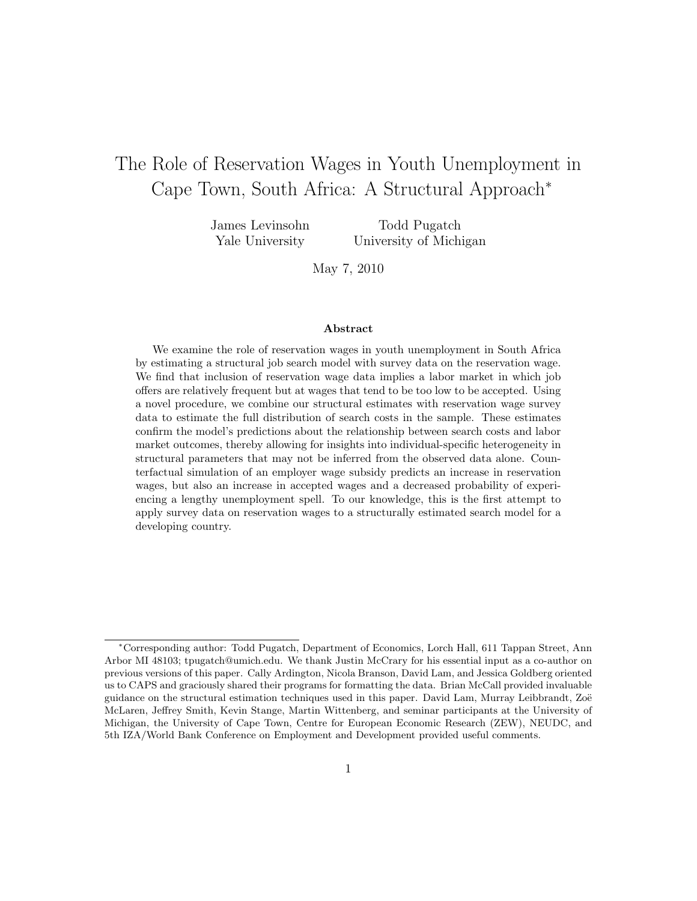# The Role of Reservation Wages in Youth Unemployment in Cape Town, South Africa: A Structural Approach*

James Levinsohn
Yale University

Todd Pugatch
University of Michigan

May 7, 2010

### Abstract

We examine the role of reservation wages in youth unemployment in South Africa by estimating a structural job search model with survey data on the reservation wage. We find that inclusion of reservation wage data implies a labor market in which job offers are relatively frequent but at wages that tend to be too low to be accepted. Using a novel procedure, we combine our structural estimates with reservation wage survey data to estimate the full distribution of search costs in the sample. These estimates confirm the model's predictions about the relationship between search costs and labor market outcomes, thereby allowing for insights into individual-specific heterogeneity in structural parameters that may not be inferred from the observed data alone. Counterfactual simulation of an employer wage subsidy predicts an increase in reservation wages, but also an increase in accepted wages and a decreased probability of experiencing a lengthy unemployment spell. To our knowledge, this is the first attempt to apply survey data on reservation wages to a structurally estimated search model for a developing country.

---

*Corresponding author: Todd Pugatch, Department of Economics, Lorch Hall, 611 Tappan Street, Ann Arbor MI 48103; tpugatch@umich.edu. We thank Justin McCrary for his essential input as a co-author on previous versions of this paper. Cally Ardington, Nicola Branson, David Lam, and Jessica Goldberg oriented us to CAPS and graciously shared their programs for formatting the data. Brian McCall provided invaluable guidance on the structural estimation techniques used in this paper. David Lam, Murray Leibbrandt, Zoë McLaren, Jeffrey Smith, Kevin Stange, Martin Wittenberg, and seminar participants at the University of Michigan, the University of Cape Town, Centre for European Economic Research (ZEW), NEUDC, and 5th IZA/World Bank Conference on Employment and Development provided useful comments.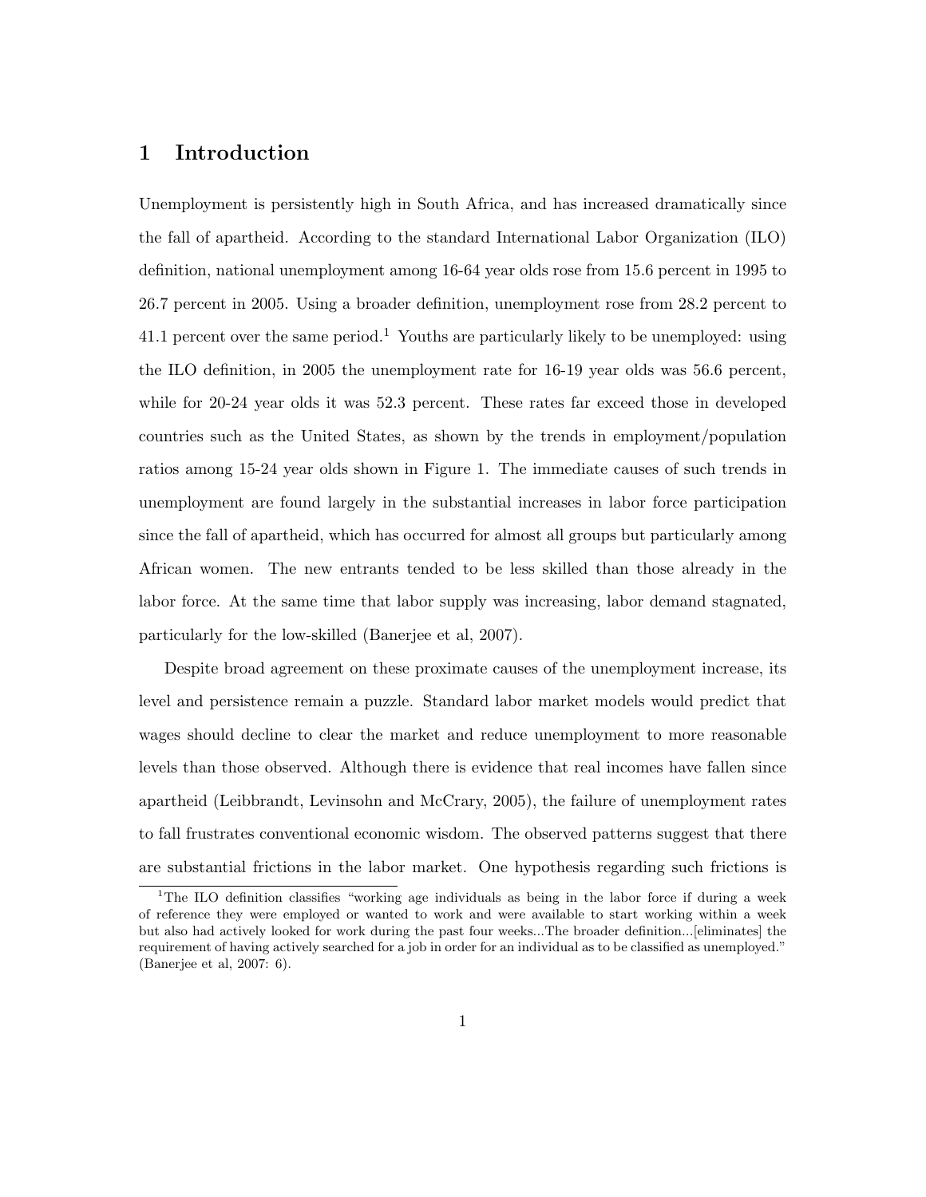# 1 Introduction

Unemployment is persistently high in South Africa, and has increased dramatically since the fall of apartheid. According to the standard International Labor Organization (ILO) definition, national unemployment among 16-64 year olds rose from 15.6 percent in 1995 to 26.7 percent in 2005. Using a broader definition, unemployment rose from 28.2 percent to 41.1 percent over the same period.[1] Youths are particularly likely to be unemployed: using the ILO definition, in 2005 the unemployment rate for 16-19 year olds was 56.6 percent, while for 20-24 year olds it was 52.3 percent. These rates far exceed those in developed countries such as the United States, as shown by the trends in employment/population ratios among 15-24 year olds shown in Figure 1. The immediate causes of such trends in unemployment are found largely in the substantial increases in labor force participation since the fall of apartheid, which has occurred for almost all groups but particularly among African women. The new entrants tended to be less skilled than those already in the labor force. At the same time that labor supply was increasing, labor demand stagnated, particularly for the low-skilled (Banerjee et al, 2007).

Despite broad agreement on these proximate causes of the unemployment increase, its level and persistence remain a puzzle. Standard labor market models would predict that wages should decline to clear the market and reduce unemployment to more reasonable levels than those observed. Although there is evidence that real incomes have fallen since apartheid (Leibbrandt, Levinsohn and McCrary, 2005), the failure of unemployment rates to fall frustrates conventional economic wisdom. The observed patterns suggest that there are substantial frictions in the labor market. One hypothesis regarding such frictions is

[1] The ILO definition classifies "working age individuals as being in the labor force if during a week of reference they were employed or wanted to work and were available to start working within a week but also had actively looked for work during the past four weeks...The broader definition...[eliminates] the requirement of having actively searched for a job in order for an individual as to be classified as unemployed." (Banerjee et al, 2007: 6).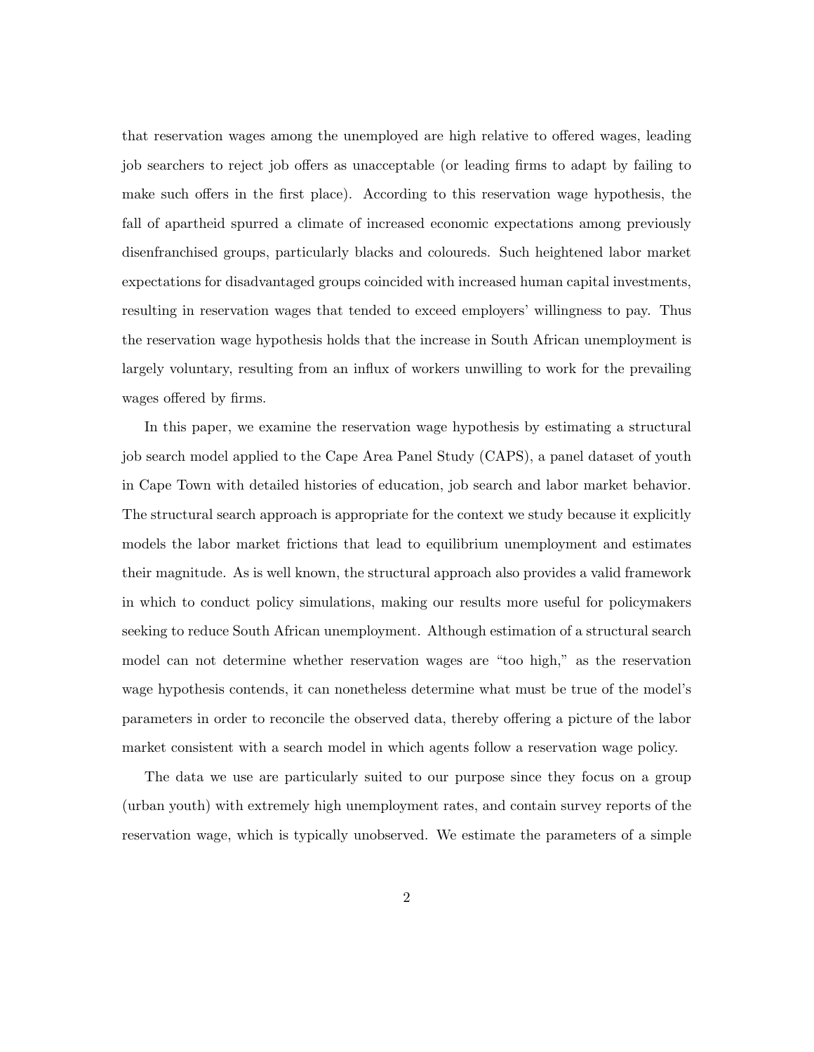that reservation wages among the unemployed are high relative to offered wages, leading job searchers to reject job offers as unacceptable (or leading firms to adapt by failing to make such offers in the first place). According to this reservation wage hypothesis, the fall of apartheid spurred a climate of increased economic expectations among previously disenfranchised groups, particularly blacks and coloureds. Such heightened labor market expectations for disadvantaged groups coincided with increased human capital investments, resulting in reservation wages that tended to exceed employers' willingness to pay. Thus the reservation wage hypothesis holds that the increase in South African unemployment is largely voluntary, resulting from an influx of workers unwilling to work for the prevailing wages offered by firms.

In this paper, we examine the reservation wage hypothesis by estimating a structural job search model applied to the Cape Area Panel Study (CAPS), a panel dataset of youth in Cape Town with detailed histories of education, job search and labor market behavior. The structural search approach is appropriate for the context we study because it explicitly models the labor market frictions that lead to equilibrium unemployment and estimates their magnitude. As is well known, the structural approach also provides a valid framework in which to conduct policy simulations, making our results more useful for policymakers seeking to reduce South African unemployment. Although estimation of a structural search model can not determine whether reservation wages are "too high," as the reservation wage hypothesis contends, it can nonetheless determine what must be true of the model's parameters in order to reconcile the observed data, thereby offering a picture of the labor market consistent with a search model in which agents follow a reservation wage policy.

The data we use are particularly suited to our purpose since they focus on a group (urban youth) with extremely high unemployment rates, and contain survey reports of the reservation wage, which is typically unobserved. We estimate the parameters of a simple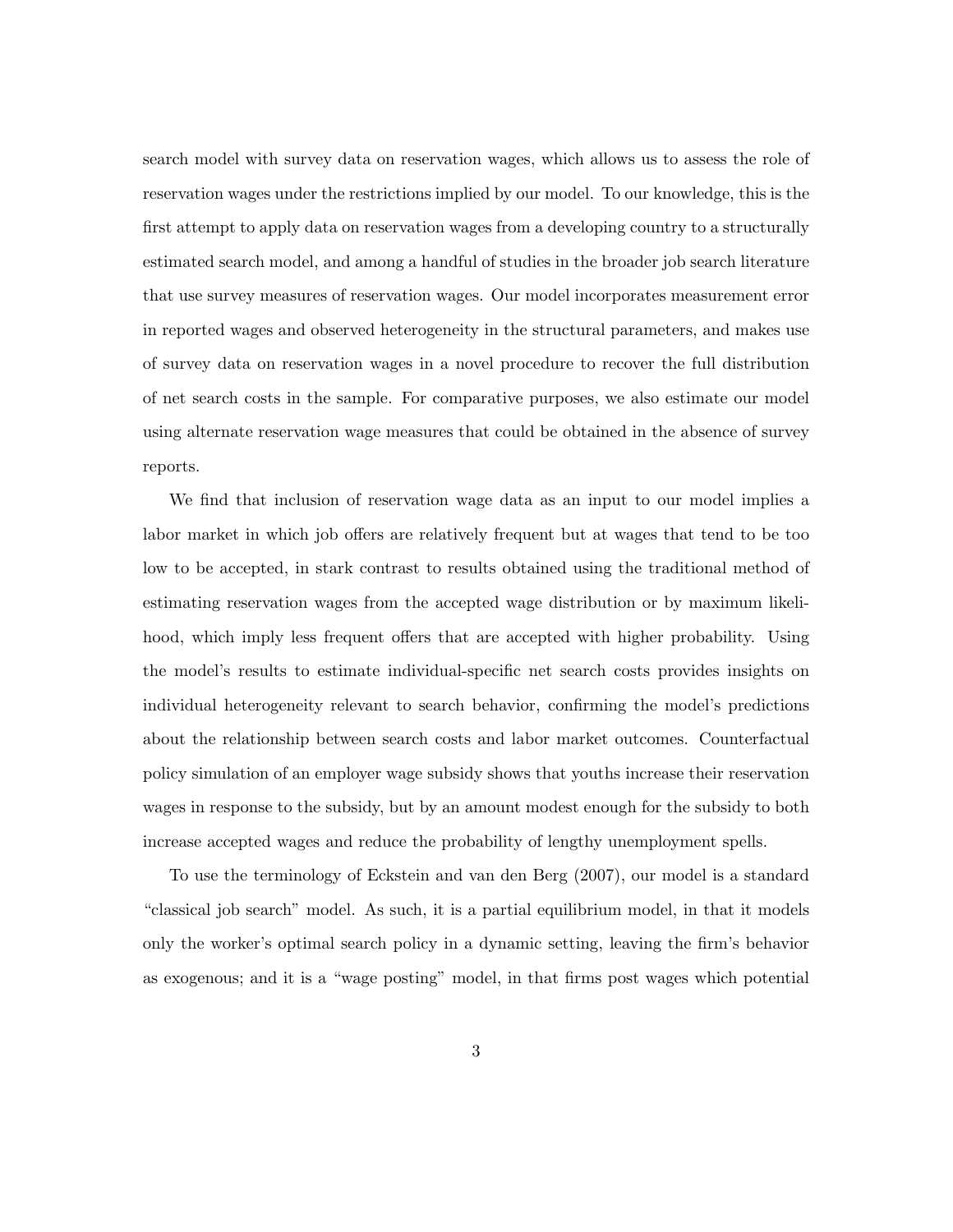search model with survey data on reservation wages, which allows us to assess the role of reservation wages under the restrictions implied by our model. To our knowledge, this is the first attempt to apply data on reservation wages from a developing country to a structurally estimated search model, and among a handful of studies in the broader job search literature that use survey measures of reservation wages. Our model incorporates measurement error in reported wages and observed heterogeneity in the structural parameters, and makes use of survey data on reservation wages in a novel procedure to recover the full distribution of net search costs in the sample. For comparative purposes, we also estimate our model using alternate reservation wage measures that could be obtained in the absence of survey reports.

We find that inclusion of reservation wage data as an input to our model implies a labor market in which job offers are relatively frequent but at wages that tend to be too low to be accepted, in stark contrast to results obtained using the traditional method of estimating reservation wages from the accepted wage distribution or by maximum likelihood, which imply less frequent offers that are accepted with higher probability. Using the model's results to estimate individual-specific net search costs provides insights on individual heterogeneity relevant to search behavior, confirming the model's predictions about the relationship between search costs and labor market outcomes. Counterfactual policy simulation of an employer wage subsidy shows that youths increase their reservation wages in response to the subsidy, but by an amount modest enough for the subsidy to both increase accepted wages and reduce the probability of lengthy unemployment spells.

To use the terminology of Eckstein and van den Berg (2007), our model is a standard "classical job search" model. As such, it is a partial equilibrium model, in that it models only the worker's optimal search policy in a dynamic setting, leaving the firm's behavior as exogenous; and it is a "wage posting" model, in that firms post wages which potential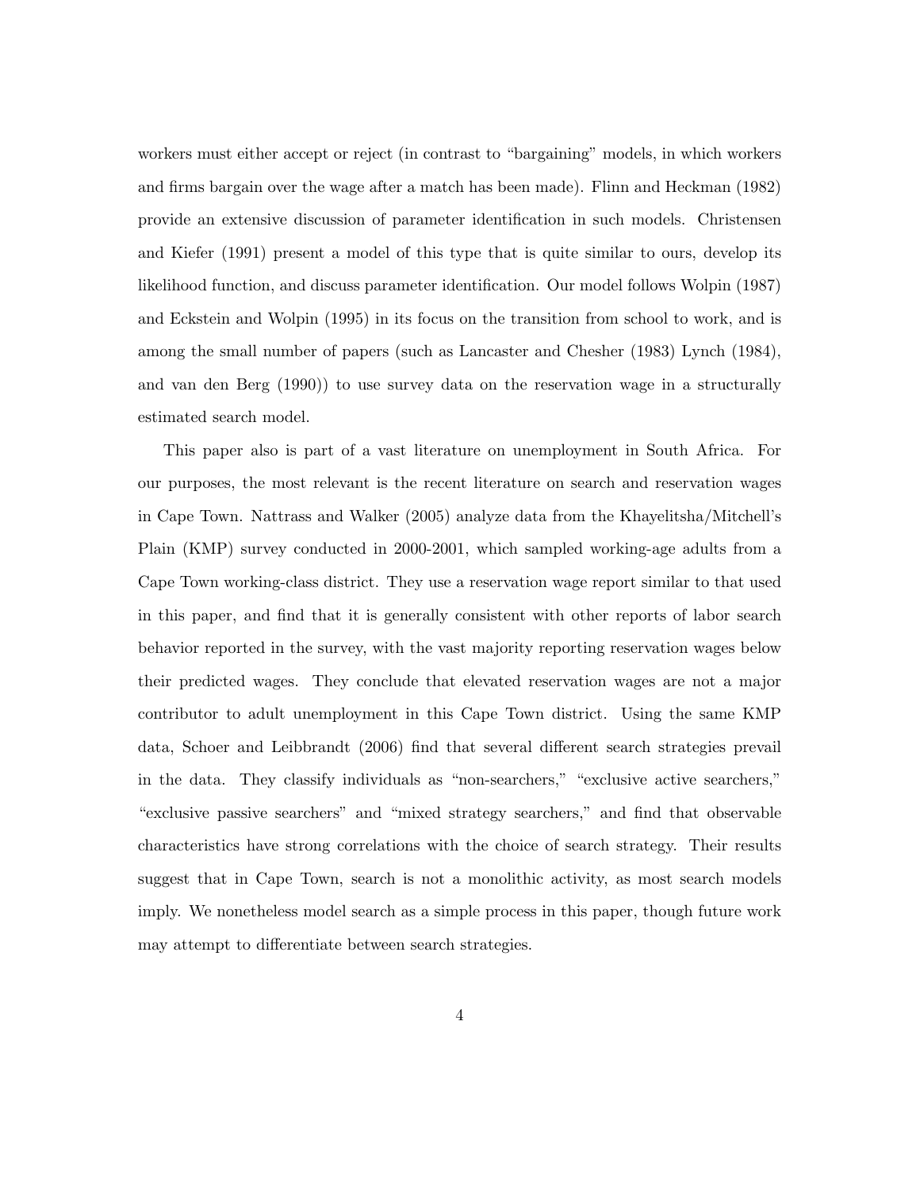workers must either accept or reject (in contrast to "bargaining" models, in which workers and firms bargain over the wage after a match has been made). Flinn and Heckman (1982) provide an extensive discussion of parameter identification in such models. Christensen and Kiefer (1991) present a model of this type that is quite similar to ours, develop its likelihood function, and discuss parameter identification. Our model follows Wolpin (1987) and Eckstein and Wolpin (1995) in its focus on the transition from school to work, and is among the small number of papers (such as Lancaster and Chesher (1983) Lynch (1984), and van den Berg (1990)) to use survey data on the reservation wage in a structurally estimated search model.

This paper also is part of a vast literature on unemployment in South Africa. For our purposes, the most relevant is the recent literature on search and reservation wages in Cape Town. Nattrass and Walker (2005) analyze data from the Khayelitsha/Mitchell's Plain (KMP) survey conducted in 2000-2001, which sampled working-age adults from a Cape Town working-class district. They use a reservation wage report similar to that used in this paper, and find that it is generally consistent with other reports of labor search behavior reported in the survey, with the vast majority reporting reservation wages below their predicted wages. They conclude that elevated reservation wages are not a major contributor to adult unemployment in this Cape Town district. Using the same KMP data, Schoer and Leibbrandt (2006) find that several different search strategies prevail in the data. They classify individuals as "non-searchers," "exclusive active searchers," "exclusive passive searchers" and "mixed strategy searchers," and find that observable characteristics have strong correlations with the choice of search strategy. Their results suggest that in Cape Town, search is not a monolithic activity, as most search models imply. We nonetheless model search as a simple process in this paper, though future work may attempt to differentiate between search strategies.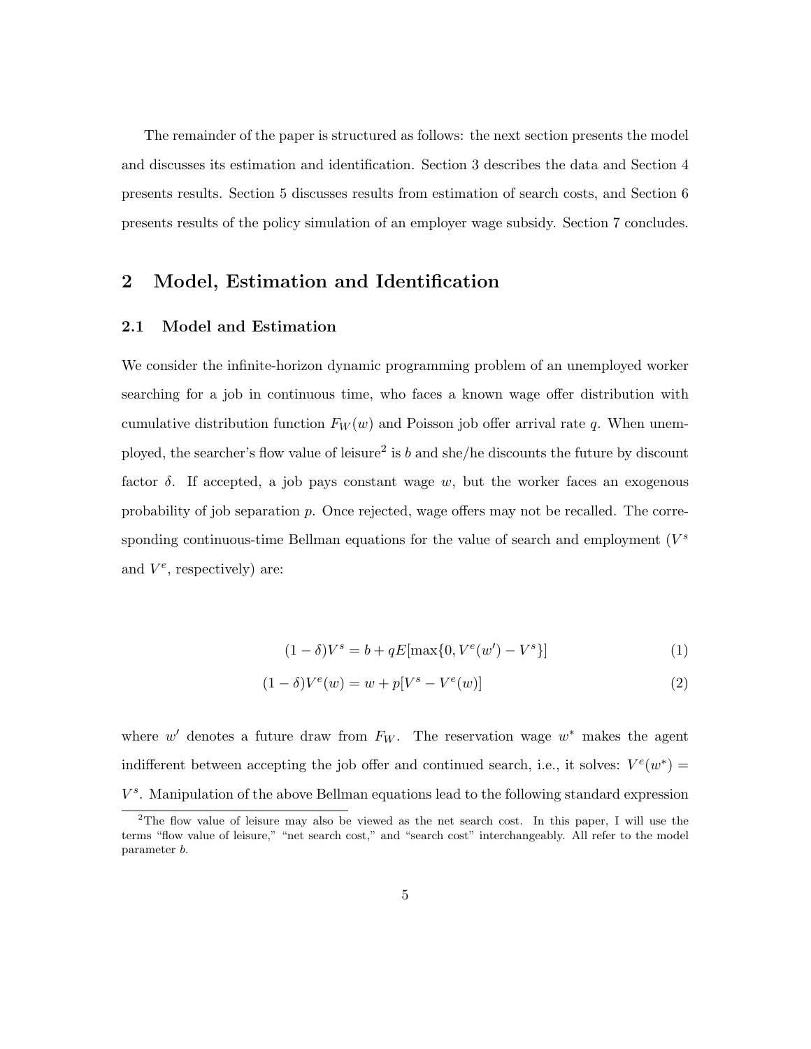The remainder of the paper is structured as follows: the next section presents the model and discusses its estimation and identification. Section 3 describes the data and Section 4 presents results. Section 5 discusses results from estimation of search costs, and Section 6 presents results of the policy simulation of an employer wage subsidy. Section 7 concludes.

## 2 Model, Estimation and Identification

### 2.1 Model and Estimation

We consider the infinite-horizon dynamic programming problem of an unemployed worker searching for a job in continuous time, who faces a known wage offer distribution with cumulative distribution function $F_W(w)$ and Poisson job offer arrival rate $q$. When unemployed, the searcher's flow value of leisure[2] is $b$ and she/he discounts the future by discount factor $\delta$. If accepted, a job pays constant wage $w$, but the worker faces an exogenous probability of job separation $p$. Once rejected, wage offers may not be recalled. The corresponding continuous-time Bellman equations for the value of search and employment ($V^s$ and $V^e$, respectively) are:

$$(1-\delta)V^s = b + qE[\max\{0, V^e(w') - V^s\}] \tag{1}$$

$$(1-\delta)V^e(w) = w + p[V^s - V^e(w)] \tag{2}$$

where $w'$ denotes a future draw from $F_W$. The reservation wage $w^*$ makes the agent indifferent between accepting the job offer and continued search, i.e., it solves: $V^e(w^*) = V^s$. Manipulation of the above Bellman equations lead to the following standard expression

[2] The flow value of leisure may also be viewed as the net search cost. In this paper, I will use the terms "flow value of leisure," "net search cost," and "search cost" interchangeably. All refer to the model parameter $b$.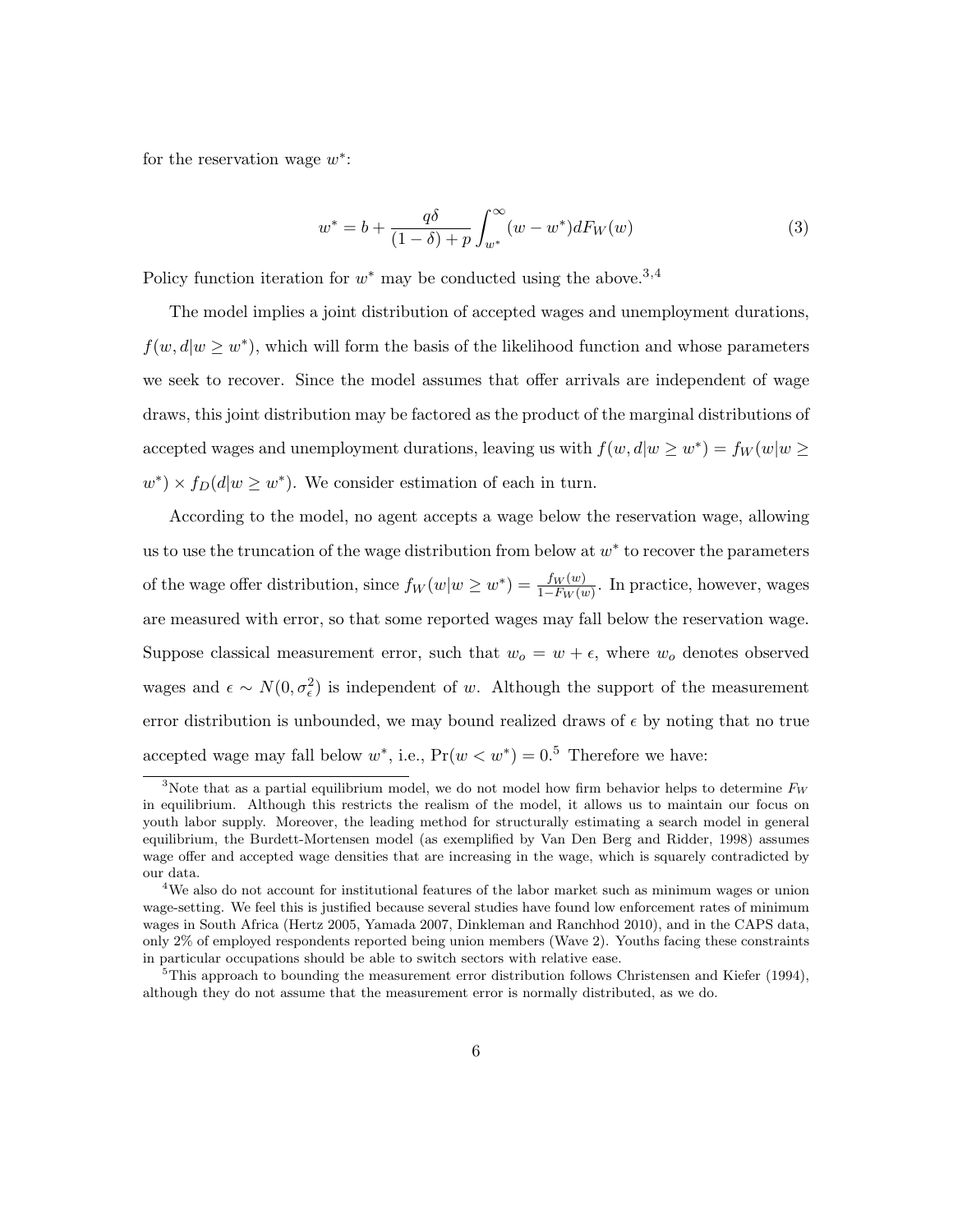for the reservation wage $w^*$:

$$w^* = b + \frac{q\delta}{(1-\delta) + p} \int_{w^*}^{\infty} (w - w^*) dF_W(w) \tag{3}$$

Policy function iteration for $w^*$ may be conducted using the above.[3,4]

The model implies a joint distribution of accepted wages and unemployment durations, $f(w, d|w \geq w^*)$, which will form the basis of the likelihood function and whose parameters we seek to recover. Since the model assumes that offer arrivals are independent of wage draws, this joint distribution may be factored as the product of the marginal distributions of accepted wages and unemployment durations, leaving us with $f(w, d|w \geq w^*) = f_W(w|w \geq w^*) \times f_D(d|w \geq w^*)$. We consider estimation of each in turn.

According to the model, no agent accepts a wage below the reservation wage, allowing us to use the truncation of the wage distribution from below at $w^*$ to recover the parameters of the wage offer distribution, since $f_W(w|w \geq w^*) = \frac{f_W(w)}{1-F_W(w)}$. In practice, however, wages are measured with error, so that some reported wages may fall below the reservation wage. Suppose classical measurement error, such that $w_o = w + \epsilon$, where $w_o$ denotes observed wages and $\epsilon \sim N(0, \sigma_\epsilon^2)$ is independent of $w$. Although the support of the measurement error distribution is unbounded, we may bound realized draws of $\epsilon$ by noting that no true accepted wage may fall below $w^*$, i.e., $\Pr(w < w^*) = 0$.[5] Therefore we have:

---

[3] Note that as a partial equilibrium model, we do not model how firm behavior helps to determine $F_W$ in equilibrium. Although this restricts the realism of the model, it allows us to maintain our focus on youth labor supply. Moreover, the leading method for structurally estimating a search model in general equilibrium, the Burdett-Mortensen model (as exemplified by Van Den Berg and Ridder, 1998) assumes wage offer and accepted wage densities that are increasing in the wage, which is squarely contradicted by our data.

[4] We also do not account for institutional features of the labor market such as minimum wages or union wage-setting. We feel this is justified because several studies have found low enforcement rates of minimum wages in South Africa (Hertz 2005, Yamada 2007, Dinkleman and Ranchhod 2010), and in the CAPS data, only 2% of employed respondents reported being union members (Wave 2). Youths facing these constraints in particular occupations should be able to switch sectors with relative ease.

[5] This approach to bounding the measurement error distribution follows Christensen and Kiefer (1994), although they do not assume that the measurement error is normally distributed, as we do.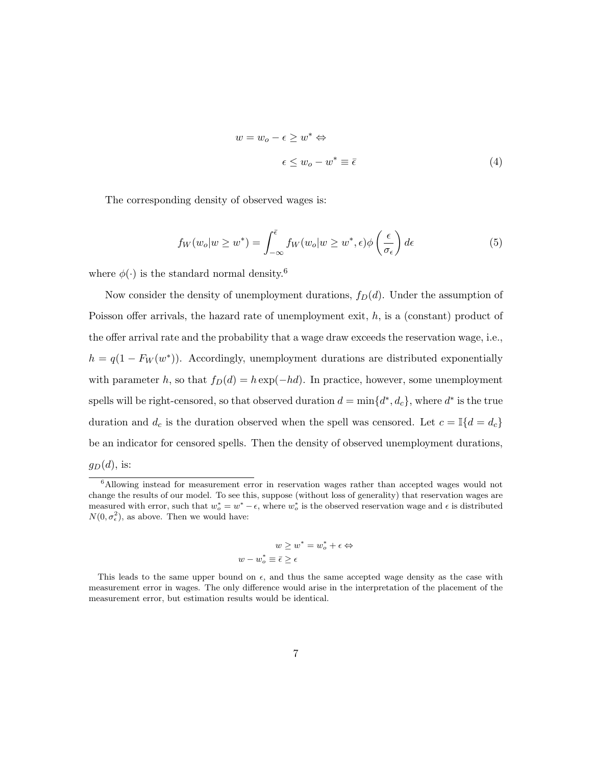$$
\begin{aligned}
w = w_o - \epsilon \geq w^* &\Leftrightarrow \\
\epsilon \leq w_o - w^* &\equiv \bar{\epsilon}
\end{aligned} \tag{4}
$$

The corresponding density of observed wages is:

$$
f_W(w_o | w \geq w^*) = \int_{-\infty}^{\bar{\epsilon}} f_W(w_o | w \geq w^*, \epsilon) \phi\left(\frac{\epsilon}{\sigma_\epsilon}\right) d\epsilon \tag{5}
$$

where $\phi(\cdot)$ is the standard normal density.[6]

Now consider the density of unemployment durations, $f_D(d)$. Under the assumption of Poisson offer arrivals, the hazard rate of unemployment exit, $h$, is a (constant) product of the offer arrival rate and the probability that a wage draw exceeds the reservation wage, i.e., $h = q(1 - F_W(w^*))$. Accordingly, unemployment durations are distributed exponentially with parameter $h$, so that $f_D(d) = h \exp(-hd)$. In practice, however, some unemployment spells will be right-censored, so that observed duration $d = \min\{d^*, d_c\}$, where $d^*$ is the true duration and $d_c$ is the duration observed when the spell was censored. Let $c = \mathbb{I}\{d = d_c\}$ be an indicator for censored spells. Then the density of observed unemployment durations, $g_D(d)$, is:

---

[6] Allowing instead for measurement error in reservation wages rather than accepted wages would not change the results of our model. To see this, suppose (without loss of generality) that reservation wages are measured with error, such that $w_o^* = w^* - \epsilon$, where $w_o^*$ is the observed reservation wage and $\epsilon$ is distributed $N(0, \sigma_\epsilon^2)$, as above. Then we would have:

$$
\begin{aligned}
w \geq w^* = w_o^* + \epsilon &\Leftrightarrow \\
w - w_o^* \equiv \bar{\epsilon} &\geq \epsilon
\end{aligned}
$$

This leads to the same upper bound on $\epsilon$, and thus the same accepted wage density as the case with measurement error in wages. The only difference would arise in the interpretation of the placement of the measurement error, but estimation results would be identical.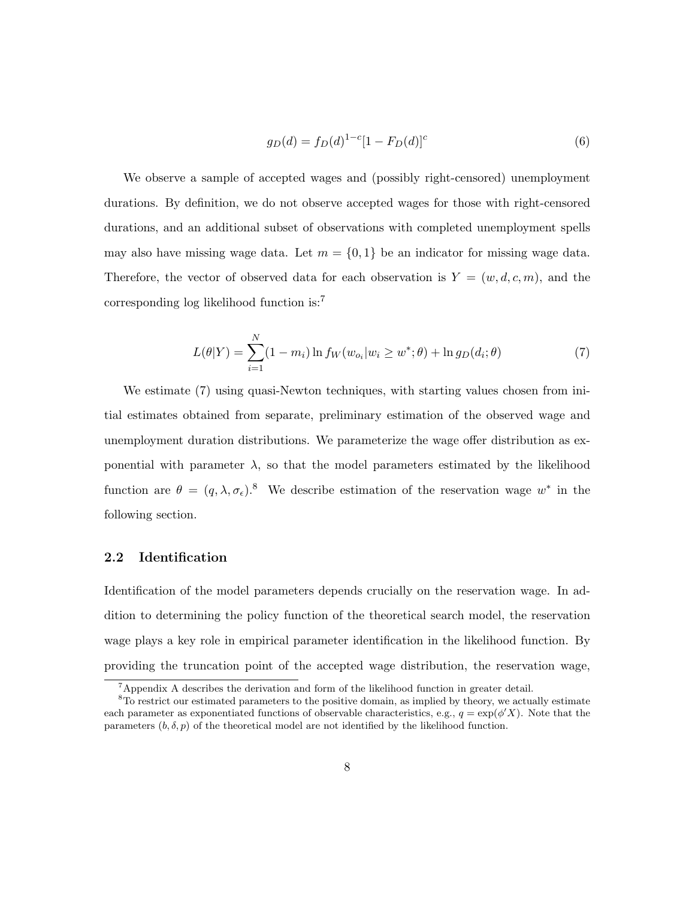$$g_D(d) = f_D(d)^{1-c}[1 - F_D(d)]^c \tag{6}$$

We observe a sample of accepted wages and (possibly right-censored) unemployment durations. By definition, we do not observe accepted wages for those with right-censored durations, and an additional subset of observations with completed unemployment spells may also have missing wage data. Let $m = \{0, 1\}$ be an indicator for missing wage data. Therefore, the vector of observed data for each observation is $Y = (w, d, c, m)$, and the corresponding log likelihood function is:[7]

$$L(\theta|Y) = \sum_{i=1}^{N} (1 - m_i) \ln f_W(w_{o_i}|w_i \geq w^*; \theta) + \ln g_D(d_i; \theta) \tag{7}$$

We estimate (7) using quasi-Newton techniques, with starting values chosen from initial estimates obtained from separate, preliminary estimation of the observed wage and unemployment duration distributions. We parameterize the wage offer distribution as exponential with parameter $\lambda$, so that the model parameters estimated by the likelihood function are $\theta = (q, \lambda, \sigma_\epsilon)$.[8] We describe estimation of the reservation wage $w^*$ in the following section.

### 2.2 Identification

Identification of the model parameters depends crucially on the reservation wage. In addition to determining the policy function of the theoretical search model, the reservation wage plays a key role in empirical parameter identification in the likelihood function. By providing the truncation point of the accepted wage distribution, the reservation wage,

---

[7] Appendix A describes the derivation and form of the likelihood function in greater detail.

[8] To restrict our estimated parameters to the positive domain, as implied by theory, we actually estimate each parameter as exponentiated functions of observable characteristics, e.g., $q = \exp(\phi' X)$. Note that the parameters $(b, \delta, p)$ of the theoretical model are not identified by the likelihood function.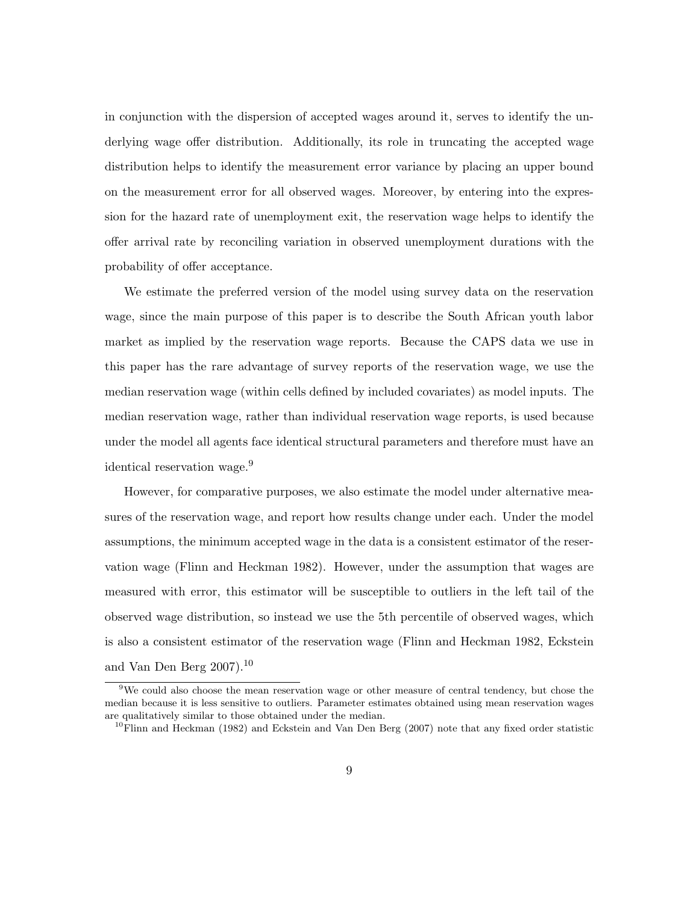in conjunction with the dispersion of accepted wages around it, serves to identify the underlying wage offer distribution. Additionally, its role in truncating the accepted wage distribution helps to identify the measurement error variance by placing an upper bound on the measurement error for all observed wages. Moreover, by entering into the expression for the hazard rate of unemployment exit, the reservation wage helps to identify the offer arrival rate by reconciling variation in observed unemployment durations with the probability of offer acceptance.

We estimate the preferred version of the model using survey data on the reservation wage, since the main purpose of this paper is to describe the South African youth labor market as implied by the reservation wage reports. Because the CAPS data we use in this paper has the rare advantage of survey reports of the reservation wage, we use the median reservation wage (within cells defined by included covariates) as model inputs. The median reservation wage, rather than individual reservation wage reports, is used because under the model all agents face identical structural parameters and therefore must have an identical reservation wage.[9]

However, for comparative purposes, we also estimate the model under alternative measures of the reservation wage, and report how results change under each. Under the model assumptions, the minimum accepted wage in the data is a consistent estimator of the reservation wage (Flinn and Heckman 1982). However, under the assumption that wages are measured with error, this estimator will be susceptible to outliers in the left tail of the observed wage distribution, so instead we use the 5th percentile of observed wages, which is also a consistent estimator of the reservation wage (Flinn and Heckman 1982, Eckstein and Van Den Berg 2007).[10]

[9] We could also choose the mean reservation wage or other measure of central tendency, but chose the median because it is less sensitive to outliers. Parameter estimates obtained using mean reservation wages are qualitatively similar to those obtained under the median.

[10] Flinn and Heckman (1982) and Eckstein and Van Den Berg (2007) note that any fixed order statistic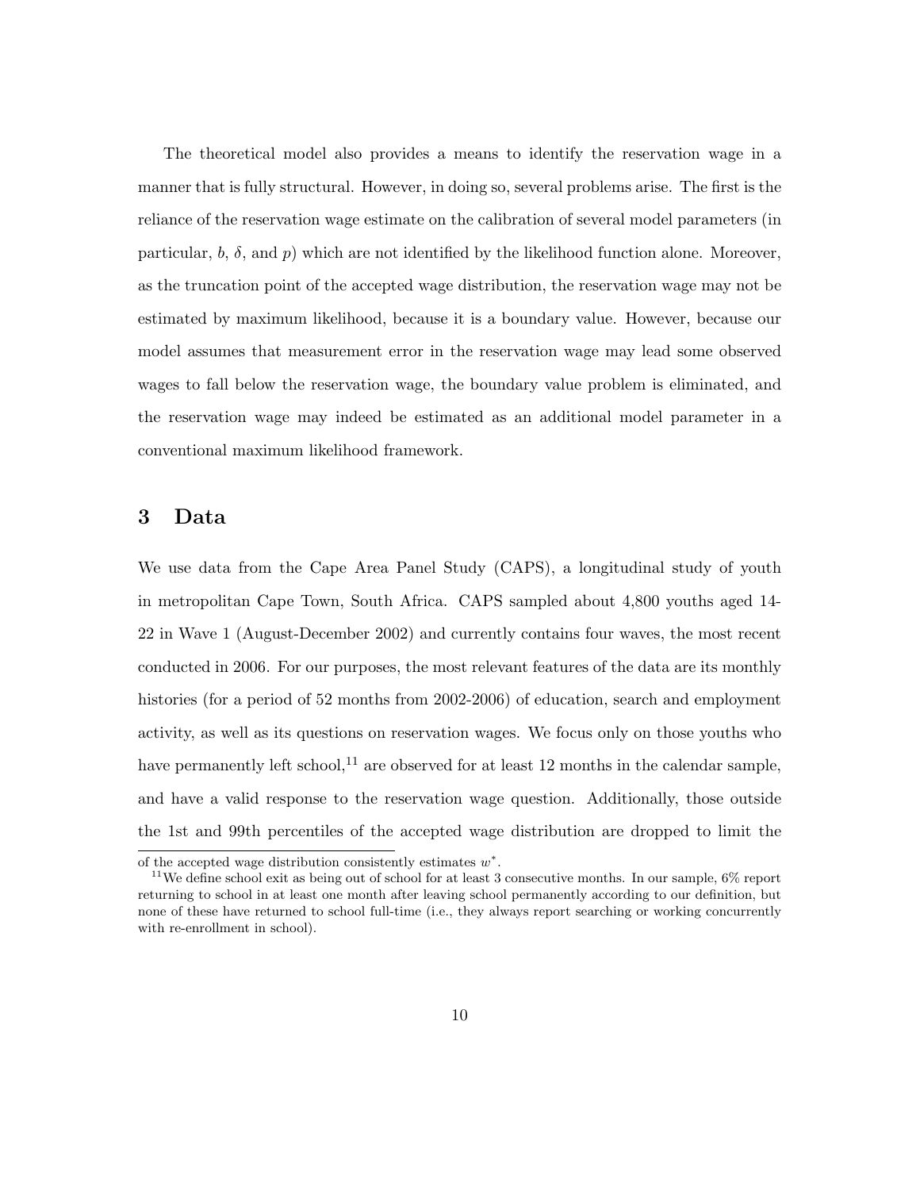The theoretical model also provides a means to identify the reservation wage in a manner that is fully structural. However, in doing so, several problems arise. The first is the reliance of the reservation wage estimate on the calibration of several model parameters (in particular, $b$, $\delta$, and $p$) which are not identified by the likelihood function alone. Moreover, as the truncation point of the accepted wage distribution, the reservation wage may not be estimated by maximum likelihood, because it is a boundary value. However, because our model assumes that measurement error in the reservation wage may lead some observed wages to fall below the reservation wage, the boundary value problem is eliminated, and the reservation wage may indeed be estimated as an additional model parameter in a conventional maximum likelihood framework.

## 3 Data

We use data from the Cape Area Panel Study (CAPS), a longitudinal study of youth in metropolitan Cape Town, South Africa. CAPS sampled about 4,800 youths aged 14-22 in Wave 1 (August-December 2002) and currently contains four waves, the most recent conducted in 2006. For our purposes, the most relevant features of the data are its monthly histories (for a period of 52 months from 2002-2006) of education, search and employment activity, as well as its questions on reservation wages. We focus only on those youths who have permanently left school,[11] are observed for at least 12 months in the calendar sample, and have a valid response to the reservation wage question. Additionally, those outside the 1st and 99th percentiles of the accepted wage distribution are dropped to limit the

of the accepted wage distribution consistently estimates $w^*$.

[11] We define school exit as being out of school for at least 3 consecutive months. In our sample, 6% report returning to school in at least one month after leaving school permanently according to our definition, but none of these have returned to school full-time (i.e., they always report searching or working concurrently with re-enrollment in school).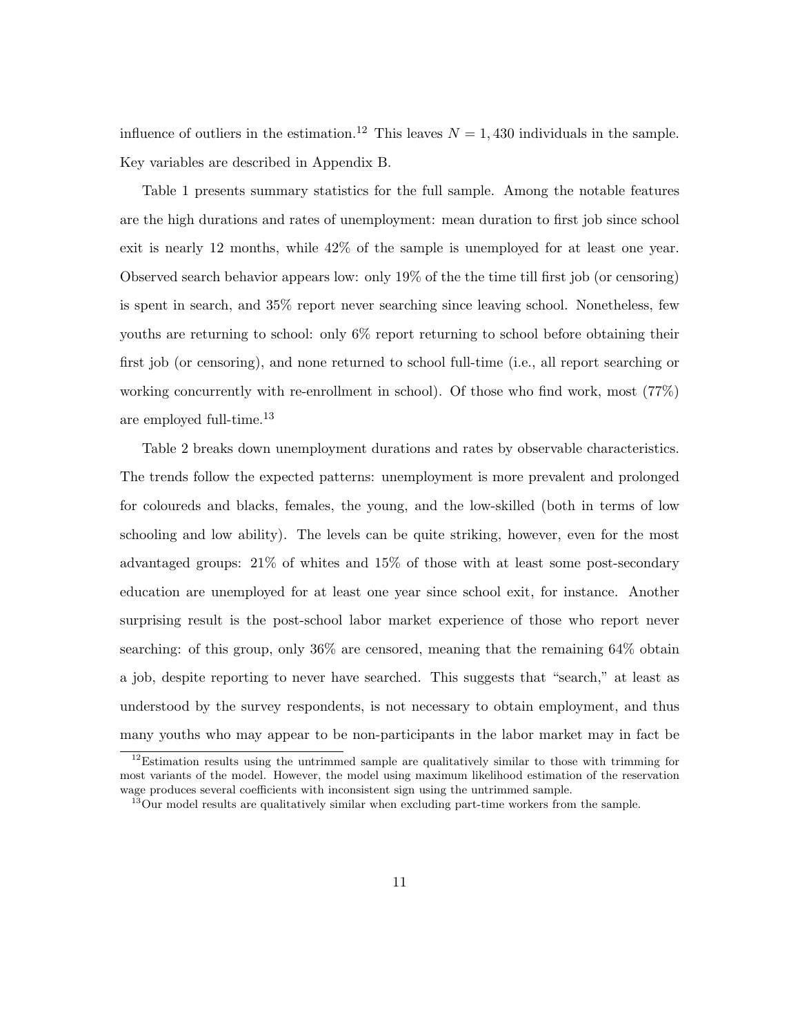influence of outliers in the estimation.[12] This leaves $N = 1,430$ individuals in the sample. Key variables are described in Appendix B.

Table 1 presents summary statistics for the full sample. Among the notable features are the high durations and rates of unemployment: mean duration to first job since school exit is nearly 12 months, while 42% of the sample is unemployed for at least one year. Observed search behavior appears low: only 19% of the the time till first job (or censoring) is spent in search, and 35% report never searching since leaving school. Nonetheless, few youths are returning to school: only 6% report returning to school before obtaining their first job (or censoring), and none returned to school full-time (i.e., all report searching or working concurrently with re-enrollment in school). Of those who find work, most (77%) are employed full-time.[13]

Table 2 breaks down unemployment durations and rates by observable characteristics. The trends follow the expected patterns: unemployment is more prevalent and prolonged for coloureds and blacks, females, the young, and the low-skilled (both in terms of low schooling and low ability). The levels can be quite striking, however, even for the most advantaged groups: 21% of whites and 15% of those with at least some post-secondary education are unemployed for at least one year since school exit, for instance. Another surprising result is the post-school labor market experience of those who report never searching: of this group, only 36% are censored, meaning that the remaining 64% obtain a job, despite reporting to never have searched. This suggests that "search," at least as understood by the survey respondents, is not necessary to obtain employment, and thus many youths who may appear to be non-participants in the labor market may in fact be

[12] Estimation results using the untrimmed sample are qualitatively similar to those with trimming for most variants of the model. However, the model using maximum likelihood estimation of the reservation wage produces several coefficients with inconsistent sign using the untrimmed sample.

[13] Our model results are qualitatively similar when excluding part-time workers from the sample.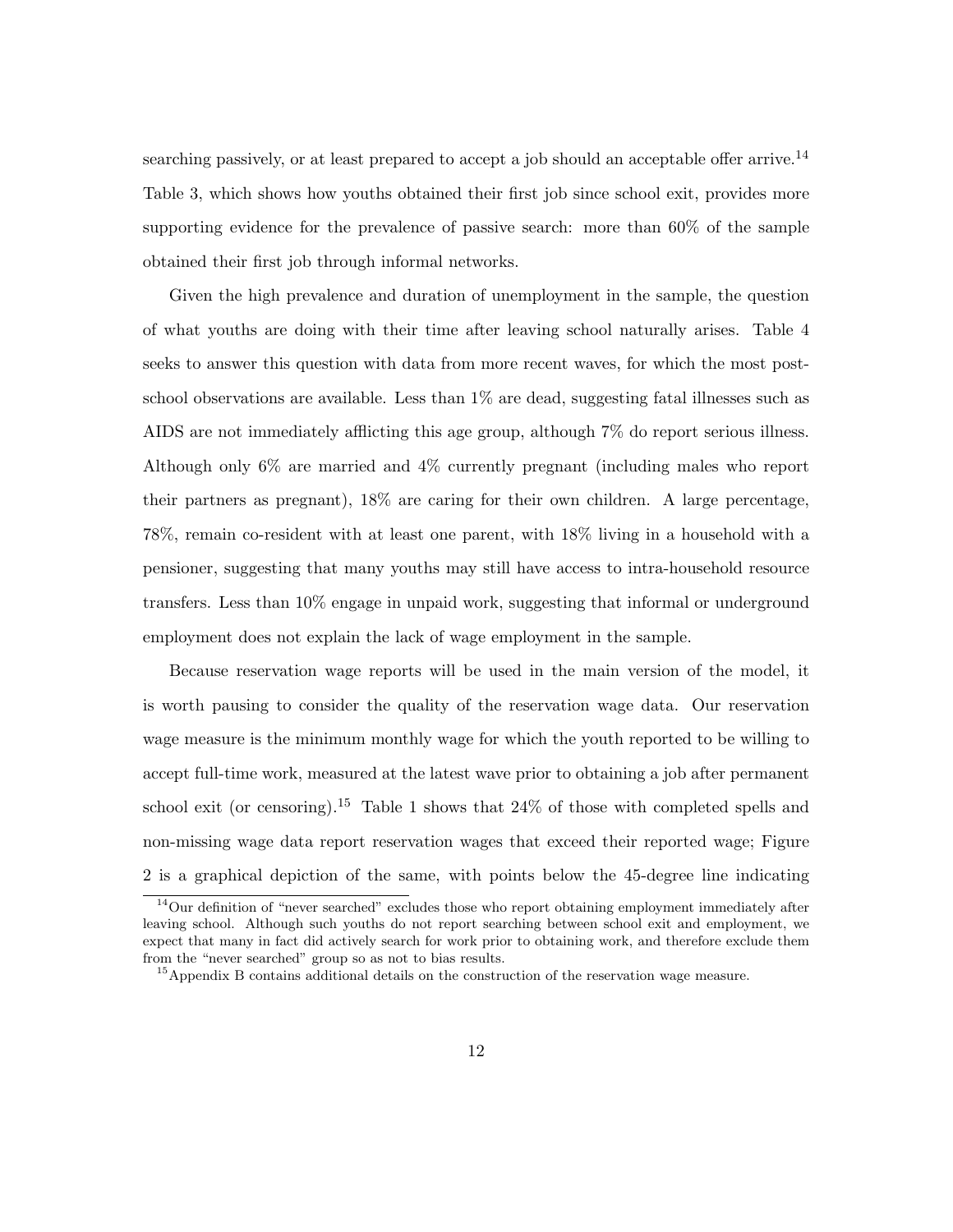searching passively, or at least prepared to accept a job should an acceptable offer arrive.[14] Table 3, which shows how youths obtained their first job since school exit, provides more supporting evidence for the prevalence of passive search: more than 60% of the sample obtained their first job through informal networks.

Given the high prevalence and duration of unemployment in the sample, the question of what youths are doing with their time after leaving school naturally arises. Table 4 seeks to answer this question with data from more recent waves, for which the most post-school observations are available. Less than 1% are dead, suggesting fatal illnesses such as AIDS are not immediately afflicting this age group, although 7% do report serious illness. Although only 6% are married and 4% currently pregnant (including males who report their partners as pregnant), 18% are caring for their own children. A large percentage, 78%, remain co-resident with at least one parent, with 18% living in a household with a pensioner, suggesting that many youths may still have access to intra-household resource transfers. Less than 10% engage in unpaid work, suggesting that informal or underground employment does not explain the lack of wage employment in the sample.

Because reservation wage reports will be used in the main version of the model, it is worth pausing to consider the quality of the reservation wage data. Our reservation wage measure is the minimum monthly wage for which the youth reported to be willing to accept full-time work, measured at the latest wave prior to obtaining a job after permanent school exit (or censoring).[15] Table 1 shows that 24% of those with completed spells and non-missing wage data report reservation wages that exceed their reported wage; Figure 2 is a graphical depiction of the same, with points below the 45-degree line indicating

[14] Our definition of "never searched" excludes those who report obtaining employment immediately after leaving school. Although such youths do not report searching between school exit and employment, we expect that many in fact did actively search for work prior to obtaining work, and therefore exclude them from the "never searched" group so as not to bias results.

[15] Appendix B contains additional details on the construction of the reservation wage measure.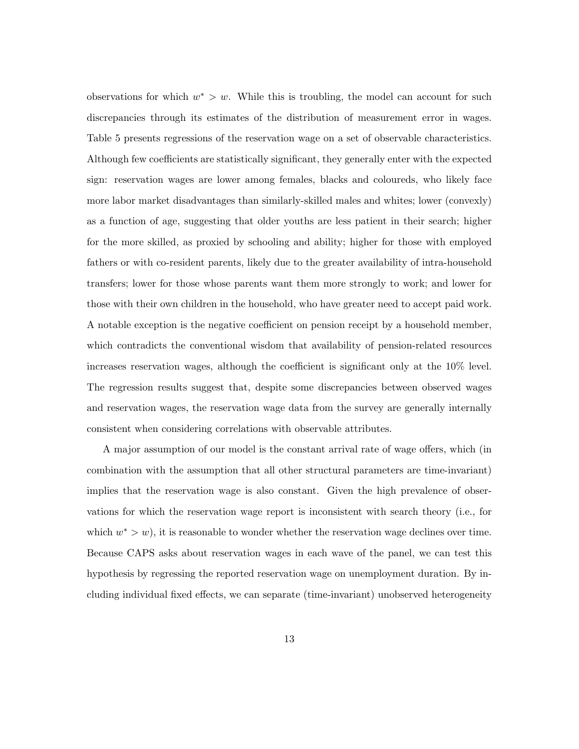observations for which $w^* > w$. While this is troubling, the model can account for such discrepancies through its estimates of the distribution of measurement error in wages. Table 5 presents regressions of the reservation wage on a set of observable characteristics. Although few coefficients are statistically significant, they generally enter with the expected sign: reservation wages are lower among females, blacks and coloureds, who likely face more labor market disadvantages than similarly-skilled males and whites; lower (convexly) as a function of age, suggesting that older youths are less patient in their search; higher for the more skilled, as proxied by schooling and ability; higher for those with employed fathers or with co-resident parents, likely due to the greater availability of intra-household transfers; lower for those whose parents want them more strongly to work; and lower for those with their own children in the household, who have greater need to accept paid work. A notable exception is the negative coefficient on pension receipt by a household member, which contradicts the conventional wisdom that availability of pension-related resources increases reservation wages, although the coefficient is significant only at the 10% level. The regression results suggest that, despite some discrepancies between observed wages and reservation wages, the reservation wage data from the survey are generally internally consistent when considering correlations with observable attributes.

A major assumption of our model is the constant arrival rate of wage offers, which (in combination with the assumption that all other structural parameters are time-invariant) implies that the reservation wage is also constant. Given the high prevalence of observations for which the reservation wage report is inconsistent with search theory (i.e., for which $w^* > w$), it is reasonable to wonder whether the reservation wage declines over time. Because CAPS asks about reservation wages in each wave of the panel, we can test this hypothesis by regressing the reported reservation wage on unemployment duration. By including individual fixed effects, we can separate (time-invariant) unobserved heterogeneity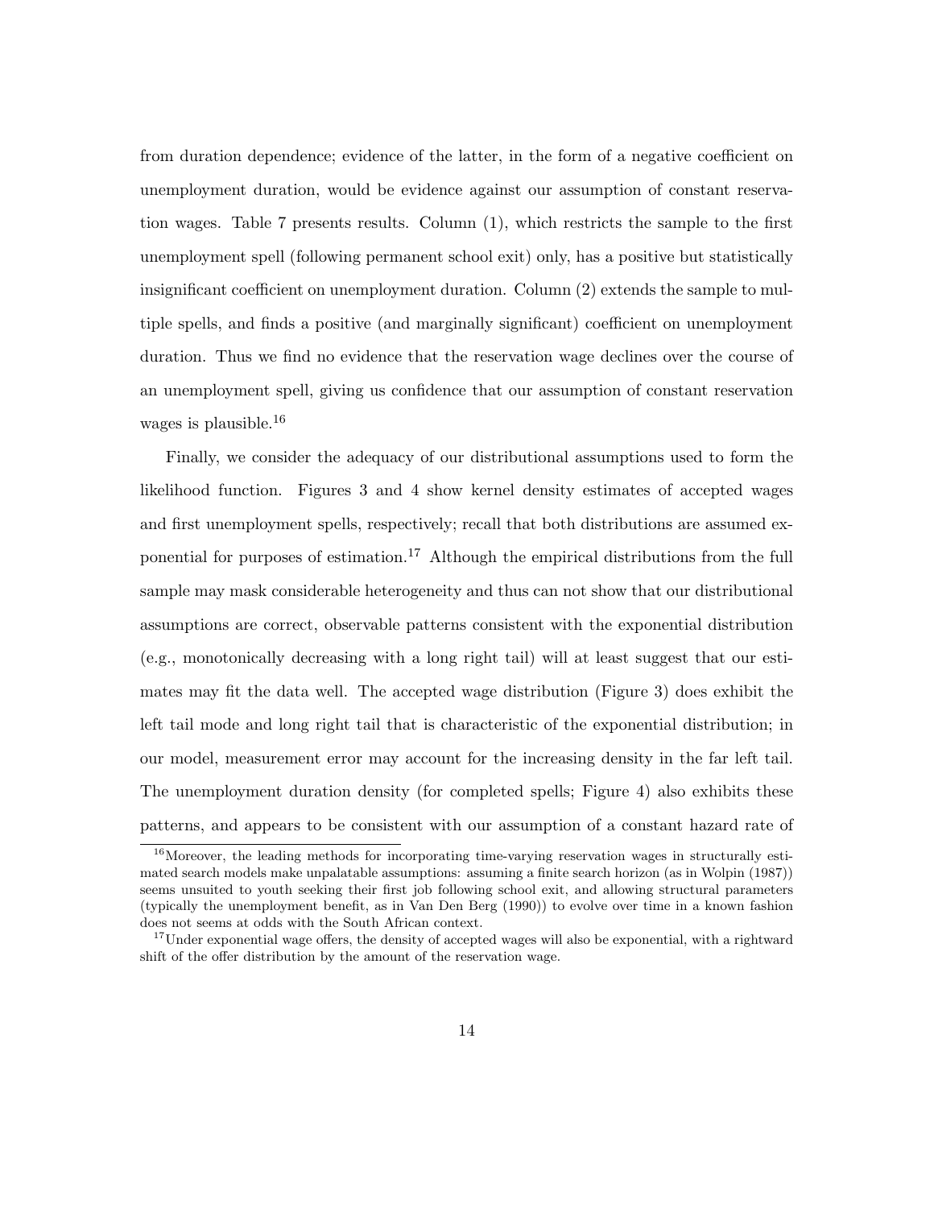from duration dependence; evidence of the latter, in the form of a negative coefficient on unemployment duration, would be evidence against our assumption of constant reservation wages. Table 7 presents results. Column (1), which restricts the sample to the first unemployment spell (following permanent school exit) only, has a positive but statistically insignificant coefficient on unemployment duration. Column (2) extends the sample to multiple spells, and finds a positive (and marginally significant) coefficient on unemployment duration. Thus we find no evidence that the reservation wage declines over the course of an unemployment spell, giving us confidence that our assumption of constant reservation wages is plausible.[16]

Finally, we consider the adequacy of our distributional assumptions used to form the likelihood function. Figures 3 and 4 show kernel density estimates of accepted wages and first unemployment spells, respectively; recall that both distributions are assumed exponential for purposes of estimation.[17] Although the empirical distributions from the full sample may mask considerable heterogeneity and thus can not show that our distributional assumptions are correct, observable patterns consistent with the exponential distribution (e.g., monotonically decreasing with a long right tail) will at least suggest that our estimates may fit the data well. The accepted wage distribution (Figure 3) does exhibit the left tail mode and long right tail that is characteristic of the exponential distribution; in our model, measurement error may account for the increasing density in the far left tail. The unemployment duration density (for completed spells; Figure 4) also exhibits these patterns, and appears to be consistent with our assumption of a constant hazard rate of

[16] Moreover, the leading methods for incorporating time-varying reservation wages in structurally estimated search models make unpalatable assumptions: assuming a finite search horizon (as in Wolpin (1987)) seems unsuited to youth seeking their first job following school exit, and allowing structural parameters (typically the unemployment benefit, as in Van Den Berg (1990)) to evolve over time in a known fashion does not seems at odds with the South African context.

[17] Under exponential wage offers, the density of accepted wages will also be exponential, with a rightward shift of the offer distribution by the amount of the reservation wage.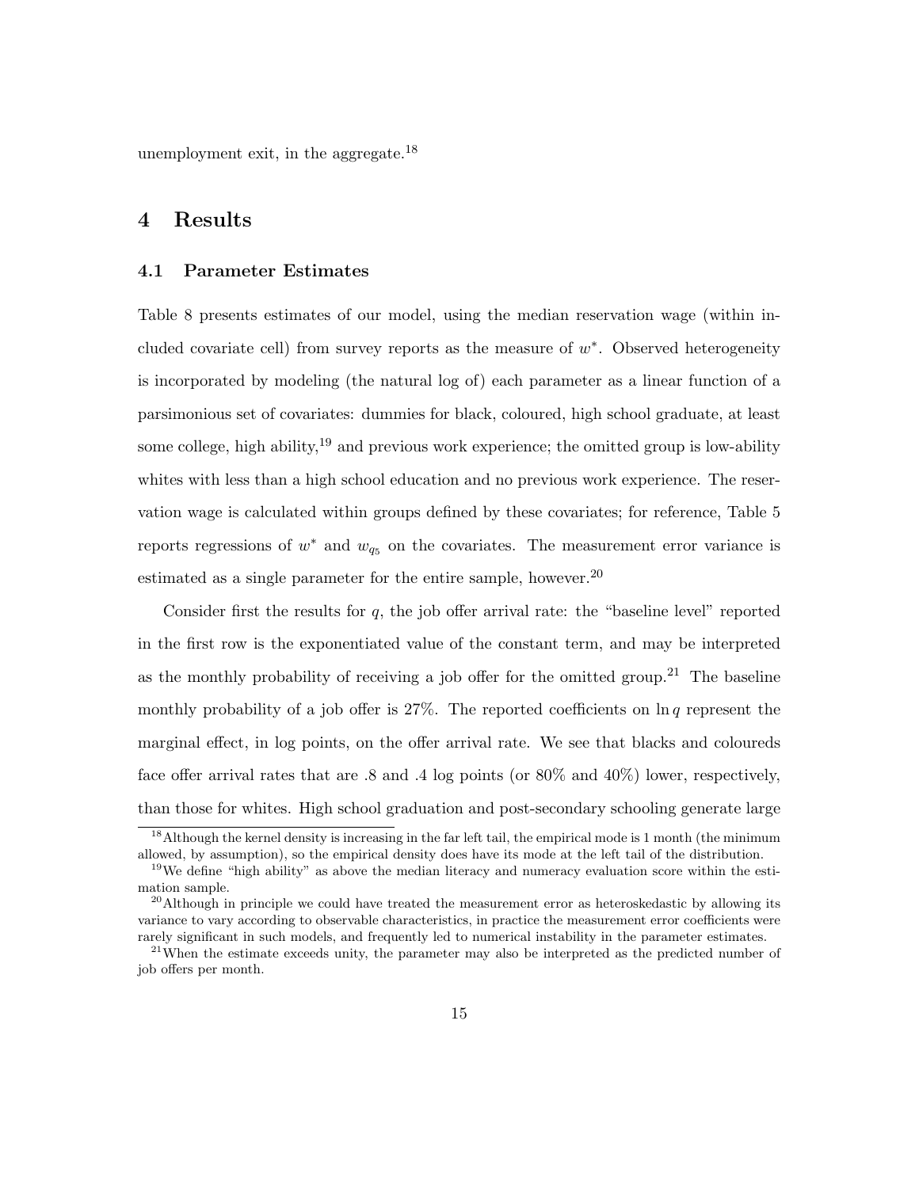unemployment exit, in the aggregate.[18]

# 4 Results

## 4.1 Parameter Estimates

Table 8 presents estimates of our model, using the median reservation wage (within included covariate cell) from survey reports as the measure of $w^*$. Observed heterogeneity is incorporated by modeling (the natural log of) each parameter as a linear function of a parsimonious set of covariates: dummies for black, coloured, high school graduate, at least some college, high ability,[19] and previous work experience; the omitted group is low-ability whites with less than a high school education and no previous work experience. The reservation wage is calculated within groups defined by these covariates; for reference, Table 5 reports regressions of $w^*$ and $w_{q_5}$ on the covariates. The measurement error variance is estimated as a single parameter for the entire sample, however.[20]

Consider first the results for $q$, the job offer arrival rate: the "baseline level" reported in the first row is the exponentiated value of the constant term, and may be interpreted as the monthly probability of receiving a job offer for the omitted group.[21] The baseline monthly probability of a job offer is 27%. The reported coefficients on $\ln q$ represent the marginal effect, in log points, on the offer arrival rate. We see that blacks and coloureds face offer arrival rates that are .8 and .4 log points (or 80% and 40%) lower, respectively, than those for whites. High school graduation and post-secondary schooling generate large

---

[18] Although the kernel density is increasing in the far left tail, the empirical mode is 1 month (the minimum allowed, by assumption), so the empirical density does have its mode at the left tail of the distribution.

[19] We define "high ability" as above the median literacy and numeracy evaluation score within the estimation sample.

[20] Although in principle we could have treated the measurement error as heteroskedastic by allowing its variance to vary according to observable characteristics, in practice the measurement error coefficients were rarely significant in such models, and frequently led to numerical instability in the parameter estimates.

[21] When the estimate exceeds unity, the parameter may also be interpreted as the predicted number of job offers per month.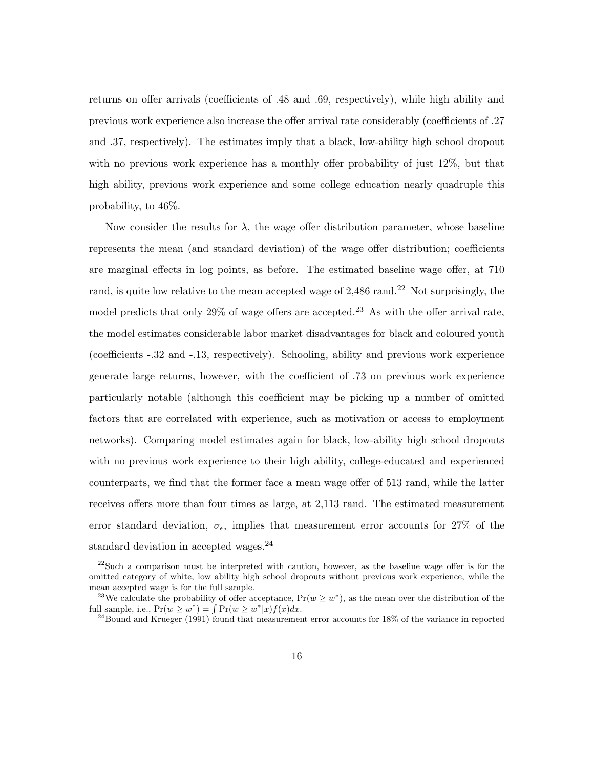returns on offer arrivals (coefficients of .48 and .69, respectively), while high ability and previous work experience also increase the offer arrival rate considerably (coefficients of .27 and .37, respectively). The estimates imply that a black, low-ability high school dropout with no previous work experience has a monthly offer probability of just 12%, but that high ability, previous work experience and some college education nearly quadruple this probability, to 46%.

Now consider the results for $\lambda$, the wage offer distribution parameter, whose baseline represents the mean (and standard deviation) of the wage offer distribution; coefficients are marginal effects in log points, as before. The estimated baseline wage offer, at 710 rand, is quite low relative to the mean accepted wage of 2,486 rand.[22] Not surprisingly, the model predicts that only 29% of wage offers are accepted.[23] As with the offer arrival rate, the model estimates considerable labor market disadvantages for black and coloured youth (coefficients -.32 and -.13, respectively). Schooling, ability and previous work experience generate large returns, however, with the coefficient of .73 on previous work experience particularly notable (although this coefficient may be picking up a number of omitted factors that are correlated with experience, such as motivation or access to employment networks). Comparing model estimates again for black, low-ability high school dropouts with no previous work experience to their high ability, college-educated and experienced counterparts, we find that the former face a mean wage offer of 513 rand, while the latter receives offers more than four times as large, at 2,113 rand. The estimated measurement error standard deviation, $\sigma_\epsilon$, implies that measurement error accounts for 27% of the standard deviation in accepted wages.[24]

[22]Such a comparison must be interpreted with caution, however, as the baseline wage offer is for the omitted category of white, low ability high school dropouts without previous work experience, while the mean accepted wage is for the full sample.

[23]We calculate the probability of offer acceptance, $\Pr(w \geq w^*)$, as the mean over the distribution of the full sample, i.e., $\Pr(w \geq w^*) = \int \Pr(w \geq w^*|x) f(x) dx$.

[24]Bound and Krueger (1991) found that measurement error accounts for 18% of the variance in reported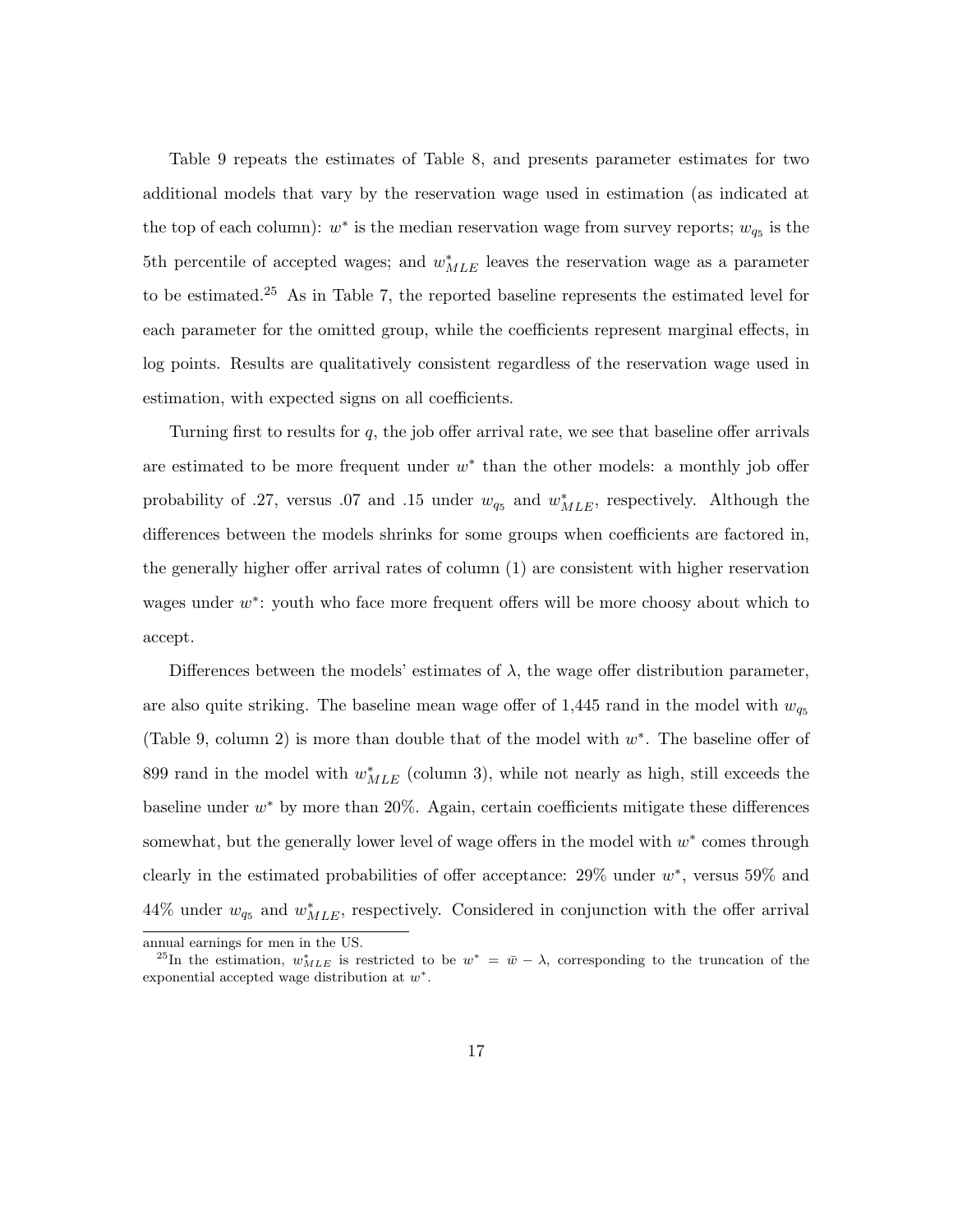Table 9 repeats the estimates of Table 8, and presents parameter estimates for two additional models that vary by the reservation wage used in estimation (as indicated at the top of each column): $w^*$ is the median reservation wage from survey reports; $w_{q_5}$ is the 5th percentile of accepted wages; and $w^*_{MLE}$ leaves the reservation wage as a parameter to be estimated.[25] As in Table 7, the reported baseline represents the estimated level for each parameter for the omitted group, while the coefficients represent marginal effects, in log points. Results are qualitatively consistent regardless of the reservation wage used in estimation, with expected signs on all coefficients.

Turning first to results for $q$, the job offer arrival rate, we see that baseline offer arrivals are estimated to be more frequent under $w^*$ than the other models: a monthly job offer probability of .27, versus .07 and .15 under $w_{q_5}$ and $w^*_{MLE}$, respectively. Although the differences between the models shrinks for some groups when coefficients are factored in, the generally higher offer arrival rates of column (1) are consistent with higher reservation wages under $w^*$: youth who face more frequent offers will be more choosy about which to accept.

Differences between the models' estimates of $\lambda$, the wage offer distribution parameter, are also quite striking. The baseline mean wage offer of 1,445 rand in the model with $w_{q_5}$ (Table 9, column 2) is more than double that of the model with $w^*$. The baseline offer of 899 rand in the model with $w^*_{MLE}$ (column 3), while not nearly as high, still exceeds the baseline under $w^*$ by more than 20%. Again, certain coefficients mitigate these differences somewhat, but the generally lower level of wage offers in the model with $w^*$ comes through clearly in the estimated probabilities of offer acceptance: 29% under $w^*$, versus 59% and 44% under $w_{q_5}$ and $w^*_{MLE}$, respectively. Considered in conjunction with the offer arrival

annual earnings for men in the US.

[25] In the estimation, $w^*_{MLE}$ is restricted to be $w^* = \bar{w} - \lambda$, corresponding to the truncation of the exponential accepted wage distribution at $w^*$.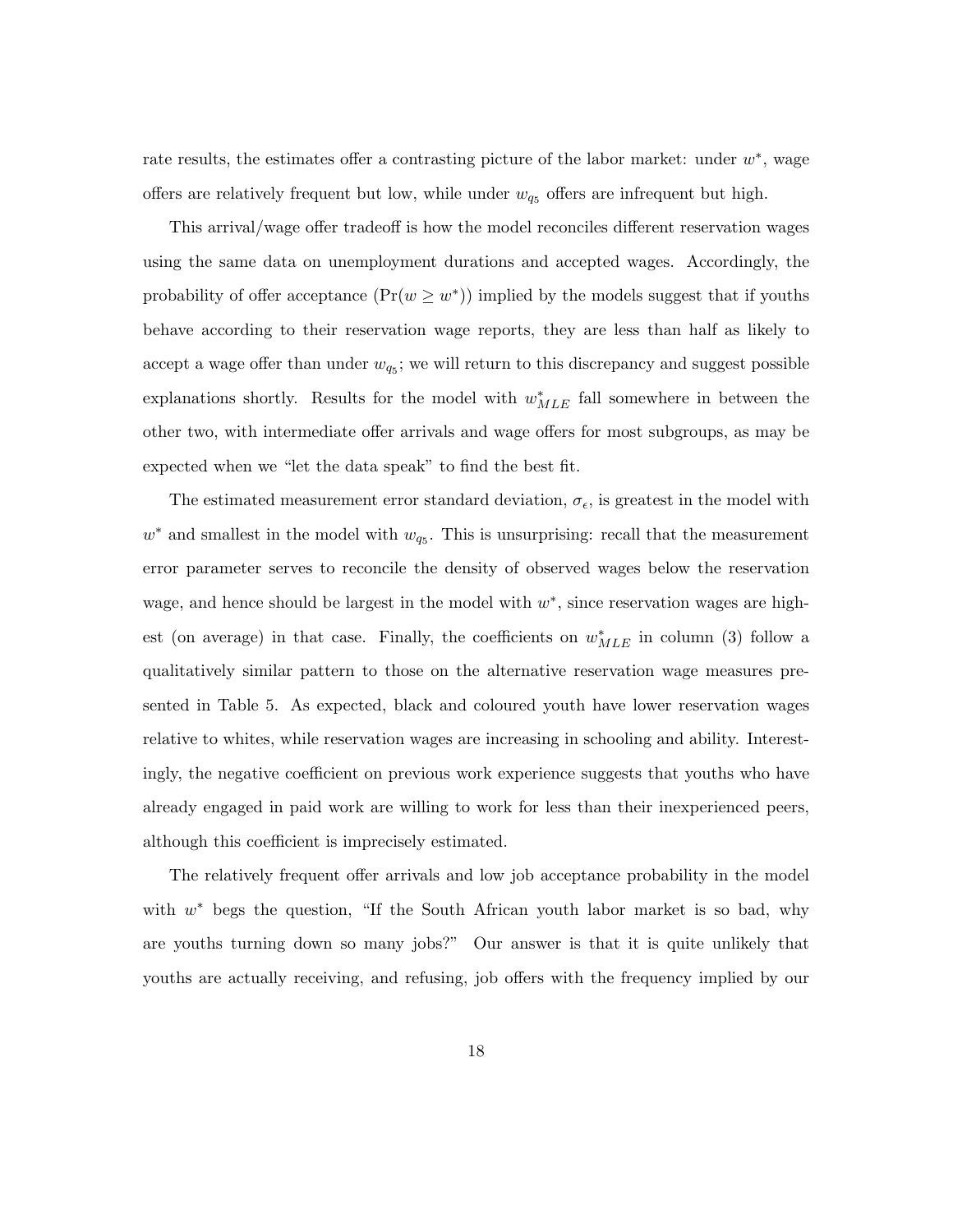rate results, the estimates offer a contrasting picture of the labor market: under $w^*$, wage offers are relatively frequent but low, while under $w_{q_5}$ offers are infrequent but high.

This arrival/wage offer tradeoff is how the model reconciles different reservation wages using the same data on unemployment durations and accepted wages. Accordingly, the probability of offer acceptance ($\Pr(w \geq w^*)$) implied by the models suggest that if youths behave according to their reservation wage reports, they are less than half as likely to accept a wage offer than under $w_{q_5}$; we will return to this discrepancy and suggest possible explanations shortly. Results for the model with $w^*_{MLE}$ fall somewhere in between the other two, with intermediate offer arrivals and wage offers for most subgroups, as may be expected when we "let the data speak" to find the best fit.

The estimated measurement error standard deviation, $\sigma_\epsilon$, is greatest in the model with $w^*$ and smallest in the model with $w_{q_5}$. This is unsurprising: recall that the measurement error parameter serves to reconcile the density of observed wages below the reservation wage, and hence should be largest in the model with $w^*$, since reservation wages are highest (on average) in that case. Finally, the coefficients on $w^*_{MLE}$ in column (3) follow a qualitatively similar pattern to those on the alternative reservation wage measures presented in Table 5. As expected, black and coloured youth have lower reservation wages relative to whites, while reservation wages are increasing in schooling and ability. Interestingly, the negative coefficient on previous work experience suggests that youths who have already engaged in paid work are willing to work for less than their inexperienced peers, although this coefficient is imprecisely estimated.

The relatively frequent offer arrivals and low job acceptance probability in the model with $w^*$ begs the question, "If the South African youth labor market is so bad, why are youths turning down so many jobs?" Our answer is that it is quite unlikely that youths are actually receiving, and refusing, job offers with the frequency implied by our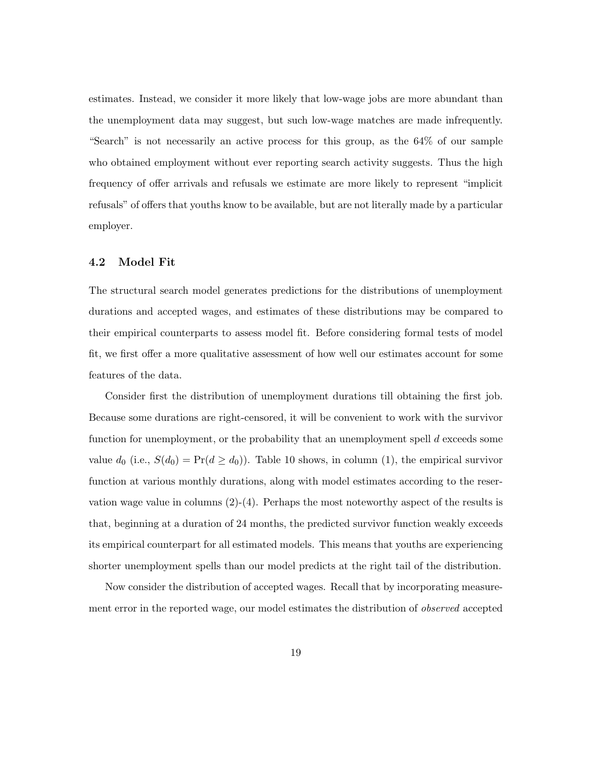estimates. Instead, we consider it more likely that low-wage jobs are more abundant than the unemployment data may suggest, but such low-wage matches are made infrequently. "Search" is not necessarily an active process for this group, as the 64% of our sample who obtained employment without ever reporting search activity suggests. Thus the high frequency of offer arrivals and refusals we estimate are more likely to represent "implicit refusals" of offers that youths know to be available, but are not literally made by a particular employer.

### 4.2 Model Fit

The structural search model generates predictions for the distributions of unemployment durations and accepted wages, and estimates of these distributions may be compared to their empirical counterparts to assess model fit. Before considering formal tests of model fit, we first offer a more qualitative assessment of how well our estimates account for some features of the data.

Consider first the distribution of unemployment durations till obtaining the first job. Because some durations are right-censored, it will be convenient to work with the survivor function for unemployment, or the probability that an unemployment spell $d$ exceeds some value $d_0$ (i.e., $S(d_0) = \Pr(d \geq d_0)$). Table 10 shows, in column (1), the empirical survivor function at various monthly durations, along with model estimates according to the reservation wage value in columns (2)-(4). Perhaps the most noteworthy aspect of the results is that, beginning at a duration of 24 months, the predicted survivor function weakly exceeds its empirical counterpart for all estimated models. This means that youths are experiencing shorter unemployment spells than our model predicts at the right tail of the distribution.

Now consider the distribution of accepted wages. Recall that by incorporating measurement error in the reported wage, our model estimates the distribution of *observed* accepted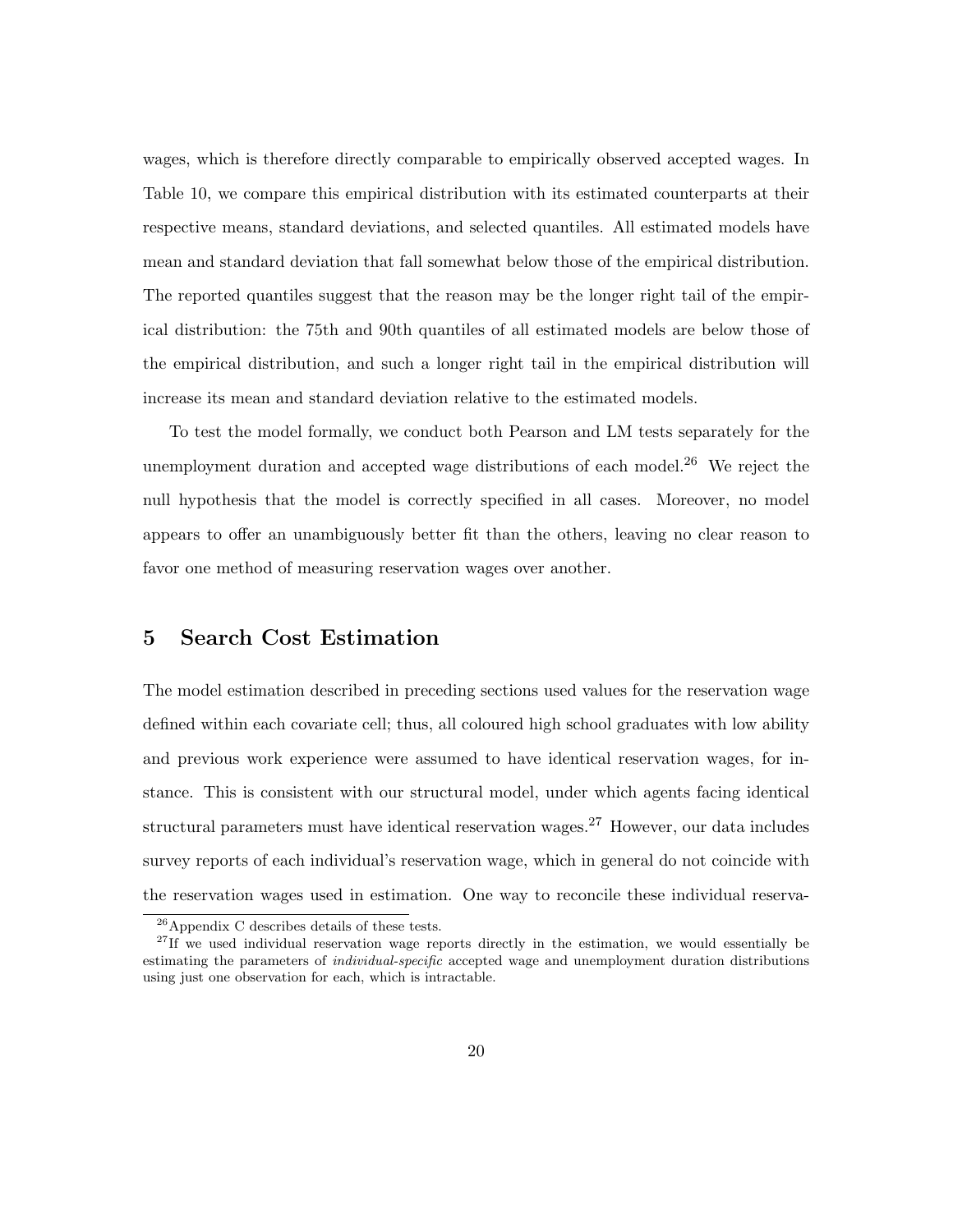wages, which is therefore directly comparable to empirically observed accepted wages. In Table 10, we compare this empirical distribution with its estimated counterparts at their respective means, standard deviations, and selected quantiles. All estimated models have mean and standard deviation that fall somewhat below those of the empirical distribution. The reported quantiles suggest that the reason may be the longer right tail of the empirical distribution: the 75th and 90th quantiles of all estimated models are below those of the empirical distribution, and such a longer right tail in the empirical distribution will increase its mean and standard deviation relative to the estimated models.

To test the model formally, we conduct both Pearson and LM tests separately for the unemployment duration and accepted wage distributions of each model.[26] We reject the null hypothesis that the model is correctly specified in all cases. Moreover, no model appears to offer an unambiguously better fit than the others, leaving no clear reason to favor one method of measuring reservation wages over another.

## 5 Search Cost Estimation

The model estimation described in preceding sections used values for the reservation wage defined within each covariate cell; thus, all coloured high school graduates with low ability and previous work experience were assumed to have identical reservation wages, for instance. This is consistent with our structural model, under which agents facing identical structural parameters must have identical reservation wages.[27] However, our data includes survey reports of each individual's reservation wage, which in general do not coincide with the reservation wages used in estimation. One way to reconcile these individual reserva-

[26] Appendix C describes details of these tests.

[27] If we used individual reservation wage reports directly in the estimation, we would essentially be estimating the parameters of *individual-specific* accepted wage and unemployment duration distributions using just one observation for each, which is intractable.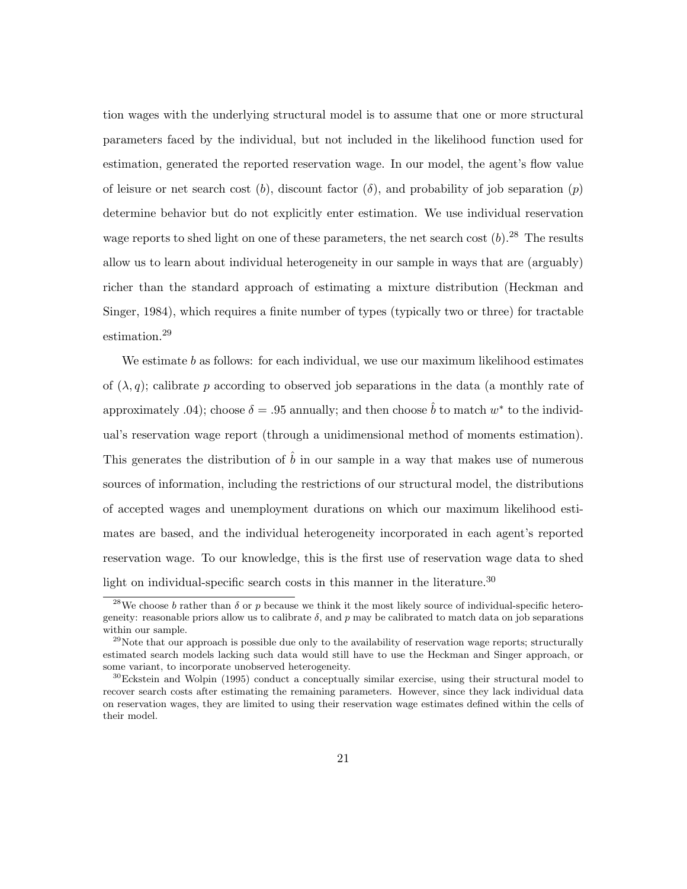tion wages with the underlying structural model is to assume that one or more structural parameters faced by the individual, but not included in the likelihood function used for estimation, generated the reported reservation wage. In our model, the agent's flow value of leisure or net search cost ($b$), discount factor ($\delta$), and probability of job separation ($p$) determine behavior but do not explicitly enter estimation. We use individual reservation wage reports to shed light on one of these parameters, the net search cost ($b$).[28] The results allow us to learn about individual heterogeneity in our sample in ways that are (arguably) richer than the standard approach of estimating a mixture distribution (Heckman and Singer, 1984), which requires a finite number of types (typically two or three) for tractable estimation.[29]

We estimate $b$ as follows: for each individual, we use our maximum likelihood estimates of $(\lambda, q)$; calibrate $p$ according to observed job separations in the data (a monthly rate of approximately .04); choose $\delta = .95$ annually; and then choose $\hat{b}$ to match $w^*$ to the individual's reservation wage report (through a unidimensional method of moments estimation). This generates the distribution of $\hat{b}$ in our sample in a way that makes use of numerous sources of information, including the restrictions of our structural model, the distributions of accepted wages and unemployment durations on which our maximum likelihood estimates are based, and the individual heterogeneity incorporated in each agent's reported reservation wage. To our knowledge, this is the first use of reservation wage data to shed light on individual-specific search costs in this manner in the literature.[30]

[28] We choose $b$ rather than $\delta$ or $p$ because we think it the most likely source of individual-specific heterogeneity: reasonable priors allow us to calibrate $\delta$, and $p$ may be calibrated to match data on job separations within our sample.

[29] Note that our approach is possible due only to the availability of reservation wage reports; structurally estimated search models lacking such data would still have to use the Heckman and Singer approach, or some variant, to incorporate unobserved heterogeneity.

[30] Eckstein and Wolpin (1995) conduct a conceptually similar exercise, using their structural model to recover search costs after estimating the remaining parameters. However, since they lack individual data on reservation wages, they are limited to using their reservation wage estimates defined within the cells of their model.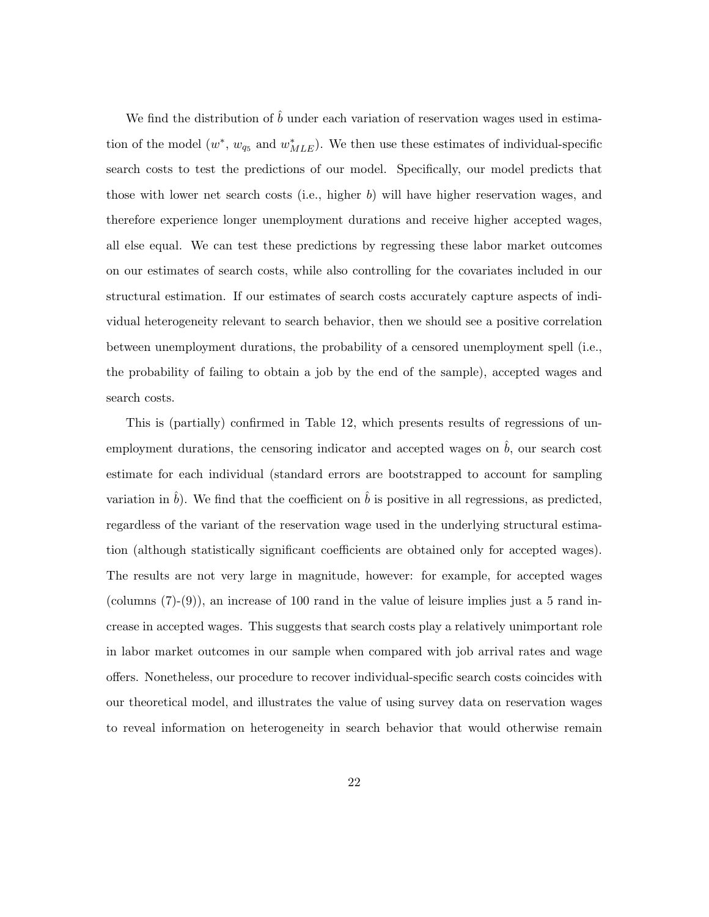We find the distribution of $\hat{b}$ under each variation of reservation wages used in estimation of the model ($w^*$, $w_{q_5}$ and $w^*_{MLE}$). We then use these estimates of individual-specific search costs to test the predictions of our model. Specifically, our model predicts that those with lower net search costs (i.e., higher $b$) will have higher reservation wages, and therefore experience longer unemployment durations and receive higher accepted wages, all else equal. We can test these predictions by regressing these labor market outcomes on our estimates of search costs, while also controlling for the covariates included in our structural estimation. If our estimates of search costs accurately capture aspects of individual heterogeneity relevant to search behavior, then we should see a positive correlation between unemployment durations, the probability of a censored unemployment spell (i.e., the probability of failing to obtain a job by the end of the sample), accepted wages and search costs.

This is (partially) confirmed in Table 12, which presents results of regressions of unemployment durations, the censoring indicator and accepted wages on $\hat{b}$, our search cost estimate for each individual (standard errors are bootstrapped to account for sampling variation in $\hat{b}$). We find that the coefficient on $\hat{b}$ is positive in all regressions, as predicted, regardless of the variant of the reservation wage used in the underlying structural estimation (although statistically significant coefficients are obtained only for accepted wages). The results are not very large in magnitude, however: for example, for accepted wages (columns (7)-(9)), an increase of 100 rand in the value of leisure implies just a 5 rand increase in accepted wages. This suggests that search costs play a relatively unimportant role in labor market outcomes in our sample when compared with job arrival rates and wage offers. Nonetheless, our procedure to recover individual-specific search costs coincides with our theoretical model, and illustrates the value of using survey data on reservation wages to reveal information on heterogeneity in search behavior that would otherwise remain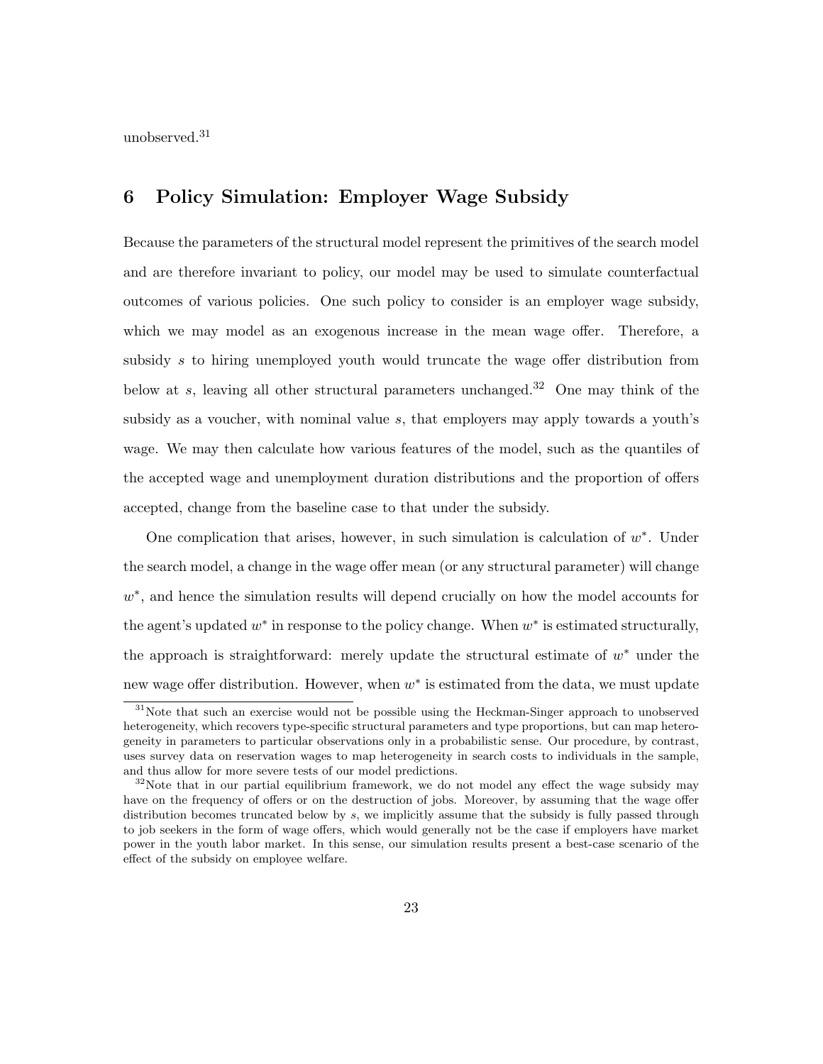unobserved.[31]

## 6 Policy Simulation: Employer Wage Subsidy

Because the parameters of the structural model represent the primitives of the search model and are therefore invariant to policy, our model may be used to simulate counterfactual outcomes of various policies. One such policy to consider is an employer wage subsidy, which we may model as an exogenous increase in the mean wage offer. Therefore, a subsidy $s$ to hiring unemployed youth would truncate the wage offer distribution from below at $s$, leaving all other structural parameters unchanged.[32] One may think of the subsidy as a voucher, with nominal value $s$, that employers may apply towards a youth's wage. We may then calculate how various features of the model, such as the quantiles of the accepted wage and unemployment duration distributions and the proportion of offers accepted, change from the baseline case to that under the subsidy.

One complication that arises, however, in such simulation is calculation of $w^*$. Under the search model, a change in the wage offer mean (or any structural parameter) will change $w^*$, and hence the simulation results will depend crucially on how the model accounts for the agent's updated $w^*$ in response to the policy change. When $w^*$ is estimated structurally, the approach is straightforward: merely update the structural estimate of $w^*$ under the new wage offer distribution. However, when $w^*$ is estimated from the data, we must update

[31] Note that such an exercise would not be possible using the Heckman-Singer approach to unobserved heterogeneity, which recovers type-specific structural parameters and type proportions, but can map heterogeneity in parameters to particular observations only in a probabilistic sense. Our procedure, by contrast, uses survey data on reservation wages to map heterogeneity in search costs to individuals in the sample, and thus allow for more severe tests of our model predictions.

[32] Note that in our partial equilibrium framework, we do not model any effect the wage subsidy may have on the frequency of offers or on the destruction of jobs. Moreover, by assuming that the wage offer distribution becomes truncated below by $s$, we implicitly assume that the subsidy is fully passed through to job seekers in the form of wage offers, which would generally not be the case if employers have market power in the youth labor market. In this sense, our simulation results present a best-case scenario of the effect of the subsidy on employee welfare.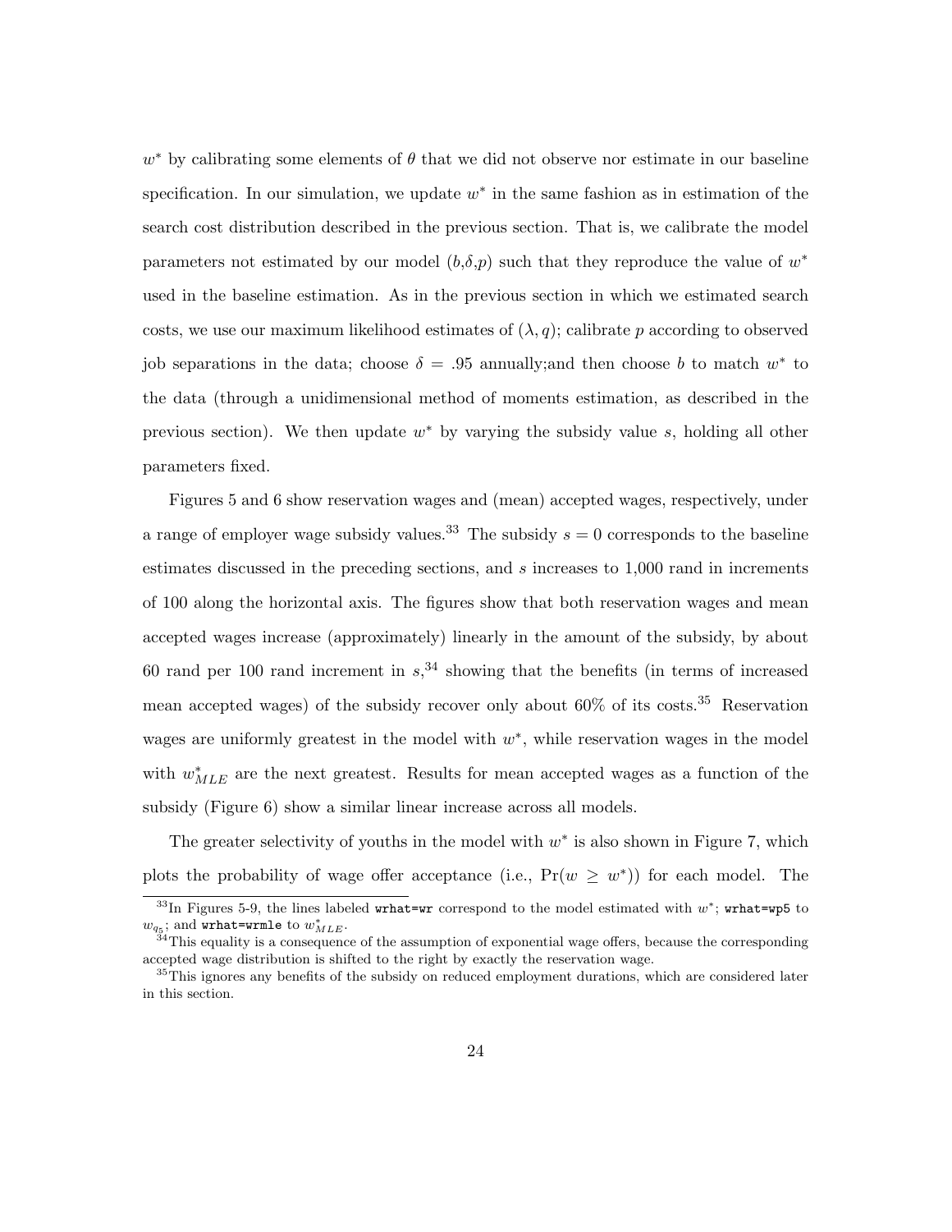$w^*$ by calibrating some elements of $\theta$ that we did not observe nor estimate in our baseline specification. In our simulation, we update $w^*$ in the same fashion as in estimation of the search cost distribution described in the previous section. That is, we calibrate the model parameters not estimated by our model ($b$,$\delta$,$p$) such that they reproduce the value of $w^*$ used in the baseline estimation. As in the previous section in which we estimated search costs, we use our maximum likelihood estimates of $(\lambda, q)$; calibrate $p$ according to observed job separations in the data; choose $\delta = .95$ annually;and then choose $b$ to match $w^*$ to the data (through a unidimensional method of moments estimation, as described in the previous section). We then update $w^*$ by varying the subsidy value $s$, holding all other parameters fixed.

Figures 5 and 6 show reservation wages and (mean) accepted wages, respectively, under a range of employer wage subsidy values.[33] The subsidy $s = 0$ corresponds to the baseline estimates discussed in the preceding sections, and $s$ increases to 1,000 rand in increments of 100 along the horizontal axis. The figures show that both reservation wages and mean accepted wages increase (approximately) linearly in the amount of the subsidy, by about 60 rand per 100 rand increment in $s$,[34] showing that the benefits (in terms of increased mean accepted wages) of the subsidy recover only about 60% of its costs.[35] Reservation wages are uniformly greatest in the model with $w^*$, while reservation wages in the model with $w^*_{MLE}$ are the next greatest. Results for mean accepted wages as a function of the subsidy (Figure 6) show a similar linear increase across all models.

The greater selectivity of youths in the model with $w^*$ is also shown in Figure 7, which plots the probability of wage offer acceptance (i.e., $\Pr(w \geq w^*)$) for each model. The

[33] In Figures 5-9, the lines labeled `wrhat=wr` correspond to the model estimated with $w^*$; `wrhat=wp5` to $w_{q_5}$; and `wrhat=wrmle` to $w^*_{MLE}$.

[34] This equality is a consequence of the assumption of exponential wage offers, because the corresponding accepted wage distribution is shifted to the right by exactly the reservation wage.

[35] This ignores any benefits of the subsidy on reduced employment durations, which are considered later in this section.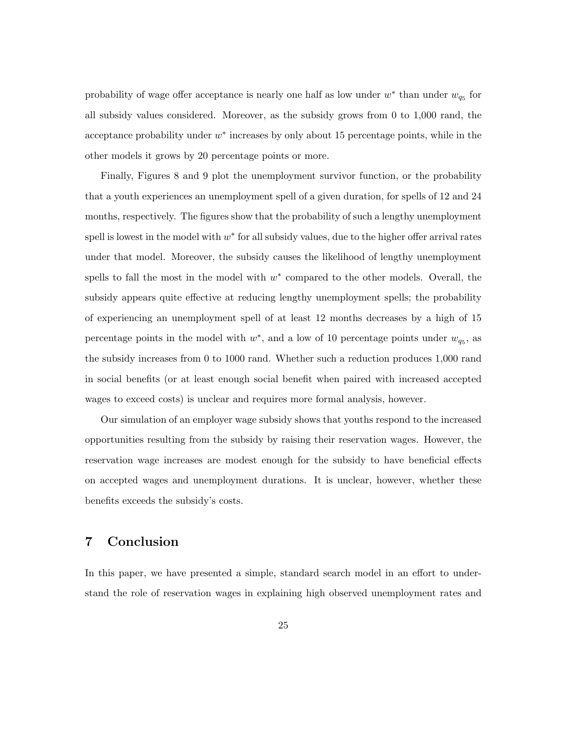probability of wage offer acceptance is nearly one half as low under $w^*$ than under $w_{q_5}$ for all subsidy values considered. Moreover, as the subsidy grows from 0 to 1,000 rand, the acceptance probability under $w^*$ increases by only about 15 percentage points, while in the other models it grows by 20 percentage points or more.

Finally, Figures 8 and 9 plot the unemployment survivor function, or the probability that a youth experiences an unemployment spell of a given duration, for spells of 12 and 24 months, respectively. The figures show that the probability of such a lengthy unemployment spell is lowest in the model with $w^*$ for all subsidy values, due to the higher offer arrival rates under that model. Moreover, the subsidy causes the likelihood of lengthy unemployment spells to fall the most in the model with $w^*$ compared to the other models. Overall, the subsidy appears quite effective at reducing lengthy unemployment spells; the probability of experiencing an unemployment spell of at least 12 months decreases by a high of 15 percentage points in the model with $w^*$, and a low of 10 percentage points under $w_{q_5}$, as the subsidy increases from 0 to 1000 rand. Whether such a reduction produces 1,000 rand in social benefits (or at least enough social benefit when paired with increased accepted wages to exceed costs) is unclear and requires more formal analysis, however.

Our simulation of an employer wage subsidy shows that youths respond to the increased opportunities resulting from the subsidy by raising their reservation wages. However, the reservation wage increases are modest enough for the subsidy to have beneficial effects on accepted wages and unemployment durations. It is unclear, however, whether these benefits exceeds the subsidy's costs.

## 7 Conclusion

In this paper, we have presented a simple, standard search model in an effort to understand the role of reservation wages in explaining high observed unemployment rates and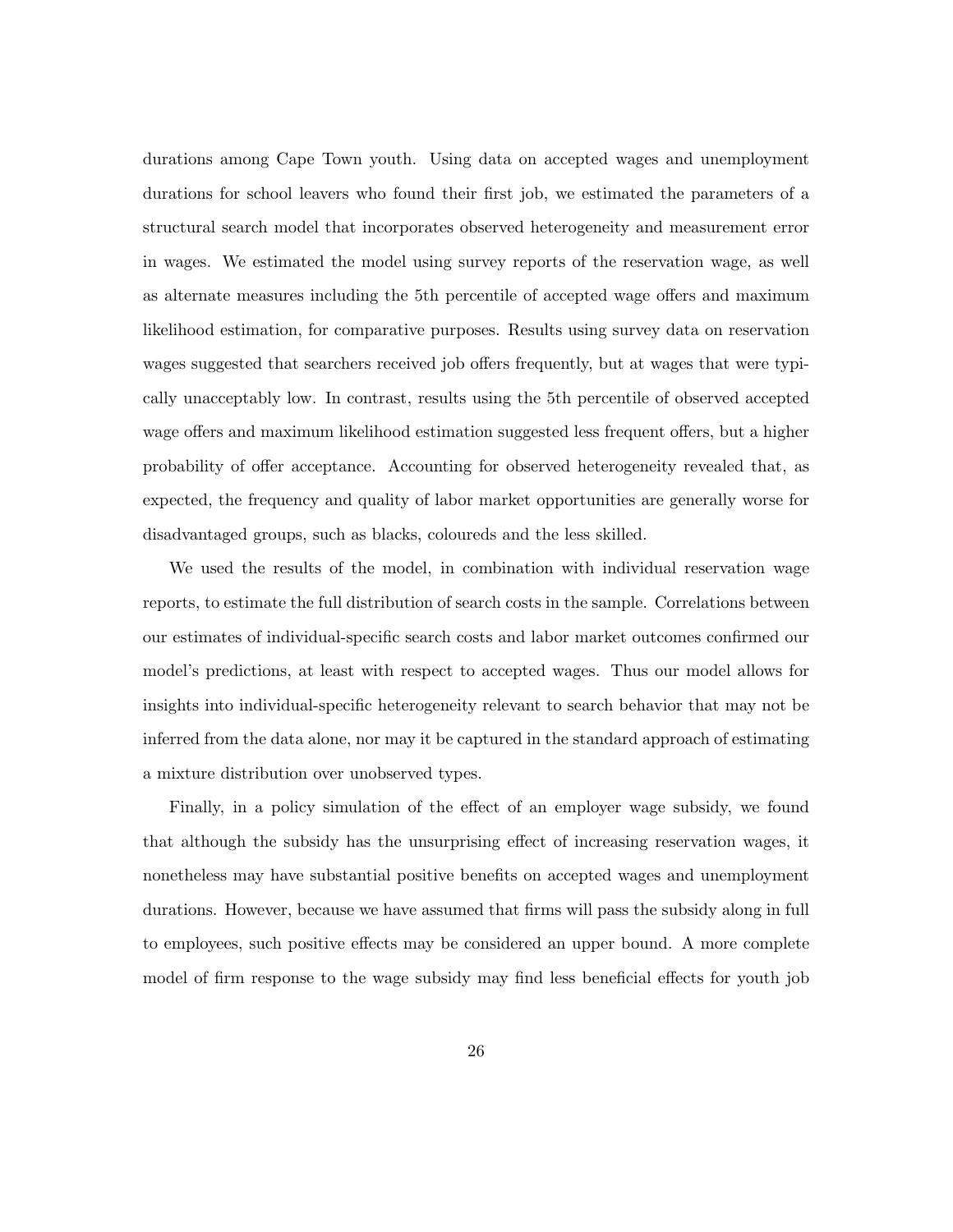durations among Cape Town youth. Using data on accepted wages and unemployment durations for school leavers who found their first job, we estimated the parameters of a structural search model that incorporates observed heterogeneity and measurement error in wages. We estimated the model using survey reports of the reservation wage, as well as alternate measures including the 5th percentile of accepted wage offers and maximum likelihood estimation, for comparative purposes. Results using survey data on reservation wages suggested that searchers received job offers frequently, but at wages that were typically unacceptably low. In contrast, results using the 5th percentile of observed accepted wage offers and maximum likelihood estimation suggested less frequent offers, but a higher probability of offer acceptance. Accounting for observed heterogeneity revealed that, as expected, the frequency and quality of labor market opportunities are generally worse for disadvantaged groups, such as blacks, coloureds and the less skilled.

We used the results of the model, in combination with individual reservation wage reports, to estimate the full distribution of search costs in the sample. Correlations between our estimates of individual-specific search costs and labor market outcomes confirmed our model's predictions, at least with respect to accepted wages. Thus our model allows for insights into individual-specific heterogeneity relevant to search behavior that may not be inferred from the data alone, nor may it be captured in the standard approach of estimating a mixture distribution over unobserved types.

Finally, in a policy simulation of the effect of an employer wage subsidy, we found that although the subsidy has the unsurprising effect of increasing reservation wages, it nonetheless may have substantial positive benefits on accepted wages and unemployment durations. However, because we have assumed that firms will pass the subsidy along in full to employees, such positive effects may be considered an upper bound. A more complete model of firm response to the wage subsidy may find less beneficial effects for youth job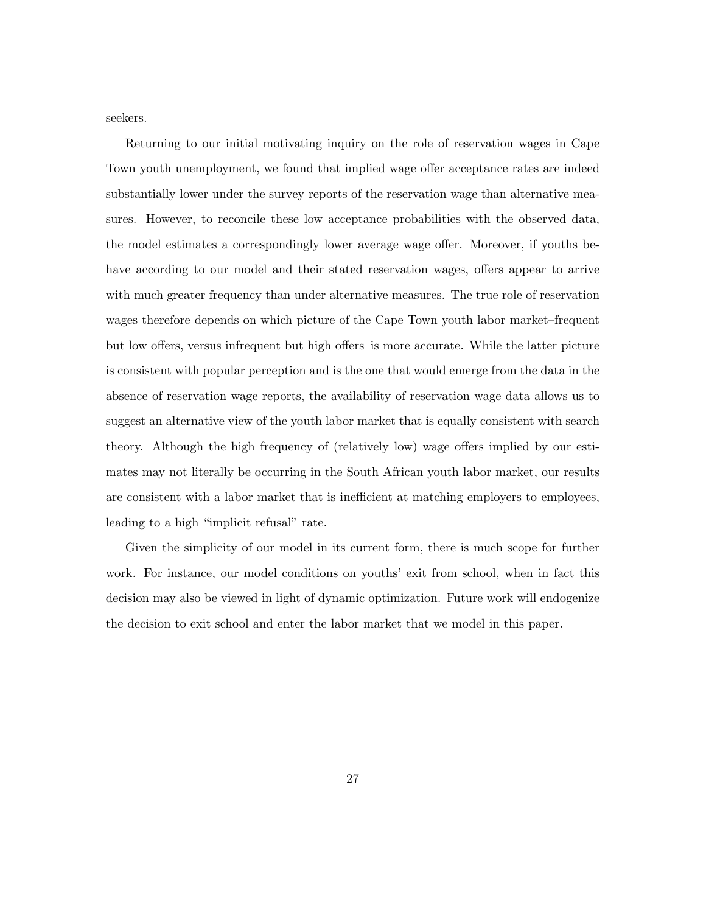seekers.

Returning to our initial motivating inquiry on the role of reservation wages in Cape Town youth unemployment, we found that implied wage offer acceptance rates are indeed substantially lower under the survey reports of the reservation wage than alternative measures. However, to reconcile these low acceptance probabilities with the observed data, the model estimates a correspondingly lower average wage offer. Moreover, if youths behave according to our model and their stated reservation wages, offers appear to arrive with much greater frequency than under alternative measures. The true role of reservation wages therefore depends on which picture of the Cape Town youth labor market–frequent but low offers, versus infrequent but high offers–is more accurate. While the latter picture is consistent with popular perception and is the one that would emerge from the data in the absence of reservation wage reports, the availability of reservation wage data allows us to suggest an alternative view of the youth labor market that is equally consistent with search theory. Although the high frequency of (relatively low) wage offers implied by our estimates may not literally be occurring in the South African youth labor market, our results are consistent with a labor market that is inefficient at matching employers to employees, leading to a high "implicit refusal" rate.

Given the simplicity of our model in its current form, there is much scope for further work. For instance, our model conditions on youths' exit from school, when in fact this decision may also be viewed in light of dynamic optimization. Future work will endogenize the decision to exit school and enter the labor market that we model in this paper.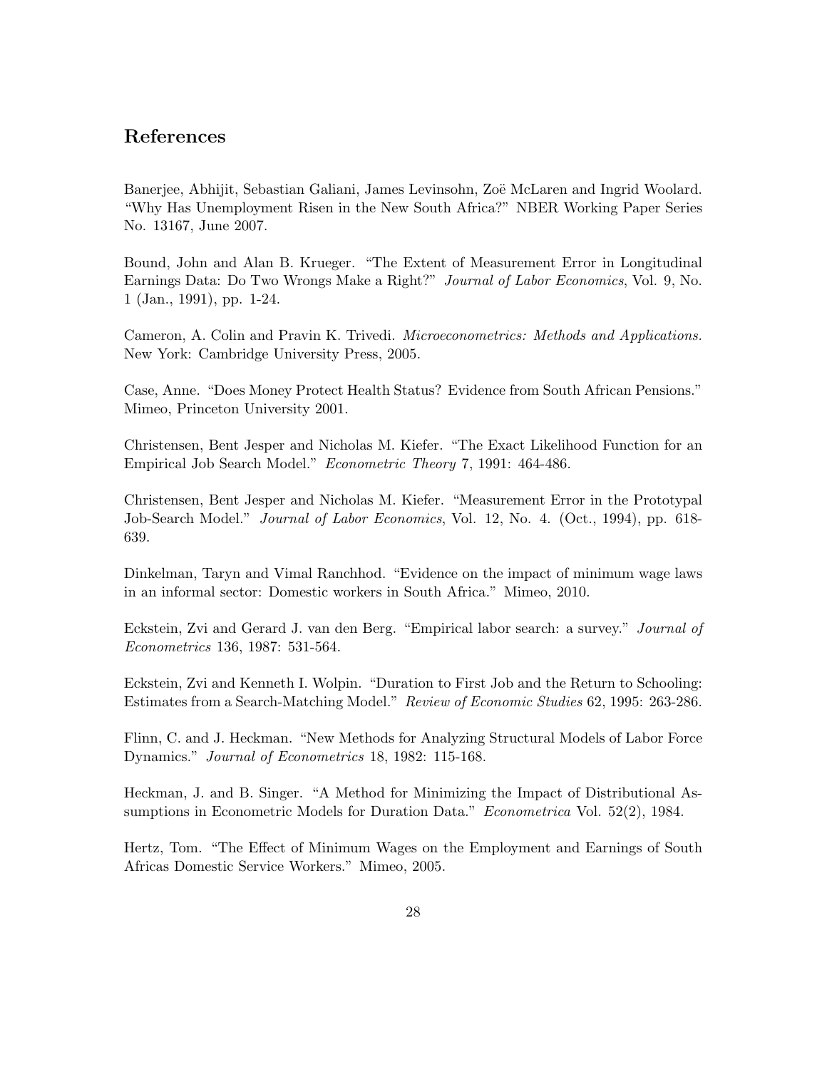## References

Banerjee, Abhijit, Sebastian Galiani, James Levinsohn, Zoë McLaren and Ingrid Woolard. "Why Has Unemployment Risen in the New South Africa?" NBER Working Paper Series No. 13167, June 2007.

Bound, John and Alan B. Krueger. "The Extent of Measurement Error in Longitudinal Earnings Data: Do Two Wrongs Make a Right?" *Journal of Labor Economics*, Vol. 9, No. 1 (Jan., 1991), pp. 1-24.

Cameron, A. Colin and Pravin K. Trivedi. *Microeconometrics: Methods and Applications.* New York: Cambridge University Press, 2005.

Case, Anne. "Does Money Protect Health Status? Evidence from South African Pensions." Mimeo, Princeton University 2001.

Christensen, Bent Jesper and Nicholas M. Kiefer. "The Exact Likelihood Function for an Empirical Job Search Model." *Econometric Theory* 7, 1991: 464-486.

Christensen, Bent Jesper and Nicholas M. Kiefer. "Measurement Error in the Prototypal Job-Search Model." *Journal of Labor Economics*, Vol. 12, No. 4. (Oct., 1994), pp. 618-639.

Dinkelman, Taryn and Vimal Ranchhod. "Evidence on the impact of minimum wage laws in an informal sector: Domestic workers in South Africa." Mimeo, 2010.

Eckstein, Zvi and Gerard J. van den Berg. "Empirical labor search: a survey." *Journal of Econometrics* 136, 1987: 531-564.

Eckstein, Zvi and Kenneth I. Wolpin. "Duration to First Job and the Return to Schooling: Estimates from a Search-Matching Model." *Review of Economic Studies* 62, 1995: 263-286.

Flinn, C. and J. Heckman. "New Methods for Analyzing Structural Models of Labor Force Dynamics." *Journal of Econometrics* 18, 1982: 115-168.

Heckman, J. and B. Singer. "A Method for Minimizing the Impact of Distributional Assumptions in Econometric Models for Duration Data." *Econometrica* Vol. 52(2), 1984.

Hertz, Tom. "The Effect of Minimum Wages on the Employment and Earnings of South Africas Domestic Service Workers." Mimeo, 2005.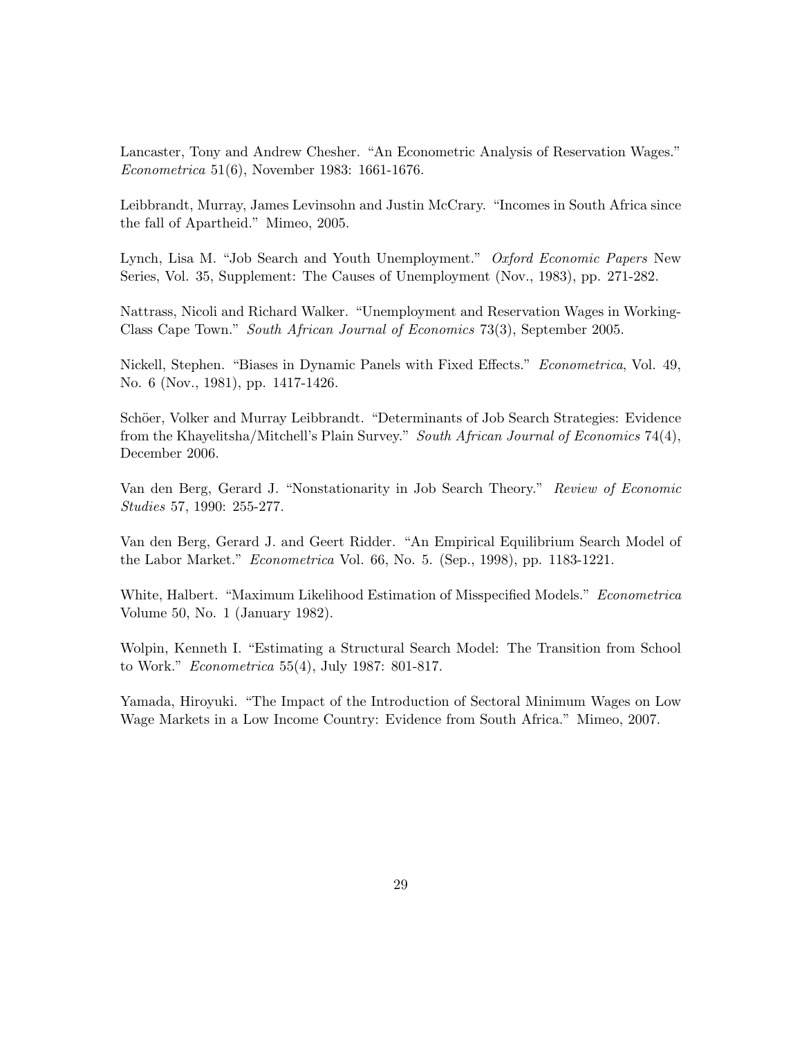Lancaster, Tony and Andrew Chesher. "An Econometric Analysis of Reservation Wages." *Econometrica* 51(6), November 1983: 1661-1676.

Leibbrandt, Murray, James Levinsohn and Justin McCrary. "Incomes in South Africa since the fall of Apartheid." Mimeo, 2005.

Lynch, Lisa M. "Job Search and Youth Unemployment." *Oxford Economic Papers* New Series, Vol. 35, Supplement: The Causes of Unemployment (Nov., 1983), pp. 271-282.

Nattrass, Nicoli and Richard Walker. "Unemployment and Reservation Wages in Working-Class Cape Town." *South African Journal of Economics* 73(3), September 2005.

Nickell, Stephen. "Biases in Dynamic Panels with Fixed Effects." *Econometrica*, Vol. 49, No. 6 (Nov., 1981), pp. 1417-1426.

Schöer, Volker and Murray Leibbrandt. "Determinants of Job Search Strategies: Evidence from the Khayelitsha/Mitchell's Plain Survey." *South African Journal of Economics* 74(4), December 2006.

Van den Berg, Gerard J. "Nonstationarity in Job Search Theory." *Review of Economic Studies* 57, 1990: 255-277.

Van den Berg, Gerard J. and Geert Ridder. "An Empirical Equilibrium Search Model of the Labor Market." *Econometrica* Vol. 66, No. 5. (Sep., 1998), pp. 1183-1221.

White, Halbert. "Maximum Likelihood Estimation of Misspecified Models." *Econometrica* Volume 50, No. 1 (January 1982).

Wolpin, Kenneth I. "Estimating a Structural Search Model: The Transition from School to Work." *Econometrica* 55(4), July 1987: 801-817.

Yamada, Hiroyuki. "The Impact of the Introduction of Sectoral Minimum Wages on Low Wage Markets in a Low Income Country: Evidence from South Africa." Mimeo, 2007.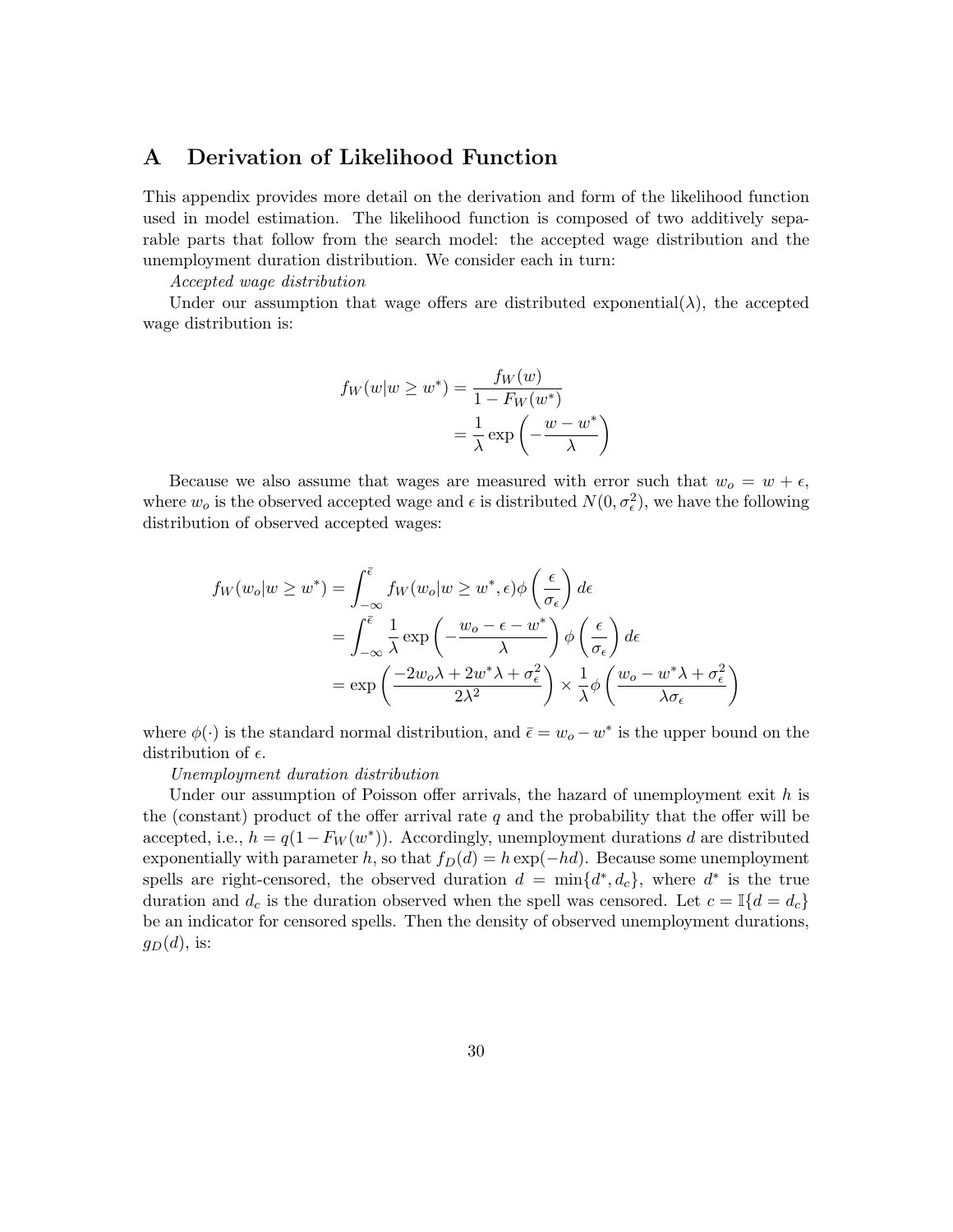# A Derivation of Likelihood Function

This appendix provides more detail on the derivation and form of the likelihood function used in model estimation. The likelihood function is composed of two additively separable parts that follow from the search model: the accepted wage distribution and the unemployment duration distribution. We consider each in turn:

*Accepted wage distribution*

Under our assumption that wage offers are distributed exponential($\lambda$), the accepted wage distribution is:

$$
\begin{aligned}
f_W(w|w \geq w^*) &= \frac{f_W(w)}{1 - F_W(w^*)} \\
&= \frac{1}{\lambda} \exp\left(-\frac{w - w^*}{\lambda}\right)
\end{aligned}
$$

Because we also assume that wages are measured with error such that $w_o = w + \epsilon$, where $w_o$ is the observed accepted wage and $\epsilon$ is distributed $N(0, \sigma_\epsilon^2)$, we have the following distribution of observed accepted wages:

$$
\begin{aligned}
f_W(w_o|w \geq w^*) &= \int_{-\infty}^{\bar{\epsilon}} f_W(w_o|w \geq w^*, \epsilon)\phi\left(\frac{\epsilon}{\sigma_\epsilon}\right) d\epsilon \\
&= \int_{-\infty}^{\bar{\epsilon}} \frac{1}{\lambda} \exp\left(-\frac{w_o - \epsilon - w^*}{\lambda}\right) \phi\left(\frac{\epsilon}{\sigma_\epsilon}\right) d\epsilon \\
&= \exp\left(\frac{-2w_o\lambda + 2w^*\lambda + \sigma_\epsilon^2}{2\lambda^2}\right) \times \frac{1}{\lambda}\phi\left(\frac{w_o - w^*\lambda + \sigma_\epsilon^2}{\lambda\sigma_\epsilon}\right)
\end{aligned}
$$

where $\phi(\cdot)$ is the standard normal distribution, and $\bar{\epsilon} = w_o - w^*$ is the upper bound on the distribution of $\epsilon$.

*Unemployment duration distribution*

Under our assumption of Poisson offer arrivals, the hazard of unemployment exit $h$ is the (constant) product of the offer arrival rate $q$ and the probability that the offer will be accepted, i.e., $h = q(1 - F_W(w^*))$. Accordingly, unemployment durations $d$ are distributed exponentially with parameter $h$, so that $f_D(d) = h\exp(-hd)$. Because some unemployment spells are right-censored, the observed duration $d = \min\{d^*, d_c\}$, where $d^*$ is the true duration and $d_c$ is the duration observed when the spell was censored. Let $c = \mathbb{I}\{d = d_c\}$ be an indicator for censored spells. Then the density of observed unemployment durations, $g_D(d)$, is: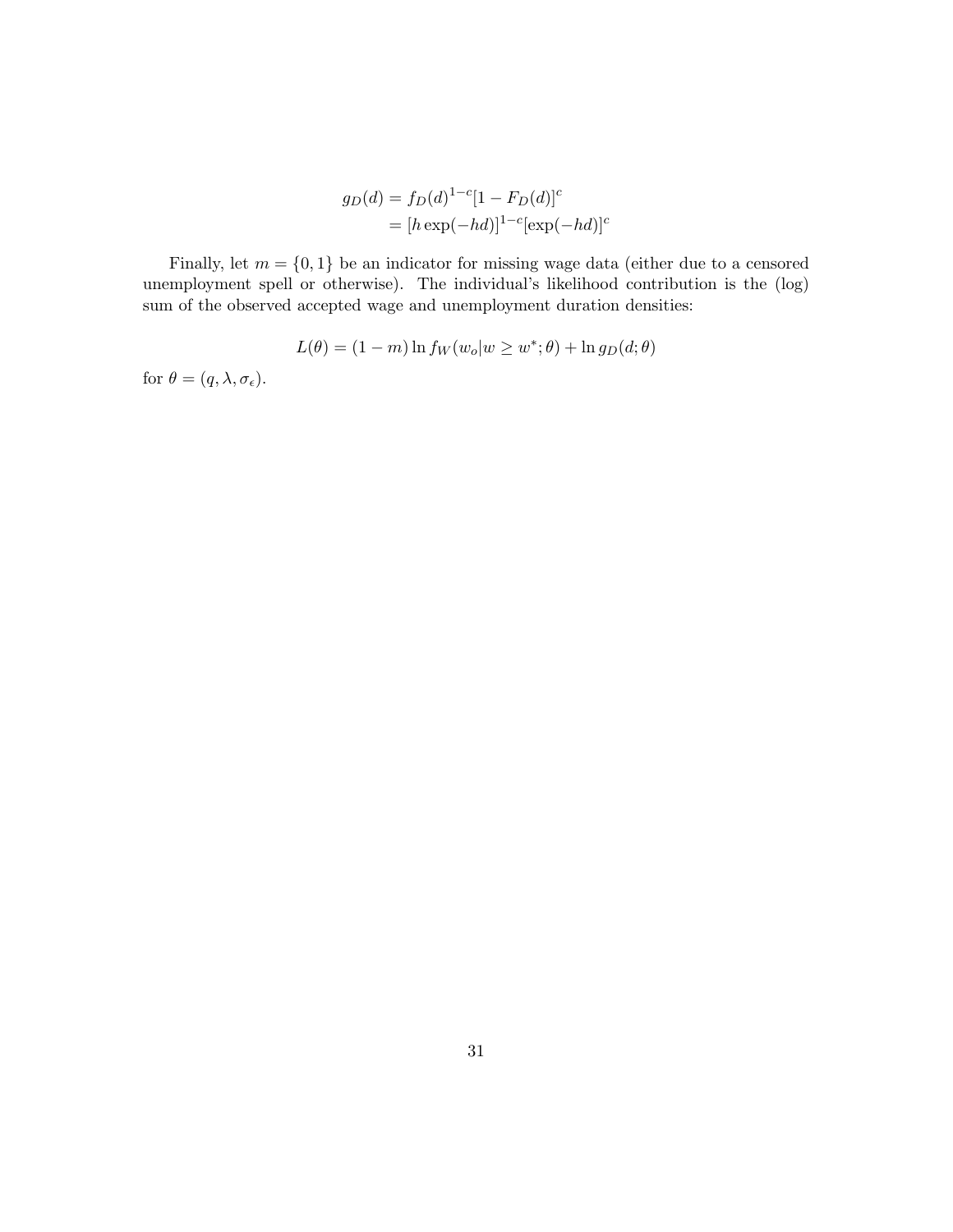$$
\begin{aligned}
g_D(d) &= f_D(d)^{1-c}[1 - F_D(d)]^c \\
&= [h\exp(-hd)]^{1-c}[\exp(-hd)]^c
\end{aligned}
$$

Finally, let $m = \{0, 1\}$ be an indicator for missing wage data (either due to a censored unemployment spell or otherwise). The individual's likelihood contribution is the (log) sum of the observed accepted wage and unemployment duration densities:

$$
L(\theta) = (1 - m)\ln f_W(w_o|w \geq w^*; \theta) + \ln g_D(d; \theta)
$$

for $\theta = (q, \lambda, \sigma_\epsilon)$.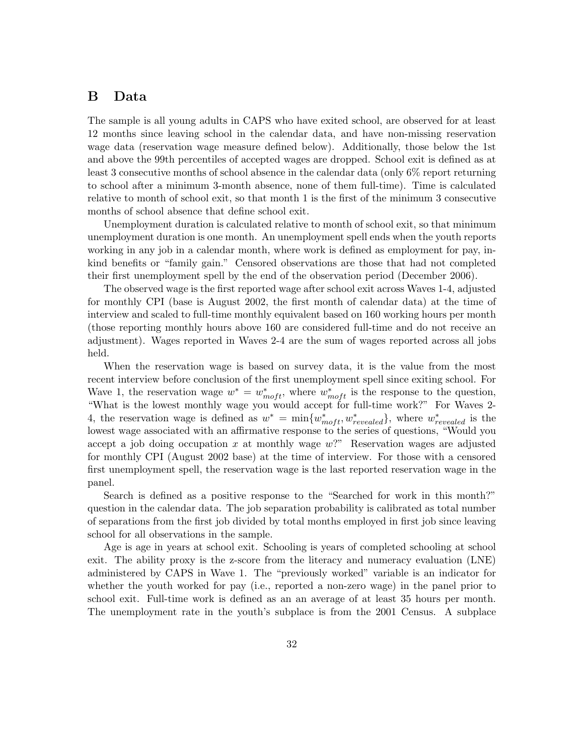# B Data

The sample is all young adults in CAPS who have exited school, are observed for at least 12 months since leaving school in the calendar data, and have non-missing reservation wage data (reservation wage measure defined below). Additionally, those below the 1st and above the 99th percentiles of accepted wages are dropped. School exit is defined as at least 3 consecutive months of school absence in the calendar data (only 6% report returning to school after a minimum 3-month absence, none of them full-time). Time is calculated relative to month of school exit, so that month 1 is the first of the minimum 3 consecutive months of school absence that define school exit.

Unemployment duration is calculated relative to month of school exit, so that minimum unemployment duration is one month. An unemployment spell ends when the youth reports working in any job in a calendar month, where work is defined as employment for pay, in-kind benefits or "family gain." Censored observations are those that had not completed their first unemployment spell by the end of the observation period (December 2006).

The observed wage is the first reported wage after school exit across Waves 1-4, adjusted for monthly CPI (base is August 2002, the first month of calendar data) at the time of interview and scaled to full-time monthly equivalent based on 160 working hours per month (those reporting monthly hours above 160 are considered full-time and do not receive an adjustment). Wages reported in Waves 2-4 are the sum of wages reported across all jobs held.

When the reservation wage is based on survey data, it is the value from the most recent interview before conclusion of the first unemployment spell since exiting school. For Wave 1, the reservation wage $w^* = w^*_{moft}$, where $w^*_{moft}$ is the response to the question, "What is the lowest monthly wage you would accept for full-time work?" For Waves 2-4, the reservation wage is defined as $w^* = \min\{w^*_{moft}, w^*_{revealed}\}$, where $w^*_{revealed}$ is the lowest wage associated with an affirmative response to the series of questions, "Would you accept a job doing occupation $x$ at monthly wage $w$?" Reservation wages are adjusted for monthly CPI (August 2002 base) at the time of interview. For those with a censored first unemployment spell, the reservation wage is the last reported reservation wage in the panel.

Search is defined as a positive response to the "Searched for work in this month?" question in the calendar data. The job separation probability is calibrated as total number of separations from the first job divided by total months employed in first job since leaving school for all observations in the sample.

Age is age in years at school exit. Schooling is years of completed schooling at school exit. The ability proxy is the z-score from the literacy and numeracy evaluation (LNE) administered by CAPS in Wave 1. The "previously worked" variable is an indicator for whether the youth worked for pay (i.e., reported a non-zero wage) in the panel prior to school exit. Full-time work is defined as an an average of at least 35 hours per month. The unemployment rate in the youth's subplace is from the 2001 Census. A subplace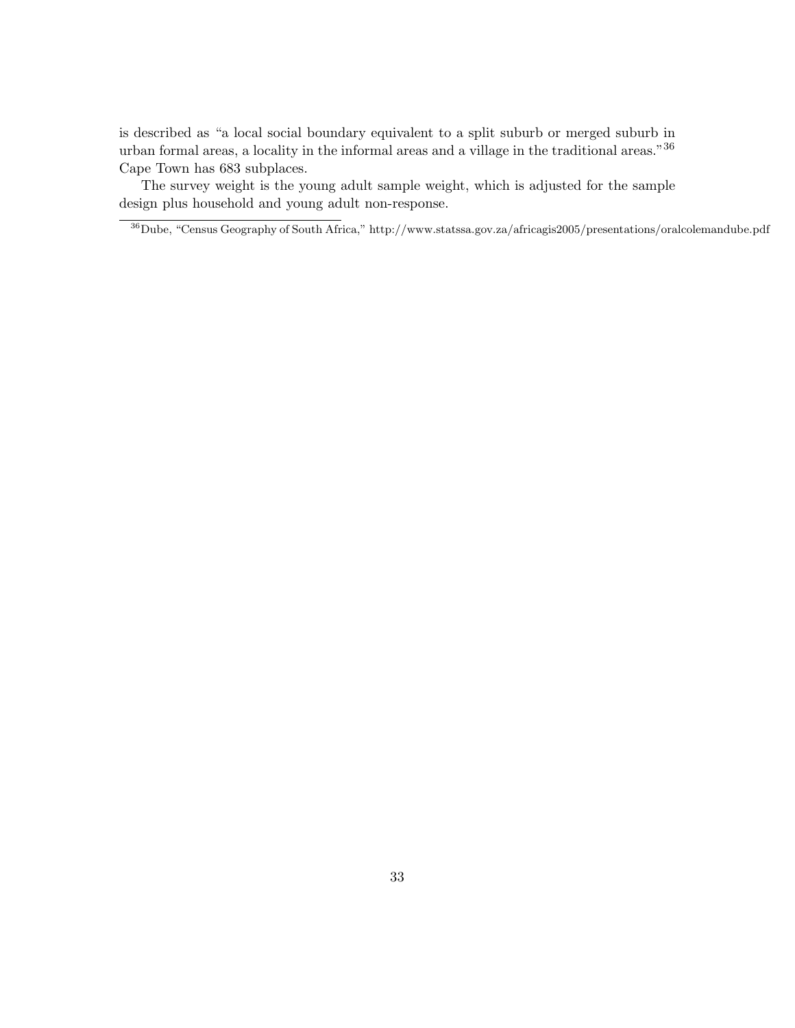is described as "a local social boundary equivalent to a split suburb or merged suburb in urban formal areas, a locality in the informal areas and a village in the traditional areas."[36] Cape Town has 683 subplaces.

The survey weight is the young adult sample weight, which is adjusted for the sample design plus household and young adult non-response.

[36] Dube, "Census Geography of South Africa," http://www.statssa.gov.za/africagis2005/presentations/oralcolemandube.pdf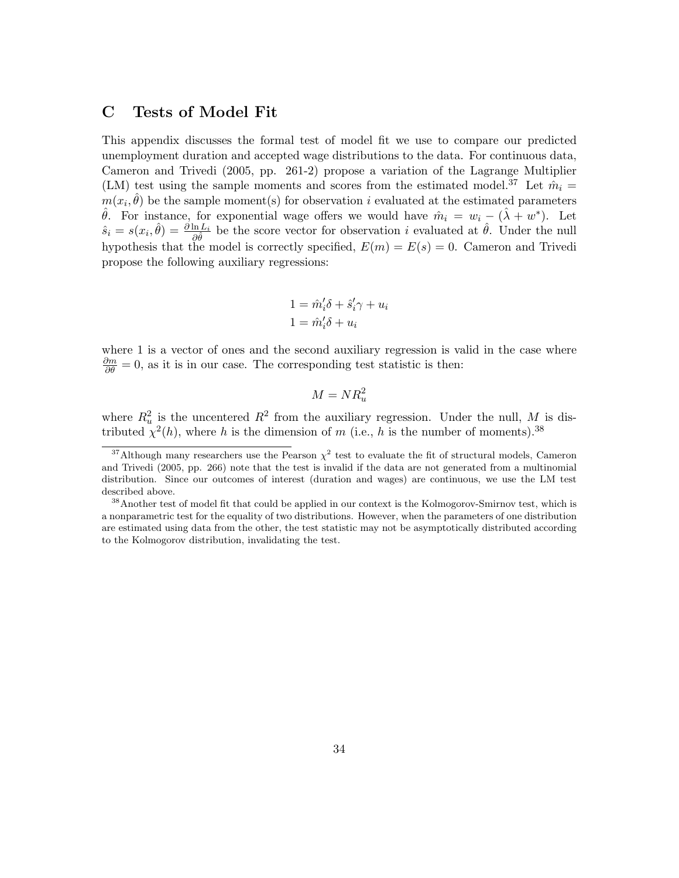# C Tests of Model Fit

This appendix discusses the formal test of model fit we use to compare our predicted unemployment duration and accepted wage distributions to the data. For continuous data, Cameron and Trivedi (2005, pp. 261-2) propose a variation of the Lagrange Multiplier (LM) test using the sample moments and scores from the estimated model.[37] Let $\hat{m}_i = m(x_i, \hat{\theta})$ be the sample moment(s) for observation $i$ evaluated at the estimated parameters $\hat{\theta}$. For instance, for exponential wage offers we would have $\hat{m}_i = w_i - (\hat{\lambda} + w^*)$. Let $\hat{s}_i = s(x_i, \hat{\theta}) = \frac{\partial \ln L_i}{\partial \hat{\theta}}$ be the score vector for observation $i$ evaluated at $\hat{\theta}$. Under the null hypothesis that the model is correctly specified, $E(m) = E(s) = 0$. Cameron and Trivedi propose the following auxiliary regressions:

$$
\begin{aligned}
1 &= \hat{m}_i'\delta + \hat{s}_i'\gamma + u_i \\
1 &= \hat{m}_i'\delta + u_i
\end{aligned}
$$

where 1 is a vector of ones and the second auxiliary regression is valid in the case where $\frac{\partial m}{\partial \theta} = 0$, as it is in our case. The corresponding test statistic is then:

$$
M = NR_u^2
$$

where $R_u^2$ is the uncentered $R^2$ from the auxiliary regression. Under the null, $M$ is distributed $\chi^2(h)$, where $h$ is the dimension of $m$ (i.e., $h$ is the number of moments).[38]

---

[37] Although many researchers use the Pearson $\chi^2$ test to evaluate the fit of structural models, Cameron and Trivedi (2005, pp. 266) note that the test is invalid if the data are not generated from a multinomial distribution. Since our outcomes of interest (duration and wages) are continuous, we use the LM test described above.

[38] Another test of model fit that could be applied in our context is the Kolmogorov-Smirnov test, which is a nonparametric test for the equality of two distributions. However, when the parameters of one distribution are estimated using data from the other, the test statistic may not be asymptotically distributed according to the Kolmogorov distribution, invalidating the test.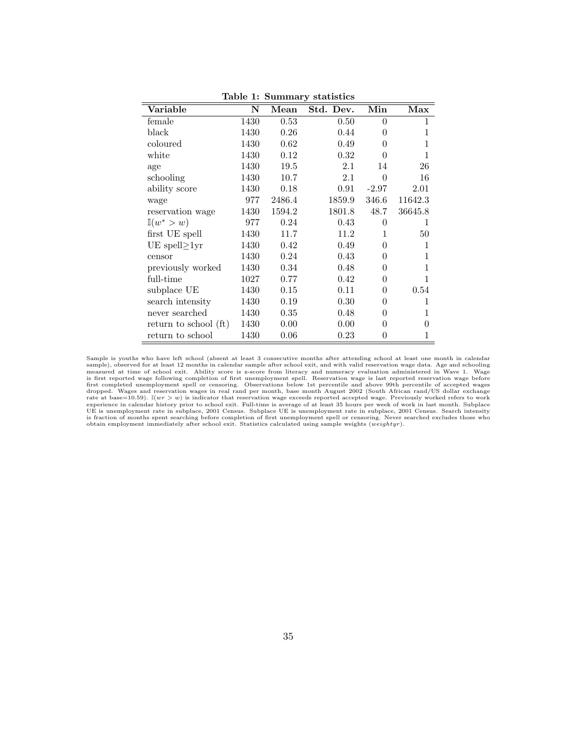**Table 1: Summary statistics**

| Variable | N | Mean | Std. Dev. | Min | Max |
|---|---|---|---|---|---|
| female | 1430 | 0.53 | 0.50 | 0 | 1 |
| black | 1430 | 0.26 | 0.44 | 0 | 1 |
| coloured | 1430 | 0.62 | 0.49 | 0 | 1 |
| white | 1430 | 0.12 | 0.32 | 0 | 1 |
| age | 1430 | 19.5 | 2.1 | 14 | 26 |
| schooling | 1430 | 10.7 | 2.1 | 0 | 16 |
| ability score | 1430 | 0.18 | 0.91 | -2.97 | 2.01 |
| wage | 977 | 2486.4 | 1859.9 | 346.6 | 11642.3 |
| reservation wage | 1430 | 1594.2 | 1801.8 | 48.7 | 36645.8 |
| $\mathbb{I}(w^* > w)$ | 977 | 0.24 | 0.43 | 0 | 1 |
| first UE spell | 1430 | 11.7 | 11.2 | 1 | 50 |
| UE spell≥1yr | 1430 | 0.42 | 0.49 | 0 | 1 |
| censor | 1430 | 0.24 | 0.43 | 0 | 1 |
| previously worked | 1430 | 0.34 | 0.48 | 0 | 1 |
| full-time | 1027 | 0.77 | 0.42 | 0 | 1 |
| subplace UE | 1430 | 0.15 | 0.11 | 0 | 0.54 |
| search intensity | 1430 | 0.19 | 0.30 | 0 | 1 |
| never searched | 1430 | 0.35 | 0.48 | 0 | 1 |
| return to school (ft) | 1430 | 0.00 | 0.00 | 0 | 0 |
| return to school | 1430 | 0.06 | 0.23 | 0 | 1 |

Sample is youths who have left school (absent at least 3 consecutive months after attending school at least one month in calendar sample), observed for at least 12 months in calendar sample after school exit, and with valid reservation wage data. Age and schooling measured at time of school exit. Ability score is z-score from literacy and numeracy evaluation administered in Wave 1. Wage is first reported wage following completion of first unemployment spell. Reservation wage is last reported reservation wage before first completed unemployment spell or censoring. Observations below 1st percentile and above 99th percentile of accepted wages dropped. Wages and reservation wages in real rand per month, base month August 2002 (South African rand/US dollar exchange rate at base=10.59). $\mathbb{I}(wr > w)$ is indicator that reservation wage exceeds reported accepted wage. Previously worked refers to work experience in calendar history prior to school exit. Full-time is average of at least 35 hours per week of work in last month. Subplace UE is unemployment rate in subplace, 2001 Census. Subplace UE is unemployment rate in subplace, 2001 Census. Search intensity is fraction of months spent searching before completion of first unemployment spell or censoring. Never searched excludes those who obtain employment immediately after school exit. Statistics calculated using sample weights (*weightyr*).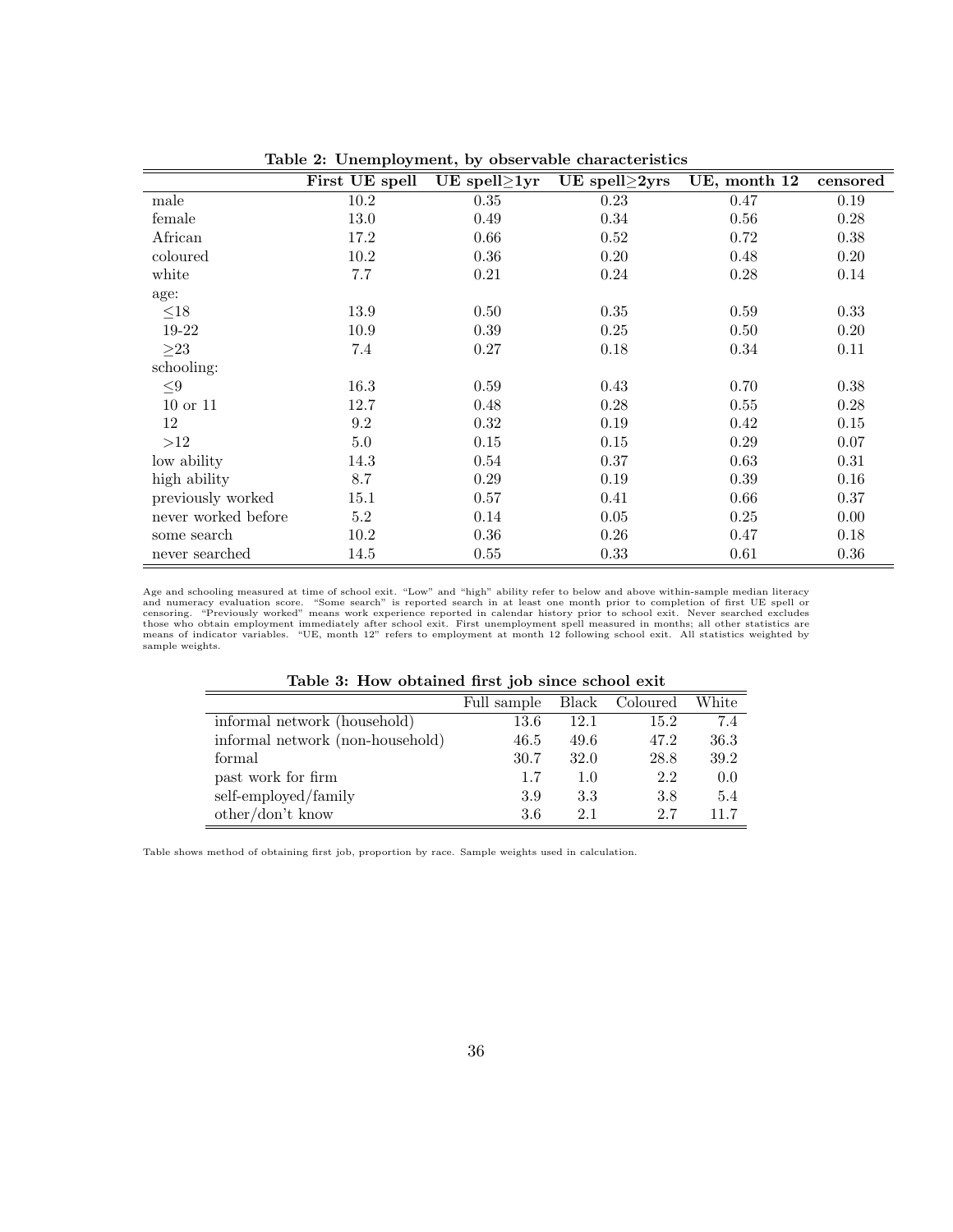**Table 2: Unemployment, by observable characteristics**

| | First UE spell | UE spell≥1yr | UE spell≥2yrs | UE, month 12 | censored |
|---|---|---|---|---|---|
| male | 10.2 | 0.35 | 0.23 | 0.47 | 0.19 |
| female | 13.0 | 0.49 | 0.34 | 0.56 | 0.28 |
| African | 17.2 | 0.66 | 0.52 | 0.72 | 0.38 |
| coloured | 10.2 | 0.36 | 0.20 | 0.48 | 0.20 |
| white | 7.7 | 0.21 | 0.24 | 0.28 | 0.14 |
| age: | | | | | |
| ≤18 | 13.9 | 0.50 | 0.35 | 0.59 | 0.33 |
| 19-22 | 10.9 | 0.39 | 0.25 | 0.50 | 0.20 |
| ≥23 | 7.4 | 0.27 | 0.18 | 0.34 | 0.11 |
| schooling: | | | | | |
| ≤9 | 16.3 | 0.59 | 0.43 | 0.70 | 0.38 |
| 10 or 11 | 12.7 | 0.48 | 0.28 | 0.55 | 0.28 |
| 12 | 9.2 | 0.32 | 0.19 | 0.42 | 0.15 |
| >12 | 5.0 | 0.15 | 0.15 | 0.29 | 0.07 |
| low ability | 14.3 | 0.54 | 0.37 | 0.63 | 0.31 |
| high ability | 8.7 | 0.29 | 0.19 | 0.39 | 0.16 |
| previously worked | 15.1 | 0.57 | 0.41 | 0.66 | 0.37 |
| never worked before | 5.2 | 0.14 | 0.05 | 0.25 | 0.00 |
| some search | 10.2 | 0.36 | 0.26 | 0.47 | 0.18 |
| never searched | 14.5 | 0.55 | 0.33 | 0.61 | 0.36 |

Age and schooling measured at time of school exit. "Low" and "high" ability refer to below and above within-sample median literacy and numeracy evaluation score. "Some search" is reported search in at least one month prior to completion of first UE spell or censoring. "Previously worked" means work experience reported in calendar history prior to school exit. Never searched excludes those who obtain employment immediately after school exit. First unemployment spell measured in months; all other statistics are means of indicator variables. "UE, month 12" refers to employment at month 12 following school exit. All statistics weighted by sample weights.

**Table 3: How obtained first job since school exit**

| | Full sample | Black | Coloured | White |
|---|---|---|---|---|
| informal network (household) | 13.6 | 12.1 | 15.2 | 7.4 |
| informal network (non-household) | 46.5 | 49.6 | 47.2 | 36.3 |
| formal | 30.7 | 32.0 | 28.8 | 39.2 |
| past work for firm | 1.7 | 1.0 | 2.2 | 0.0 |
| self-employed/family | 3.9 | 3.3 | 3.8 | 5.4 |
| other/don't know | 3.6 | 2.1 | 2.7 | 11.7 |

Table shows method of obtaining first job, proportion by race. Sample weights used in calculation.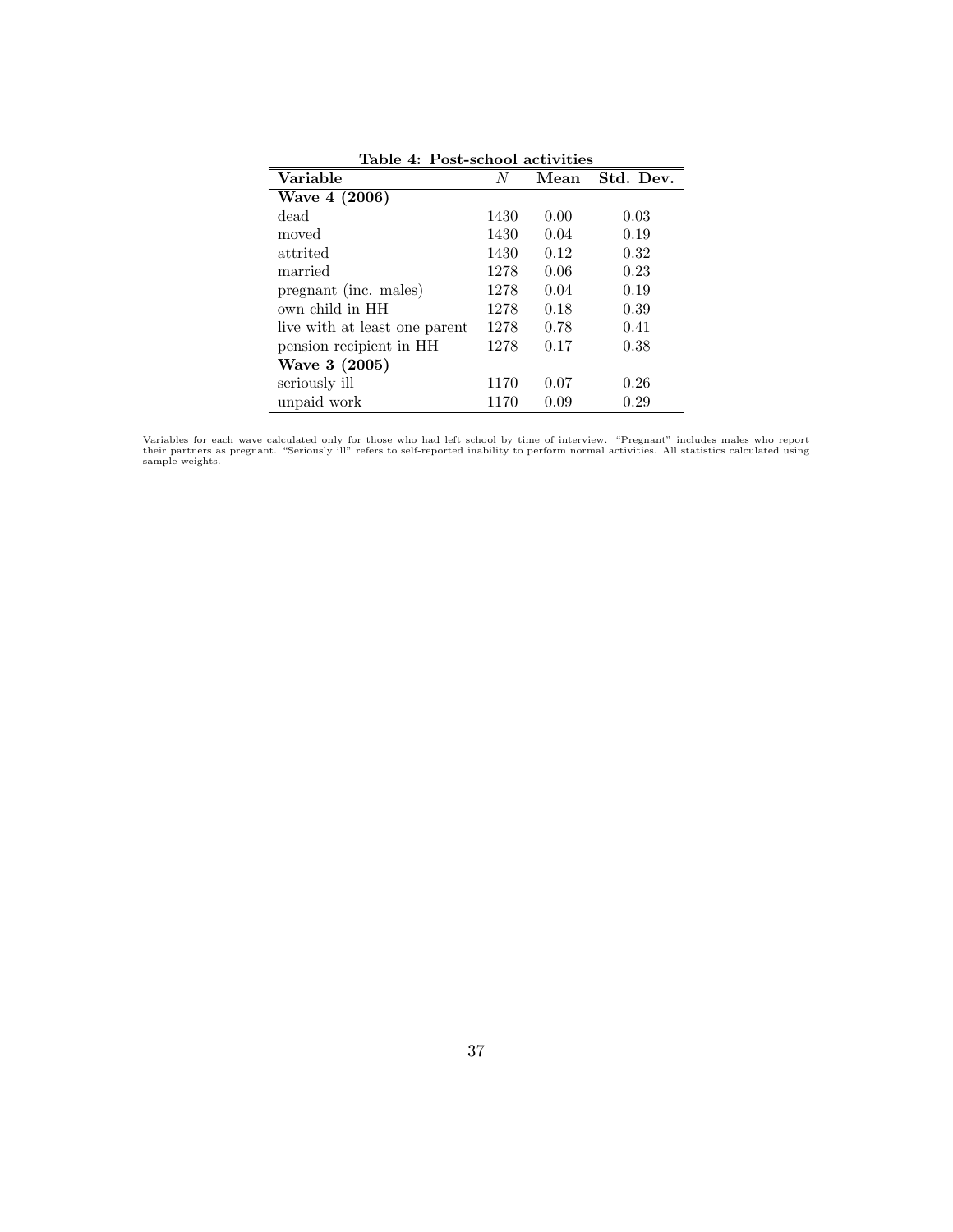**Table 4: Post-school activities**

| Variable | $N$ | Mean | Std. Dev. |
|---|---|---|---|
| **Wave 4 (2006)** | | | |
| dead | 1430 | 0.00 | 0.03 |
| moved | 1430 | 0.04 | 0.19 |
| attrited | 1430 | 0.12 | 0.32 |
| married | 1278 | 0.06 | 0.23 |
| pregnant (inc. males) | 1278 | 0.04 | 0.19 |
| own child in HH | 1278 | 0.18 | 0.39 |
| live with at least one parent | 1278 | 0.78 | 0.41 |
| pension recipient in HH | 1278 | 0.17 | 0.38 |
| **Wave 3 (2005)** | | | |
| seriously ill | 1170 | 0.07 | 0.26 |
| unpaid work | 1170 | 0.09 | 0.29 |

Variables for each wave calculated only for those who had left school by time of interview. "Pregnant" includes males who report their partners as pregnant. "Seriously ill" refers to self-reported inability to perform normal activities. All statistics calculated using sample weights.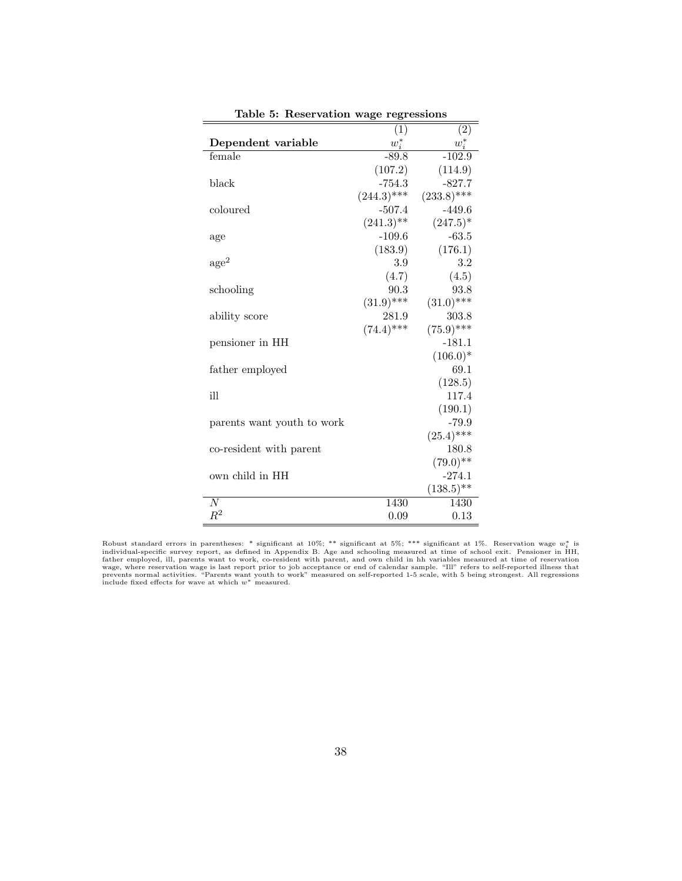**Table 5: Reservation wage regressions**

| | (1) | (2) |
|---|---|---|
| **Dependent variable** | $w_i^*$ | $w_i^*$ |
| female | -89.8 | -102.9 |
| | (107.2) | (114.9) |
| black | -754.3 | -827.7 |
| | (244.3)*** | (233.8)*** |
| coloured | -507.4 | -449.6 |
| | (241.3)** | (247.5)* |
| age | -109.6 | -63.5 |
| | (183.9) | (176.1) |
| age$^2$ | 3.9 | 3.2 |
| | (4.7) | (4.5) |
| schooling | 90.3 | 93.8 |
| | (31.9)*** | (31.0)*** |
| ability score | 281.9 | 303.8 |
| | (74.4)*** | (75.9)*** |
| pensioner in HH | | -181.1 |
| | | (106.0)* |
| father employed | | 69.1 |
| | | (128.5) |
| ill | | 117.4 |
| | | (190.1) |
| parents want youth to work | | -79.9 |
| | | (25.4)*** |
| co-resident with parent | | 180.8 |
| | | (79.0)** |
| own child in HH | | -274.1 |
| | | (138.5)** |
| $N$ | 1430 | 1430 |
| $R^2$ | 0.09 | 0.13 |

Robust standard errors in parentheses: * significant at 10%; ** significant at 5%; *** significant at 1%. Reservation wage $w_i^*$ is individual-specific survey report, as defined in Appendix B. Age and schooling measured at time of school exit. Pensioner in HH, father employed, ill, parents want to work, co-resident with parent, and own child in hh variables measured at time of reservation wage, where reservation wage is last report prior to job acceptance or end of calendar sample. "Ill" refers to self-reported illness that prevents normal activities. "Parents want youth to work" measured on self-reported 1-5 scale, with 5 being strongest. All regressions include fixed effects for wave at which $w^*$ measured.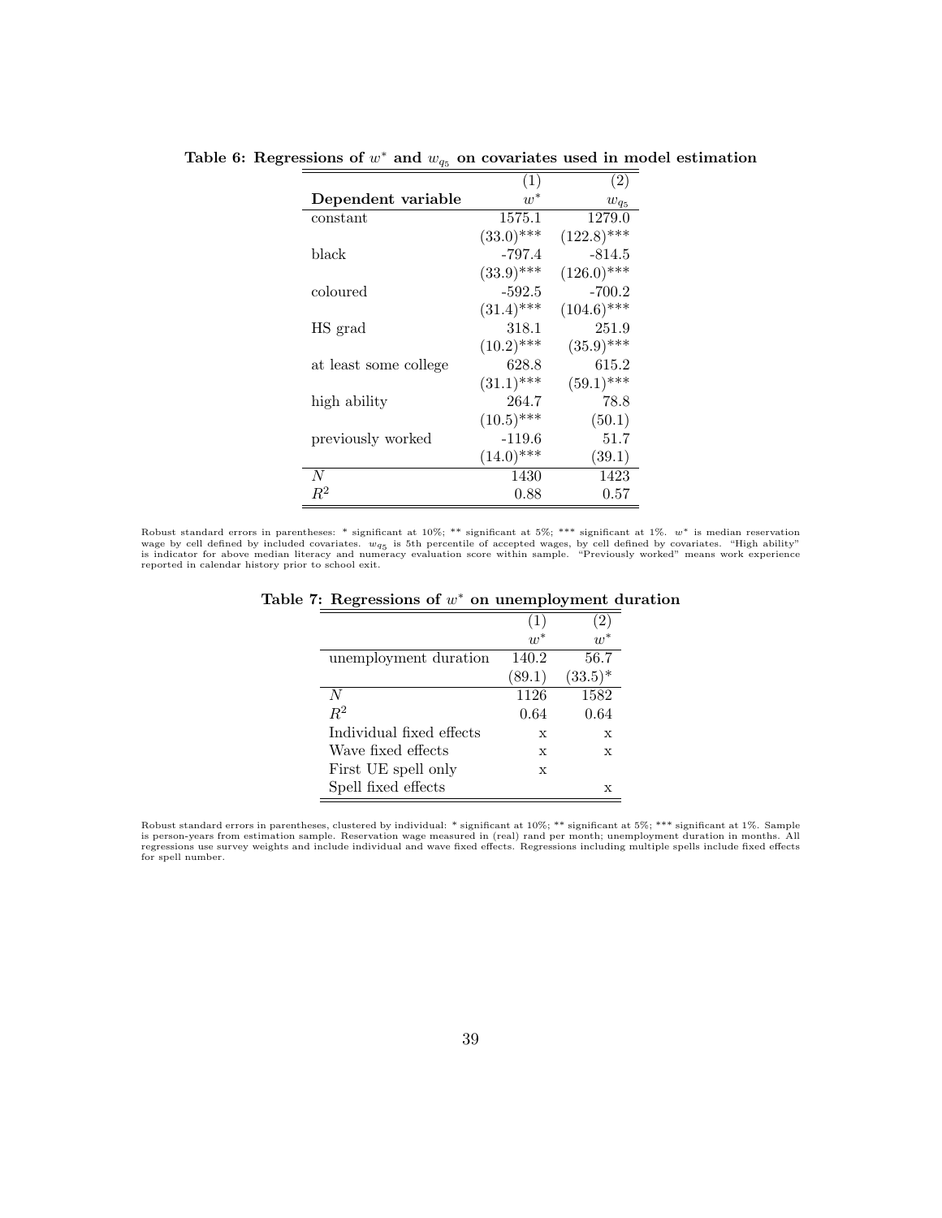**Table 6: Regressions of $w^*$ and $w_{q_5}$ on covariates used in model estimation**

| | (1) | (2) |
|---|---|---|
| **Dependent variable** | $w^*$ | $w_{q_5}$ |
| constant | 1575.1 | 1279.0 |
| | (33.0)*** | (122.8)*** |
| black | -797.4 | -814.5 |
| | (33.9)*** | (126.0)*** |
| coloured | -592.5 | -700.2 |
| | (31.4)*** | (104.6)*** |
| HS grad | 318.1 | 251.9 |
| | (10.2)*** | (35.9)*** |
| at least some college | 628.8 | 615.2 |
| | (31.1)*** | (59.1)*** |
| high ability | 264.7 | 78.8 |
| | (10.5)*** | (50.1) |
| previously worked | -119.6 | 51.7 |
| | (14.0)*** | (39.1) |
| $N$ | 1430 | 1423 |
| $R^2$ | 0.88 | 0.57 |

Robust standard errors in parentheses: * significant at 10%; ** significant at 5%; *** significant at 1%. $w^*$ is median reservation wage by cell defined by included covariates. $w_{q_5}$ is 5th percentile of accepted wages, by cell defined by covariates. "High ability" is indicator for above median literacy and numeracy evaluation score within sample. "Previously worked" means work experience reported in calendar history prior to school exit.

**Table 7: Regressions of $w^*$ on unemployment duration**

| | (1) | (2) |
|---|---|---|
| | $w^*$ | $w^*$ |
| unemployment duration | 140.2 | 56.7 |
| | (89.1) | (33.5)* |
| $N$ | 1126 | 1582 |
| $R^2$ | 0.64 | 0.64 |
| Individual fixed effects | x | x |
| Wave fixed effects | x | x |
| First UE spell only | x | |
| Spell fixed effects | | x |

Robust standard errors in parentheses, clustered by individual: * significant at 10%; ** significant at 5%; *** significant at 1%. Sample is person-years from estimation sample. Reservation wage measured in (real) rand per month; unemployment duration in months. All regressions use survey weights and include individual and wave fixed effects. Regressions including multiple spells include fixed effects for spell number.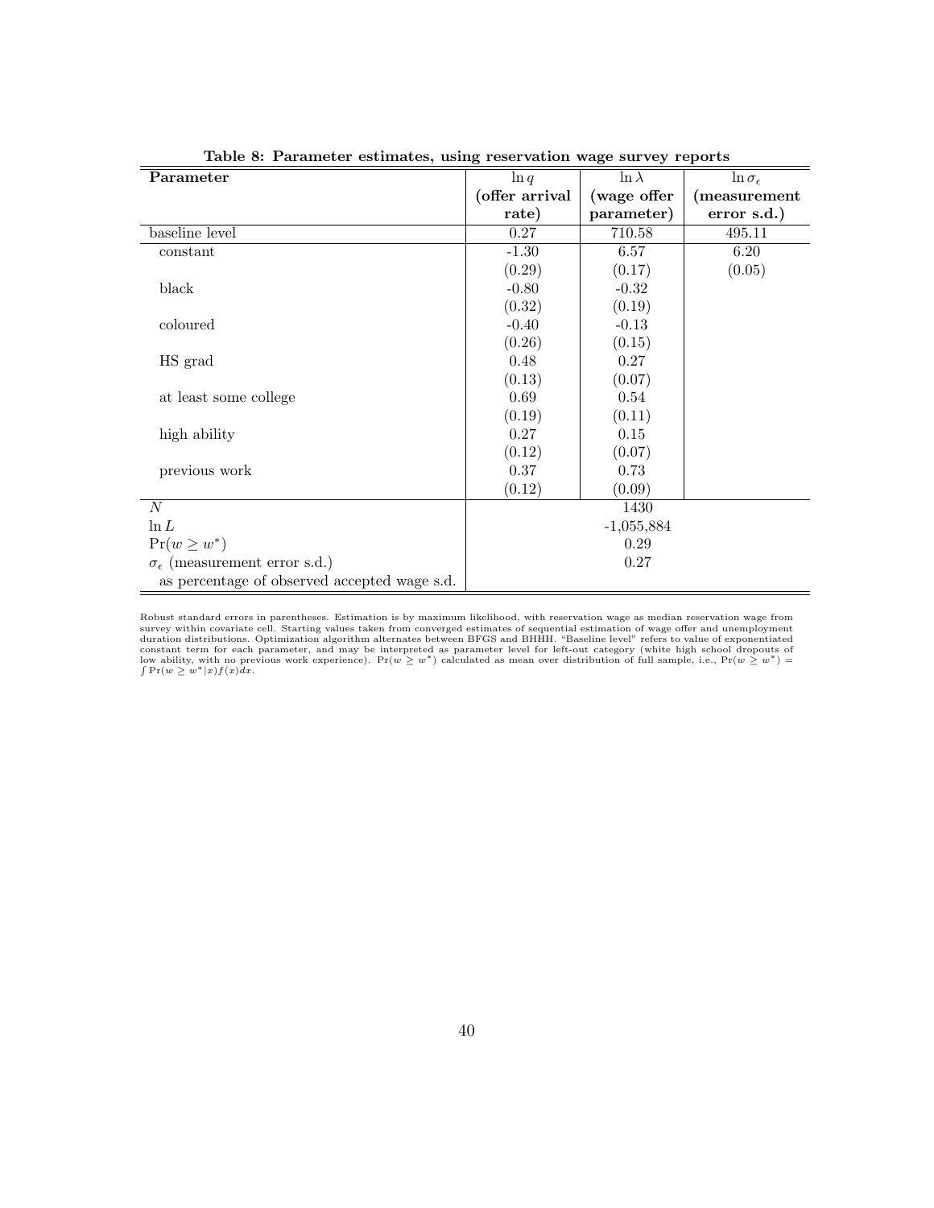**Table 8: Parameter estimates, using reservation wage survey reports**

| **Parameter** | $\ln q$ **(offer arrival rate)** | $\ln \lambda$ **(wage offer parameter)** | $\ln \sigma_\epsilon$ **(measurement error s.d.)** |
|---|---|---|---|
| baseline level | 0.27 | 710.58 | 495.11 |
| constant | -1.30 | 6.57 | 6.20 |
| | (0.29) | (0.17) | (0.05) |
| black | -0.80 | -0.32 | |
| | (0.32) | (0.19) | |
| coloured | -0.40 | -0.13 | |
| | (0.26) | (0.15) | |
| HS grad | 0.48 | 0.27 | |
| | (0.13) | (0.07) | |
| at least some college | 0.69 | 0.54 | |
| | (0.19) | (0.11) | |
| high ability | 0.27 | 0.15 | |
| | (0.12) | (0.07) | |
| previous work | 0.37 | 0.73 | |
| | (0.12) | (0.09) | |
| $N$ | | 1430 | |
| $\ln L$ | | -1,055,884 | |
| $\Pr(w \geq w^*)$ | | 0.29 | |
| $\sigma_\epsilon$ (measurement error s.d.) as percentage of observed accepted wage s.d. | | 0.27 | |

Robust standard errors in parentheses. Estimation is by maximum likelihood, with reservation wage as median reservation wage from survey within covariate cell. Starting values taken from converged estimates of sequential estimation of wage offer and unemployment duration distributions. Optimization algorithm alternates between BFGS and BHHH. "Baseline level" refers to value of exponentiated constant term for each parameter, and may be interpreted as parameter level for left-out category (white high school dropouts of low ability, with no previous work experience). $\Pr(w \geq w^*)$ calculated as mean over distribution of full sample, i.e., $\Pr(w \geq w^*) = \int \Pr(w \geq w^*|x)f(x)dx$.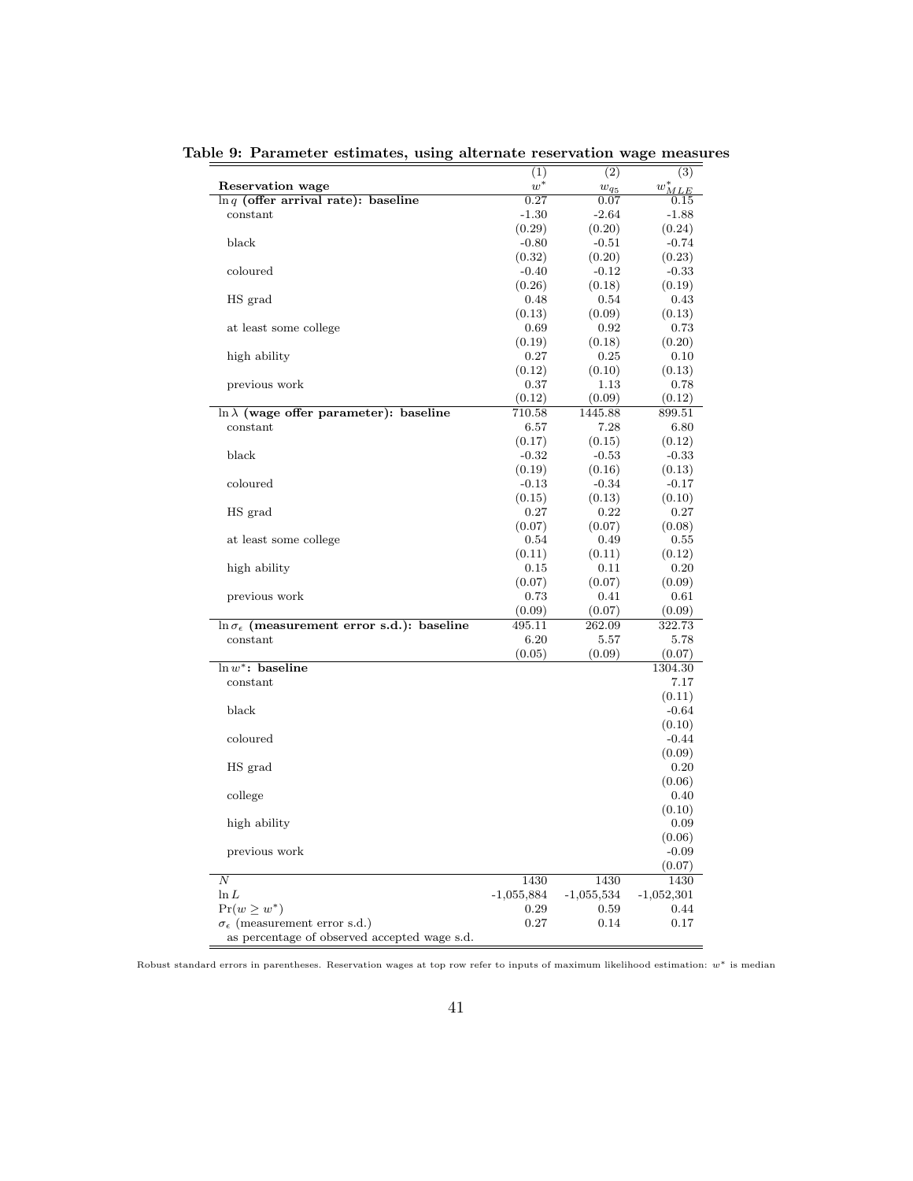**Table 9: Parameter estimates, using alternate reservation wage measures**

| | (1) | (2) | (3) |
|---|---|---|---|
| **Reservation wage** | $w^*$ | $w_{q_5}$ | $w^*_{MLE}$ |
| **$\ln q$ (offer arrival rate): baseline** | 0.27 | 0.07 | 0.15 |
| constant | -1.30 | -2.64 | -1.88 |
| | (0.29) | (0.20) | (0.24) |
| black | -0.80 | -0.51 | -0.74 |
| | (0.32) | (0.20) | (0.23) |
| coloured | -0.40 | -0.12 | -0.33 |
| | (0.26) | (0.18) | (0.19) |
| HS grad | 0.48 | 0.54 | 0.43 |
| | (0.13) | (0.09) | (0.13) |
| at least some college | 0.69 | 0.92 | 0.73 |
| | (0.19) | (0.18) | (0.20) |
| high ability | 0.27 | 0.25 | 0.10 |
| | (0.12) | (0.10) | (0.13) |
| previous work | 0.37 | 1.13 | 0.78 |
| | (0.12) | (0.09) | (0.12) |
| **$\ln \lambda$ (wage offer parameter): baseline** | 710.58 | 1445.88 | 899.51 |
| constant | 6.57 | 7.28 | 6.80 |
| | (0.17) | (0.15) | (0.12) |
| black | -0.32 | -0.53 | -0.33 |
| | (0.19) | (0.16) | (0.13) |
| coloured | -0.13 | -0.34 | -0.17 |
| | (0.15) | (0.13) | (0.10) |
| HS grad | 0.27 | 0.22 | 0.27 |
| | (0.07) | (0.07) | (0.08) |
| at least some college | 0.54 | 0.49 | 0.55 |
| | (0.11) | (0.11) | (0.12) |
| high ability | 0.15 | 0.11 | 0.20 |
| | (0.07) | (0.07) | (0.09) |
| previous work | 0.73 | 0.41 | 0.61 |
| | (0.09) | (0.07) | (0.09) |
| **$\ln \sigma_\epsilon$ (measurement error s.d.): baseline** | 495.11 | 262.09 | 322.73 |
| constant | 6.20 | 5.57 | 5.78 |
| | (0.05) | (0.09) | (0.07) |
| **$\ln w^*$: baseline** | | | 1304.30 |
| constant | | | 7.17 |
| | | | (0.11) |
| black | | | -0.64 |
| | | | (0.10) |
| coloured | | | -0.44 |
| | | | (0.09) |
| HS grad | | | 0.20 |
| | | | (0.06) |
| college | | | 0.40 |
| | | | (0.10) |
| high ability | | | 0.09 |
| | | | (0.06) |
| previous work | | | -0.09 |
| | | | (0.07) |
| $N$ | 1430 | 1430 | 1430 |
| $\ln L$ | -1,055,884 | -1,055,534 | -1,052,301 |
| $\Pr(w \geq w^*)$ | 0.29 | 0.59 | 0.44 |
| $\sigma_\epsilon$ (measurement error s.d.) as percentage of observed accepted wage s.d. | 0.27 | 0.14 | 0.17 |

Robust standard errors in parentheses. Reservation wages at top row refer to inputs of maximum likelihood estimation: $w^*$ is median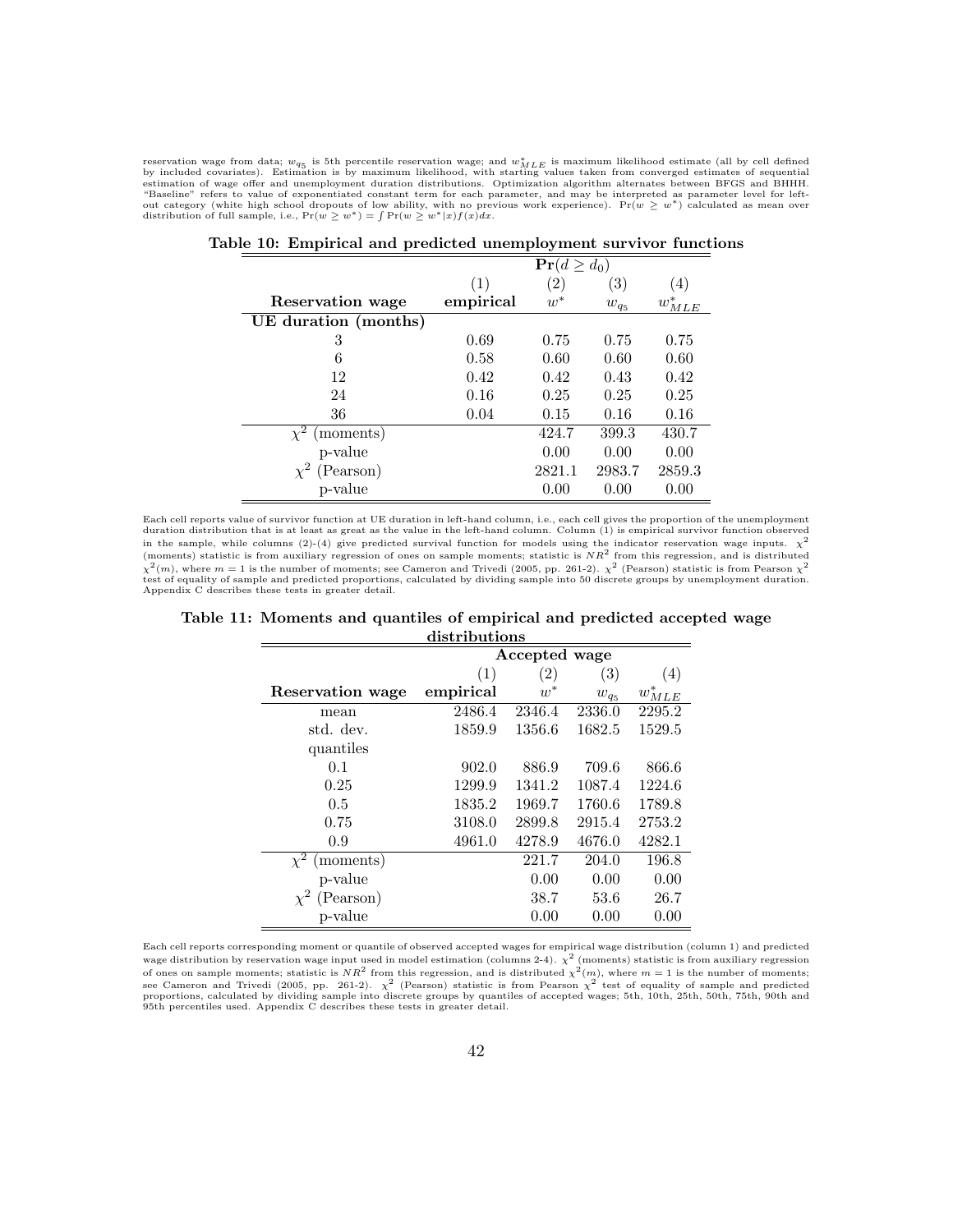reservation wage from data; $w_{q_5}$ is 5th percentile reservation wage; and $w^*_{MLE}$ is maximum likelihood estimate (all by cell defined by included covariates). Estimation is by maximum likelihood, with starting values taken from converged estimates of sequential estimation of wage offer and unemployment duration distributions. Optimization algorithm alternates between BFGS and BHHH. "Baseline" refers to value of exponentiated constant term for each parameter, and may be interpreted as parameter level for left-out category (white high school dropouts of low ability, with no previous work experience). $\Pr(w \geq w^*)$ calculated as mean over distribution of full sample, i.e., $\Pr(w \geq w^*) = \int \Pr(w \geq w^*|x)f(x)dx$.

**Table 10: Empirical and predicted unemployment survivor functions**

| | $\mathbf{Pr}(d \geq d_0)$ | | | |
|---|---|---|---|---|
| | (1) | (2) | (3) | (4) |
| **Reservation wage** | **empirical** | $w^*$ | $w_{q_5}$ | $w^*_{MLE}$ |
| **UE duration (months)** | | | | |
| 3 | 0.69 | 0.75 | 0.75 | 0.75 |
| 6 | 0.58 | 0.60 | 0.60 | 0.60 |
| 12 | 0.42 | 0.42 | 0.43 | 0.42 |
| 24 | 0.16 | 0.25 | 0.25 | 0.25 |
| 36 | 0.04 | 0.15 | 0.16 | 0.16 |
| $\chi^2$ (moments) | | 424.7 | 399.3 | 430.7 |
| p-value | | 0.00 | 0.00 | 0.00 |
| $\chi^2$ (Pearson) | | 2821.1 | 2983.7 | 2859.3 |
| p-value | | 0.00 | 0.00 | 0.00 |

Each cell reports value of survivor function at UE duration in left-hand column, i.e., each cell gives the proportion of the unemployment duration distribution that is at least as great as the value in the left-hand column. Column (1) is empirical survivor function observed in the sample, while columns (2)-(4) give predicted survival function for models using the indicator reservation wage inputs. $\chi^2$ (moments) statistic is from auxiliary regression of ones on sample moments; statistic is $NR^2$ from this regression, and is distributed $\chi^2(m)$, where $m = 1$ is the number of moments; see Cameron and Trivedi (2005, pp. 261-2). $\chi^2$ (Pearson) statistic is from Pearson $\chi^2$ test of equality of sample and predicted proportions, calculated by dividing sample into 50 discrete groups by unemployment duration. Appendix C describes these tests in greater detail.

**Table 11: Moments and quantiles of empirical and predicted accepted wage distributions**

| | Accepted wage | | | |
|---|---|---|---|---|
| | (1) | (2) | (3) | (4) |
| **Reservation wage** | **empirical** | $w^*$ | $w_{q_5}$ | $w^*_{MLE}$ |
| mean | 2486.4 | 2346.4 | 2336.0 | 2295.2 |
| std. dev. | 1859.9 | 1356.6 | 1682.5 | 1529.5 |
| quantiles | | | | |
| 0.1 | 902.0 | 886.9 | 709.6 | 866.6 |
| 0.25 | 1299.9 | 1341.2 | 1087.4 | 1224.6 |
| 0.5 | 1835.2 | 1969.7 | 1760.6 | 1789.8 |
| 0.75 | 3108.0 | 2899.8 | 2915.4 | 2753.2 |
| 0.9 | 4961.0 | 4278.9 | 4676.0 | 4282.1 |
| $\chi^2$ (moments) | | 221.7 | 204.0 | 196.8 |
| p-value | | 0.00 | 0.00 | 0.00 |
| $\chi^2$ (Pearson) | | 38.7 | 53.6 | 26.7 |
| p-value | | 0.00 | 0.00 | 0.00 |

Each cell reports corresponding moment or quantile of observed accepted wages for empirical wage distribution (column 1) and predicted wage distribution by reservation wage input used in model estimation (columns 2-4). $\chi^2$ (moments) statistic is from auxiliary regression of ones on sample moments; statistic is $NR^2$ from this regression, and is distributed $\chi^2(m)$, where $m = 1$ is the number of moments; see Cameron and Trivedi (2005, pp. 261-2). $\chi^2$ (Pearson) statistic is from Pearson $\chi^2$ test of equality of sample and predicted proportions, calculated by dividing sample into discrete groups by quantiles of accepted wages; 5th, 10th, 25th, 50th, 75th, 90th and 95th percentiles used. Appendix C describes these tests in greater detail.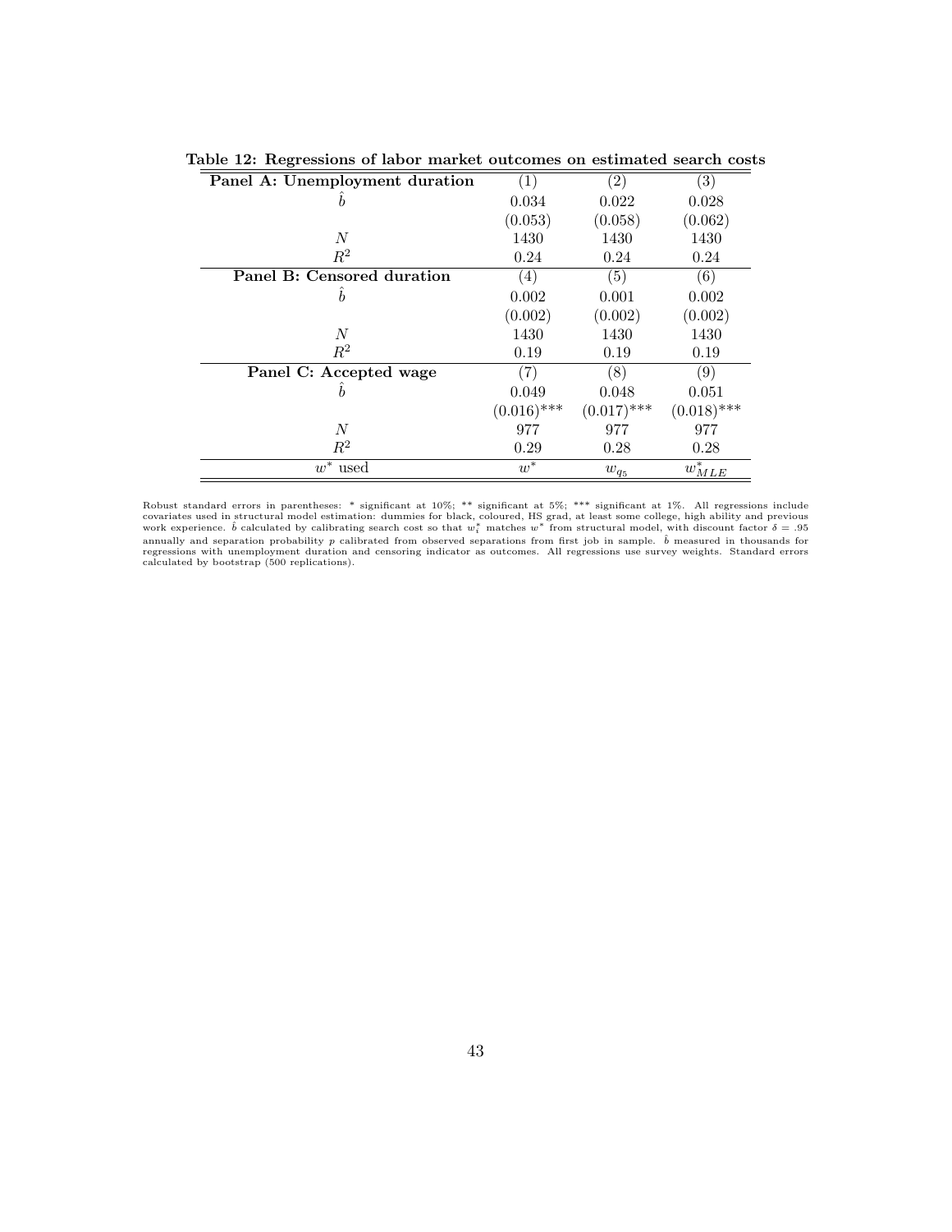**Table 12: Regressions of labor market outcomes on estimated search costs**

| **Panel A: Unemployment duration** | (1) | (2) | (3) |
|---|---|---|---|
| $\hat{b}$ | 0.034 | 0.022 | 0.028 |
| | (0.053) | (0.058) | (0.062) |
| $N$ | 1430 | 1430 | 1430 |
| $R^2$ | 0.24 | 0.24 | 0.24 |
| **Panel B: Censored duration** | (4) | (5) | (6) |
| $\hat{b}$ | 0.002 | 0.001 | 0.002 |
| | (0.002) | (0.002) | (0.002) |
| $N$ | 1430 | 1430 | 1430 |
| $R^2$ | 0.19 | 0.19 | 0.19 |
| **Panel C: Accepted wage** | (7) | (8) | (9) |
| $\hat{b}$ | 0.049 | 0.048 | 0.051 |
| | (0.016)*** | (0.017)*** | (0.018)*** |
| $N$ | 977 | 977 | 977 |
| $R^2$ | 0.29 | 0.28 | 0.28 |
| $w^*$ used | $w^*$ | $w_{q_5}$ | $w^*_{MLE}$ |

Robust standard errors in parentheses: * significant at 10%; ** significant at 5%; *** significant at 1%. All regressions include covariates used in structural model estimation: dummies for black, coloured, HS grad, at least some college, high ability and previous work experience. $\hat{b}$ calculated by calibrating search cost so that $w_i^*$ matches $w^*$ from structural model, with discount factor $\delta = .95$ annually and separation probability $p$ calibrated from observed separations from first job in sample. $\hat{b}$ measured in thousands for regressions with unemployment duration and censoring indicator as outcomes. All regressions use survey weights. Standard errors calculated by bootstrap (500 replications).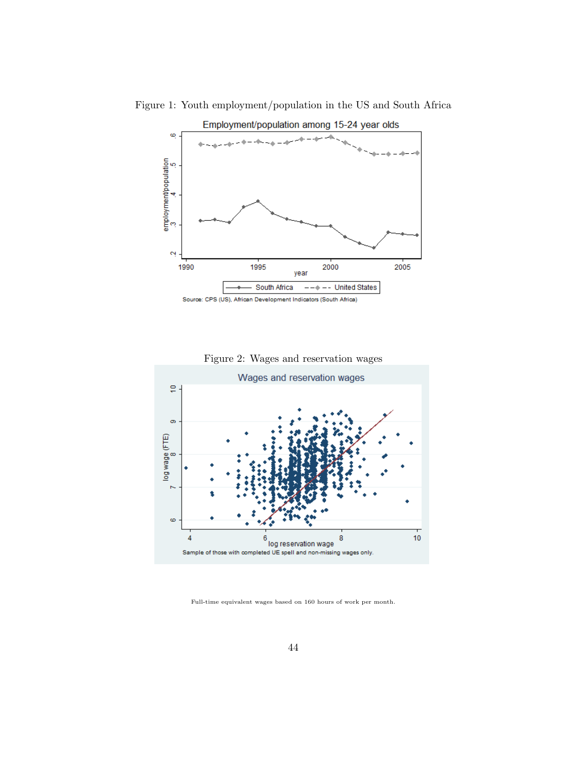Figure 1: Youth employment/population in the US and South Africa

Figure 2: Wages and reservation wages

Full-time equivalent wages based on 160 hours of work per month.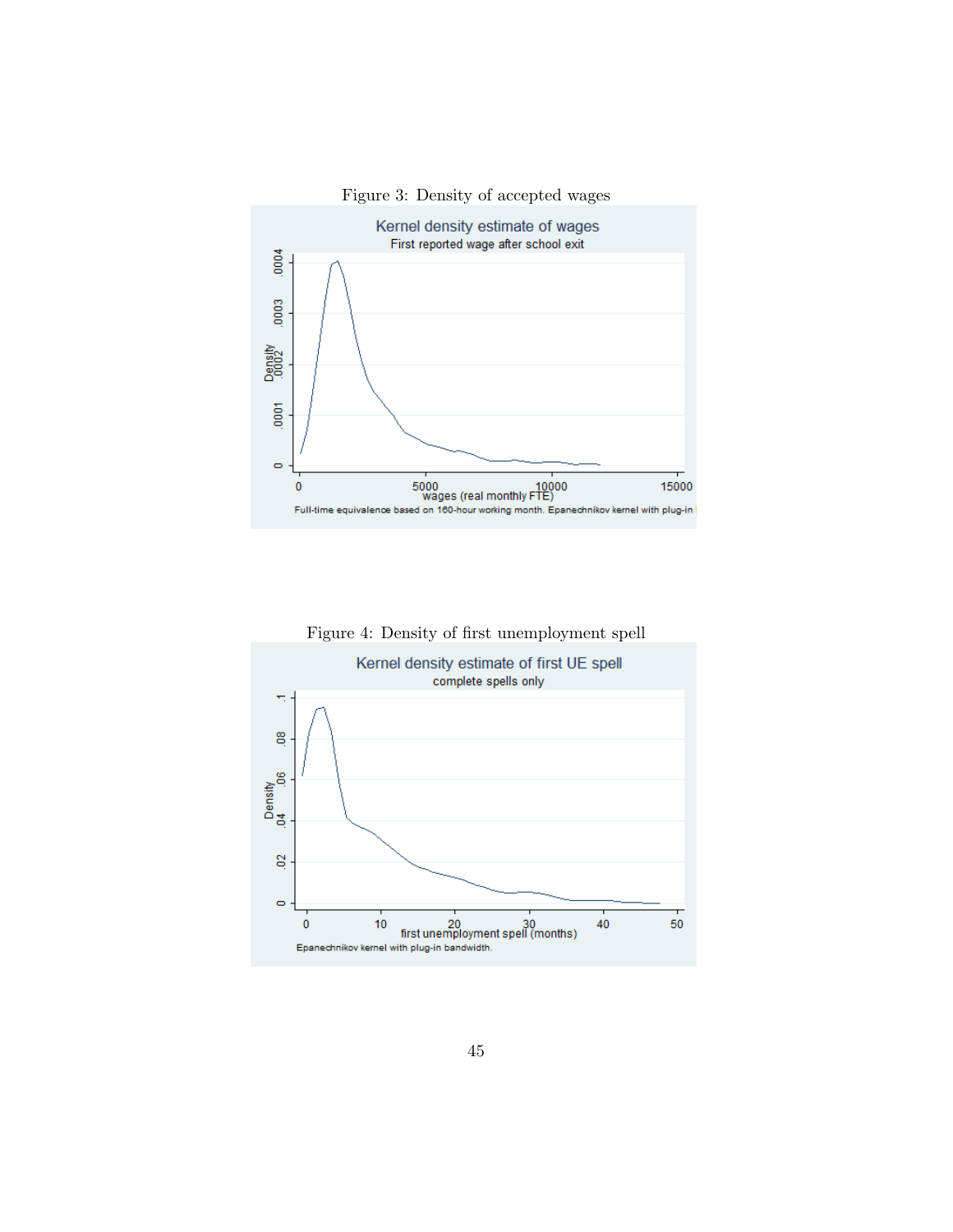Figure 3: Density of accepted wages

Figure 4: Density of first unemployment spell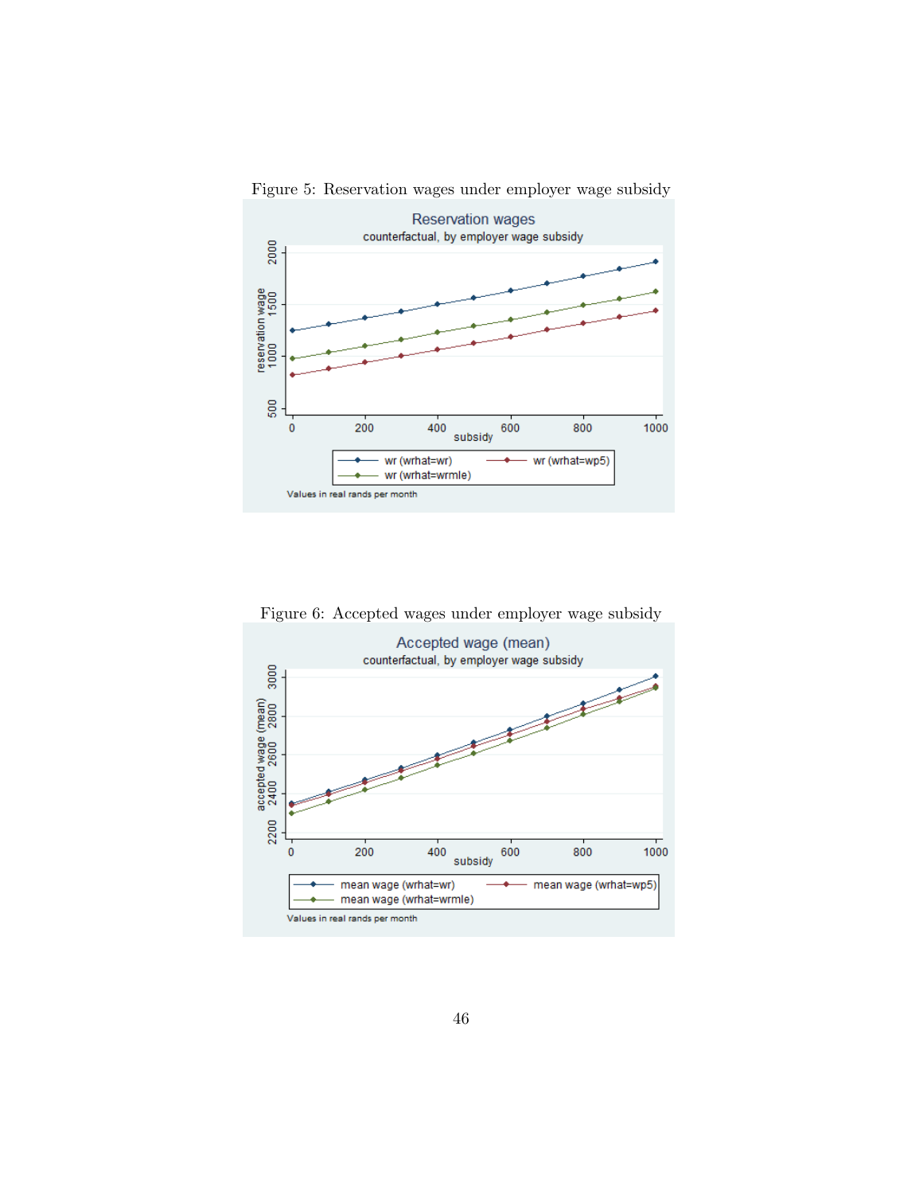Figure 5: Reservation wages under employer wage subsidy

Figure 6: Accepted wages under employer wage subsidy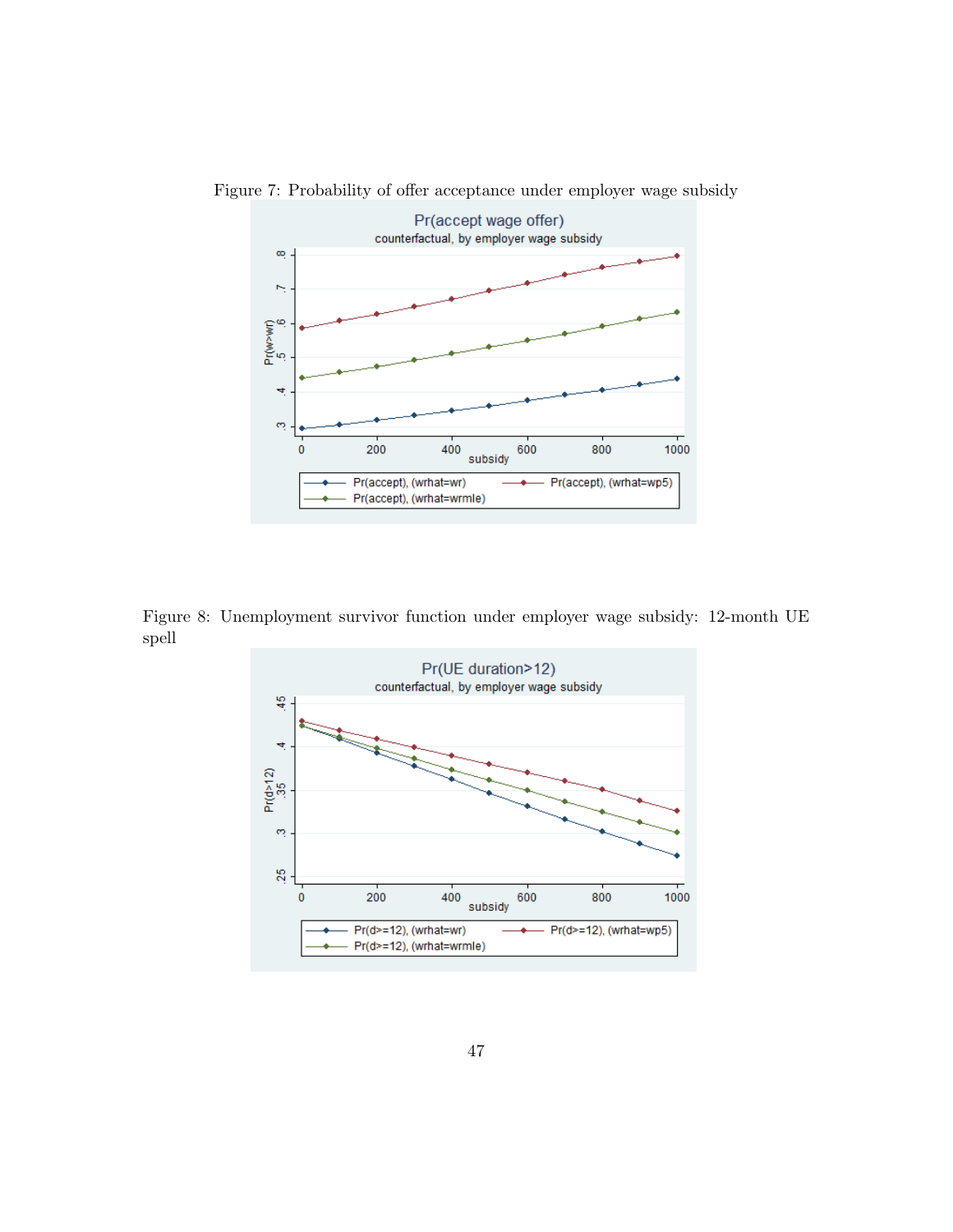Figure 7: Probability of offer acceptance under employer wage subsidy

Figure 8: Unemployment survivor function under employer wage subsidy: 12-month UE spell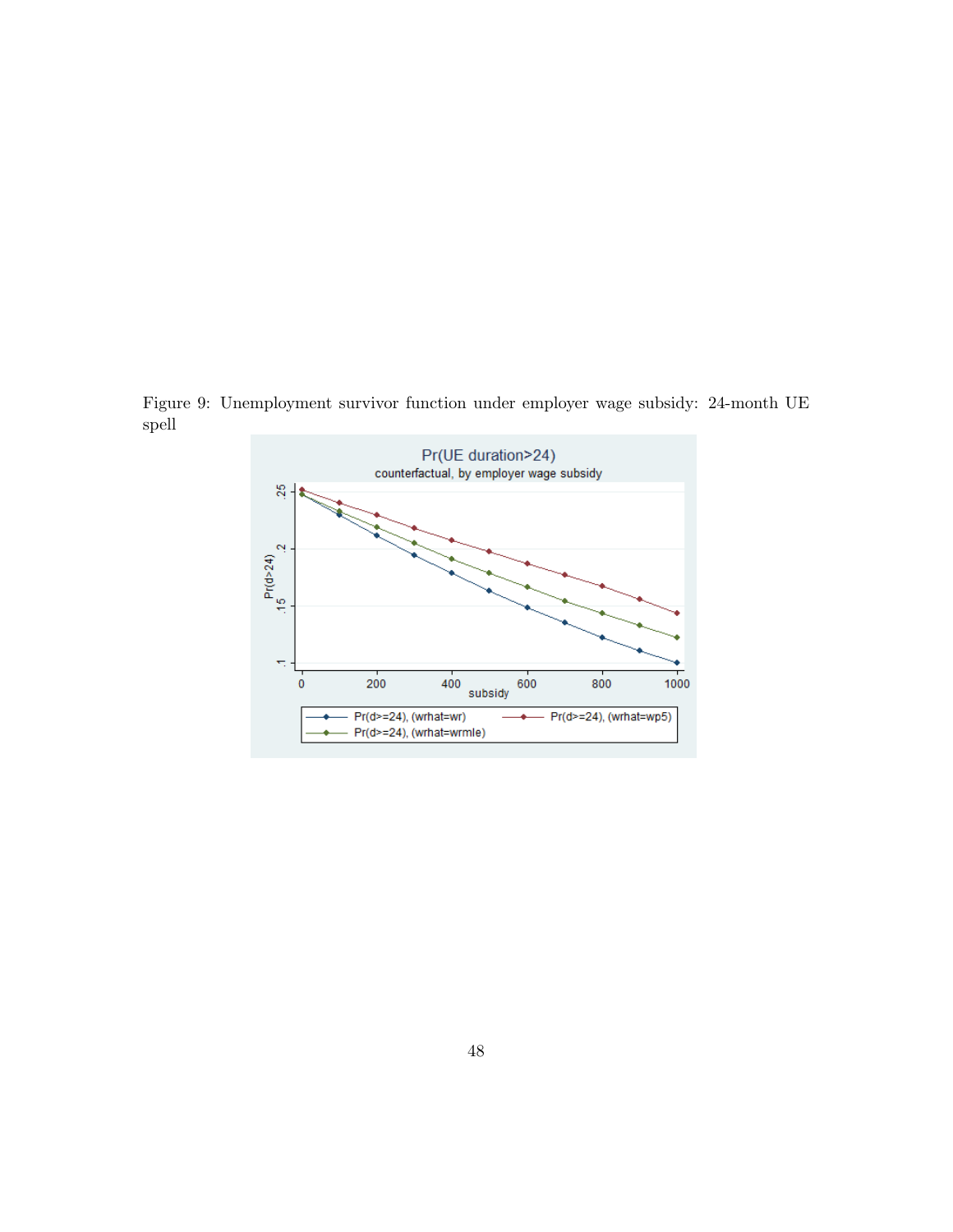Figure 9: Unemployment survivor function under employer wage subsidy: 24-month UE spell

Pr(UE duration>24)

counterfactual, by employer wage subsidy

Pr(d>24)

.25

.2

.15

.1

0

200

400

600

800

1000

subsidy

Pr(d>=24), (wrhat=wr)

Pr(d>=24), (wrhat=wp5)

Pr(d>=24), (wrhat=wrmle)